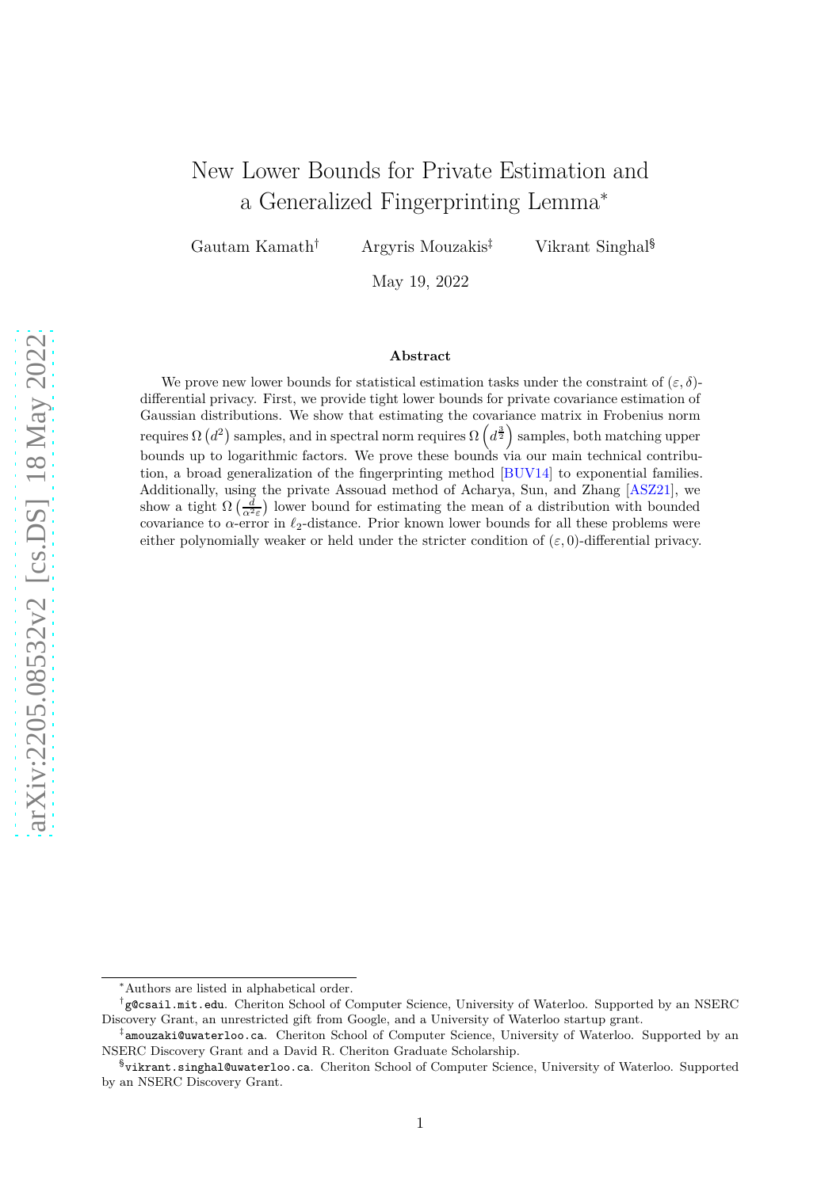# New Lower Bounds for Private Estimation and a Generalized Fingerprinting Lemma*

Gautam Kamath[†] Argyris Mouzakis[‡] Vikrant Singhal[§]

May 19, 2022

## Abstract

We prove new lower bounds for statistical estimation tasks under the constraint of $(\varepsilon, \delta)$-differential privacy. First, we provide tight lower bounds for private covariance estimation of Gaussian distributions. We show that estimating the covariance matrix in Frobenius norm requires $\Omega\left(d^2\right)$ samples, and in spectral norm requires $\Omega\left(d^{\frac{3}{2}}\right)$ samples, both matching upper bounds up to logarithmic factors. We prove these bounds via our main technical contribution, a broad generalization of the fingerprinting method [BUV14] to exponential families. Additionally, using the private Assouad method of Acharya, Sun, and Zhang [ASZ21], we show a tight $\Omega\left(\frac{d}{\alpha^2\varepsilon}\right)$ lower bound for estimating the mean of a distribution with bounded covariance to $\alpha$-error in $\ell_2$-distance. Prior known lower bounds for all these problems were either polynomially weaker or held under the stricter condition of $(\varepsilon, 0)$-differential privacy.

---

*Authors are listed in alphabetical order.

[†]g@csail.mit.edu. Cheriton School of Computer Science, University of Waterloo. Supported by an NSERC Discovery Grant, an unrestricted gift from Google, and a University of Waterloo startup grant.

[‡]amouzaki@uwaterloo.ca. Cheriton School of Computer Science, University of Waterloo. Supported by an NSERC Discovery Grant and a David R. Cheriton Graduate Scholarship.

[§]vikrant.singhal@uwaterloo.ca. Cheriton School of Computer Science, University of Waterloo. Supported by an NSERC Discovery Grant.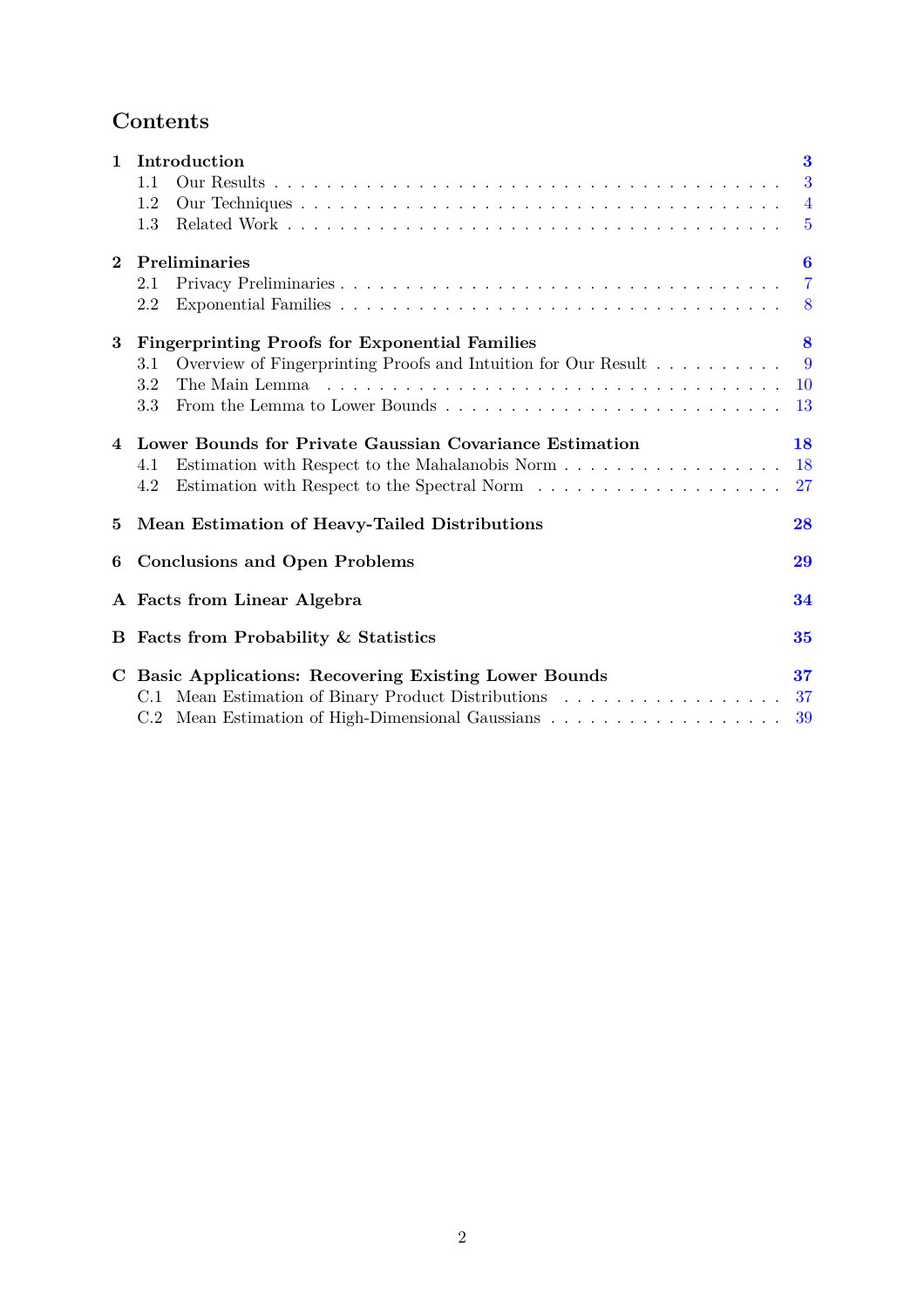# Contents

- **1 Introduction** — 3
  - 1.1 Our Results — 3
  - 1.2 Our Techniques — 4
  - 1.3 Related Work — 5
- **2 Preliminaries** — 6
  - 2.1 Privacy Preliminaries — 7
  - 2.2 Exponential Families — 8
- **3 Fingerprinting Proofs for Exponential Families** — 8
  - 3.1 Overview of Fingerprinting Proofs and Intuition for Our Result — 9
  - 3.2 The Main Lemma — 10
  - 3.3 From the Lemma to Lower Bounds — 13
- **4 Lower Bounds for Private Gaussian Covariance Estimation** — 18
  - 4.1 Estimation with Respect to the Mahalanobis Norm — 18
  - 4.2 Estimation with Respect to the Spectral Norm — 27
- **5 Mean Estimation of Heavy-Tailed Distributions** — 28
- **6 Conclusions and Open Problems** — 29
- **A Facts from Linear Algebra** — 34
- **B Facts from Probability & Statistics** — 35
- **C Basic Applications: Recovering Existing Lower Bounds** — 37
  - C.1 Mean Estimation of Binary Product Distributions — 37
  - C.2 Mean Estimation of High-Dimensional Gaussians — 39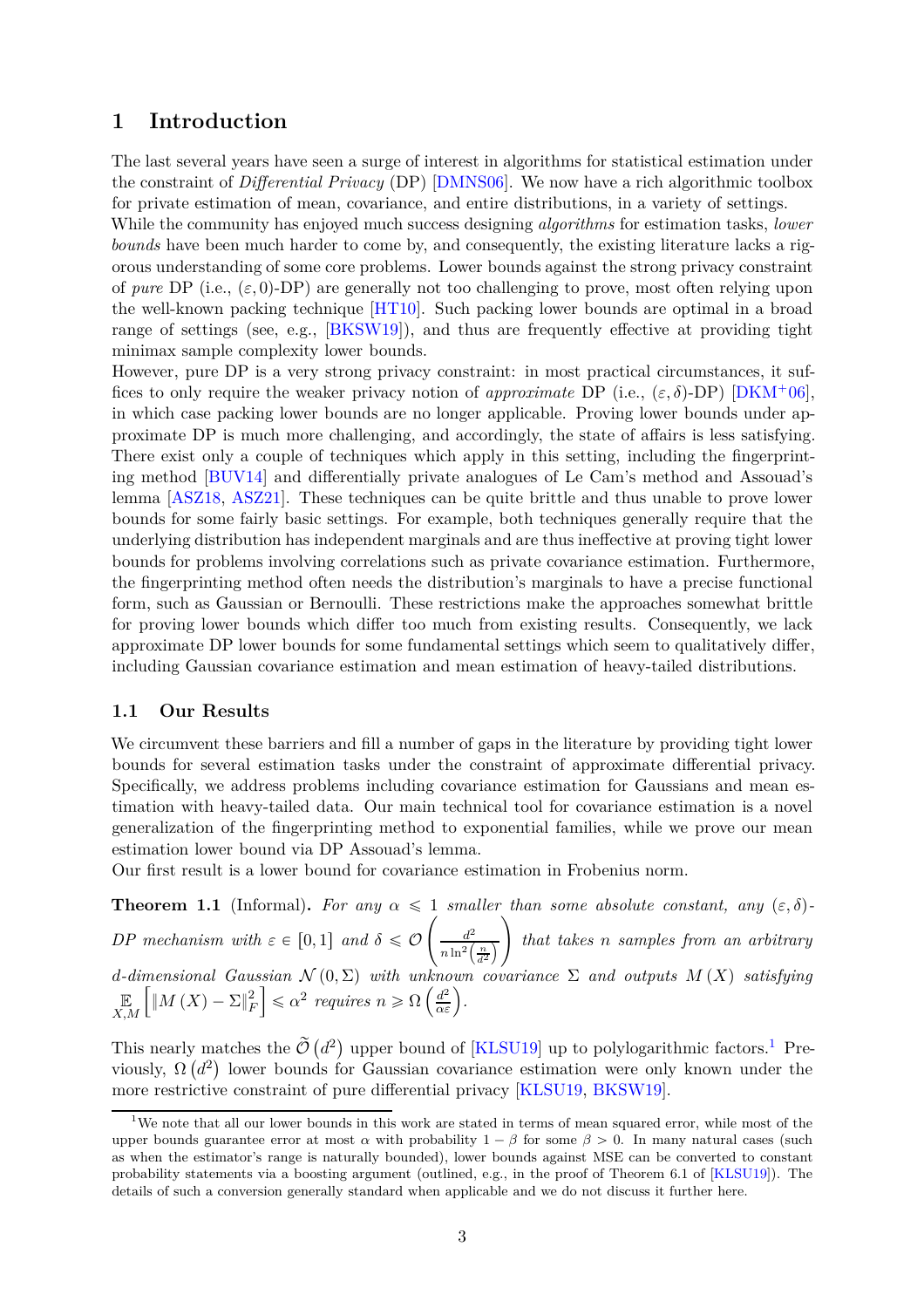# 1 Introduction

The last several years have seen a surge of interest in algorithms for statistical estimation under the constraint of *Differential Privacy* (DP) [DMNS06]. We now have a rich algorithmic toolbox for private estimation of mean, covariance, and entire distributions, in a variety of settings.

While the community has enjoyed much success designing *algorithms* for estimation tasks, *lower bounds* have been much harder to come by, and consequently, the existing literature lacks a rigorous understanding of some core problems. Lower bounds against the strong privacy constraint of *pure* DP (i.e., $(\varepsilon, 0)$-DP) are generally not too challenging to prove, most often relying upon the well-known packing technique [HT10]. Such packing lower bounds are optimal in a broad range of settings (see, e.g., [BKSW19]), and thus are frequently effective at providing tight minimax sample complexity lower bounds.

However, pure DP is a very strong privacy constraint: in most practical circumstances, it suffices to only require the weaker privacy notion of *approximate* DP (i.e., $(\varepsilon, \delta)$-DP) [DKM+06], in which case packing lower bounds are no longer applicable. Proving lower bounds under approximate DP is much more challenging, and accordingly, the state of affairs is less satisfying. There exist only a couple of techniques which apply in this setting, including the fingerprinting method [BUV14] and differentially private analogues of Le Cam's method and Assouad's lemma [ASZ18, ASZ21]. These techniques can be quite brittle and thus unable to prove lower bounds for some fairly basic settings. For example, both techniques generally require that the underlying distribution has independent marginals and are thus ineffective at proving tight lower bounds for problems involving correlations such as private covariance estimation. Furthermore, the fingerprinting method often needs the distribution's marginals to have a precise functional form, such as Gaussian or Bernoulli. These restrictions make the approaches somewhat brittle for proving lower bounds which differ too much from existing results. Consequently, we lack approximate DP lower bounds for some fundamental settings which seem to qualitatively differ, including Gaussian covariance estimation and mean estimation of heavy-tailed distributions.

## 1.1 Our Results

We circumvent these barriers and fill a number of gaps in the literature by providing tight lower bounds for several estimation tasks under the constraint of approximate differential privacy. Specifically, we address problems including covariance estimation for Gaussians and mean estimation with heavy-tailed data. Our main technical tool for covariance estimation is a novel generalization of the fingerprinting method to exponential families, while we prove our mean estimation lower bound via DP Assouad's lemma.

Our first result is a lower bound for covariance estimation in Frobenius norm.

**Theorem 1.1** (Informal)**.** *For any $\alpha \leqslant 1$ smaller than some absolute constant, any $(\varepsilon, \delta)$-DP mechanism with $\varepsilon \in [0, 1]$ and $\delta \leqslant \mathcal{O}\left(\frac{d^2}{n \ln^2\left(\frac{n}{d^2}\right)}\right)$ that takes $n$ samples from an arbitrary $d$-dimensional Gaussian $\mathcal{N}(0, \Sigma)$ with unknown covariance $\Sigma$ and outputs $M(X)$ satisfying $\mathbb{E}_{X,M}\left[\|M(X) - \Sigma\|_F^2\right] \leqslant \alpha^2$ requires $n \geqslant \Omega\left(\frac{d^2}{\alpha\varepsilon}\right)$.*

This nearly matches the $\widetilde{\mathcal{O}}\left(d^2\right)$ upper bound of [KLSU19] up to polylogarithmic factors.[1] Previously, $\Omega\left(d^2\right)$ lower bounds for Gaussian covariance estimation were only known under the more restrictive constraint of pure differential privacy [KLSU19, BKSW19].

[1] We note that all our lower bounds in this work are stated in terms of mean squared error, while most of the upper bounds guarantee error at most $\alpha$ with probability $1 - \beta$ for some $\beta > 0$. In many natural cases (such as when the estimator's range is naturally bounded), lower bounds against MSE can be converted to constant probability statements via a boosting argument (outlined, e.g., in the proof of Theorem 6.1 of [KLSU19]). The details of such a conversion generally standard when applicable and we do not discuss it further here.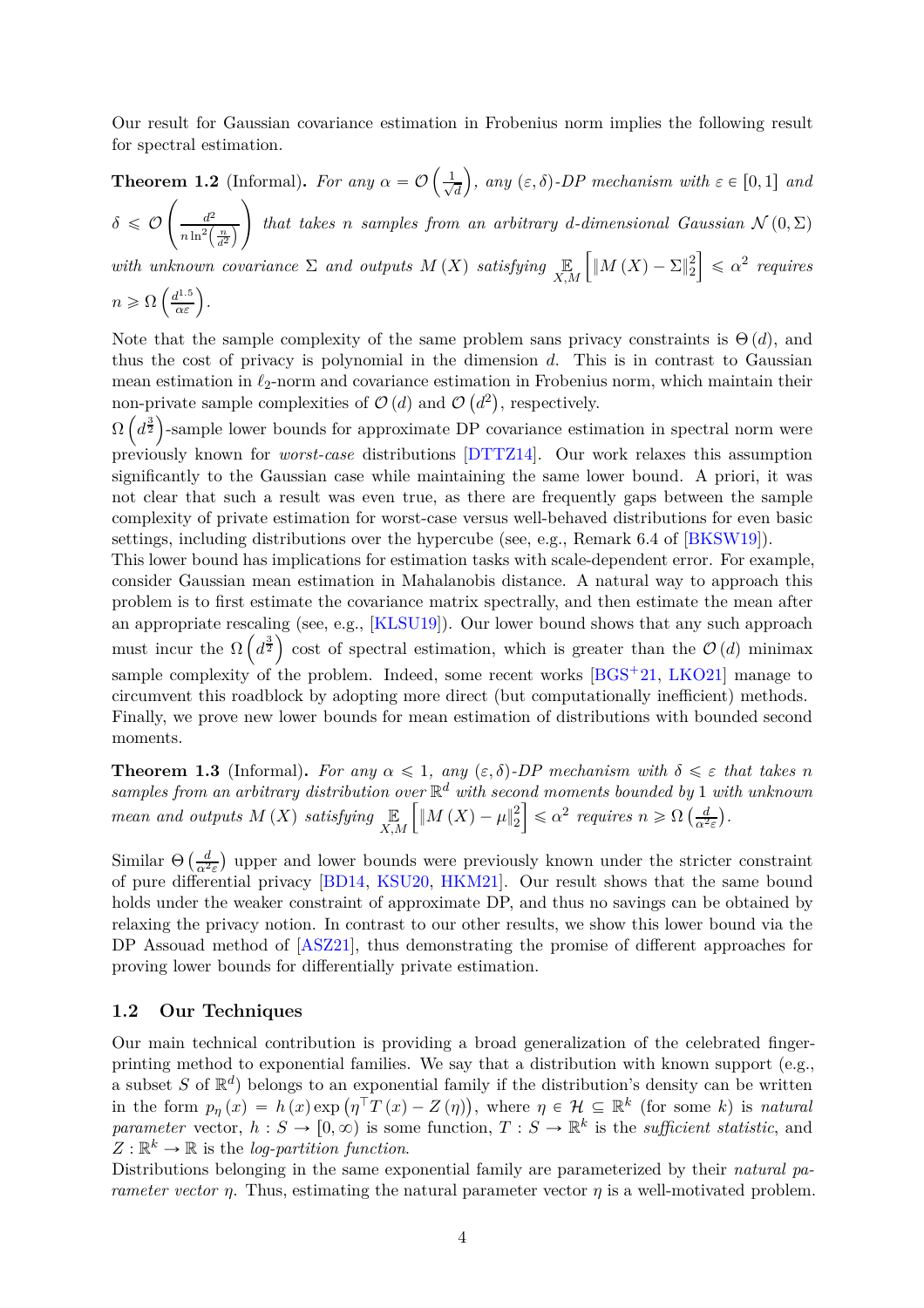Our result for Gaussian covariance estimation in Frobenius norm implies the following result for spectral estimation.

**Theorem 1.2** (Informal)**.** *For any $\alpha = \mathcal{O}\left(\frac{1}{\sqrt{d}}\right)$, any $(\varepsilon, \delta)$-DP mechanism with $\varepsilon \in [0, 1]$ and $\delta \leqslant \mathcal{O}\left(\frac{d^2}{n \ln^2\left(\frac{n}{d^2}\right)}\right)$ that takes $n$ samples from an arbitrary $d$-dimensional Gaussian $\mathcal{N}(0, \Sigma)$ with unknown covariance $\Sigma$ and outputs $M(X)$ satisfying $\underset{X,M}{\mathbb{E}}\left[\|M(X) - \Sigma\|_2^2\right] \leqslant \alpha^2$ requires $n \geqslant \Omega\left(\frac{d^{1.5}}{\alpha\varepsilon}\right)$.*

Note that the sample complexity of the same problem sans privacy constraints is $\Theta(d)$, and thus the cost of privacy is polynomial in the dimension $d$. This is in contrast to Gaussian mean estimation in $\ell_2$-norm and covariance estimation in Frobenius norm, which maintain their non-private sample complexities of $\mathcal{O}(d)$ and $\mathcal{O}\left(d^2\right)$, respectively.

$\Omega\left(d^{\frac{3}{2}}\right)$-sample lower bounds for approximate DP covariance estimation in spectral norm were previously known for *worst-case* distributions [DTTZ14]. Our work relaxes this assumption significantly to the Gaussian case while maintaining the same lower bound. A priori, it was not clear that such a result was even true, as there are frequently gaps between the sample complexity of private estimation for worst-case versus well-behaved distributions for even basic settings, including distributions over the hypercube (see, e.g., Remark 6.4 of [BKSW19]).

This lower bound has implications for estimation tasks with scale-dependent error. For example, consider Gaussian mean estimation in Mahalanobis distance. A natural way to approach this problem is to first estimate the covariance matrix spectrally, and then estimate the mean after an appropriate rescaling (see, e.g., [KLSU19]). Our lower bound shows that any such approach must incur the $\Omega\left(d^{\frac{3}{2}}\right)$ cost of spectral estimation, which is greater than the $\mathcal{O}(d)$ minimax sample complexity of the problem. Indeed, some recent works [BGS+21, LKO21] manage to circumvent this roadblock by adopting more direct (but computationally inefficient) methods.

Finally, we prove new lower bounds for mean estimation of distributions with bounded second moments.

**Theorem 1.3** (Informal)**.** *For any $\alpha \leqslant 1$, any $(\varepsilon, \delta)$-DP mechanism with $\delta \leqslant \varepsilon$ that takes $n$ samples from an arbitrary distribution over $\mathbb{R}^d$ with second moments bounded by 1 with unknown mean and outputs $M(X)$ satisfying $\underset{X,M}{\mathbb{E}}\left[\|M(X) - \mu\|_2^2\right] \leqslant \alpha^2$ requires $n \geqslant \Omega\left(\frac{d}{\alpha^2\varepsilon}\right)$.*

Similar $\Theta\left(\frac{d}{\alpha^2\varepsilon}\right)$ upper and lower bounds were previously known under the stricter constraint of pure differential privacy [BD14, KSU20, HKM21]. Our result shows that the same bound holds under the weaker constraint of approximate DP, and thus no savings can be obtained by relaxing the privacy notion. In contrast to our other results, we show this lower bound via the DP Assouad method of [ASZ21], thus demonstrating the promise of different approaches for proving lower bounds for differentially private estimation.

## 1.2 Our Techniques

Our main technical contribution is providing a broad generalization of the celebrated fingerprinting method to exponential families. We say that a distribution with known support (e.g., a subset $S$ of $\mathbb{R}^d$) belongs to an exponential family if the distribution's density can be written in the form $p_\eta(x) = h(x) \exp\left(\eta^\top T(x) - Z(\eta)\right)$, where $\eta \in \mathcal{H} \subseteq \mathbb{R}^k$ (for some $k$) is *natural parameter* vector, $h : S \to [0, \infty)$ is some function, $T : S \to \mathbb{R}^k$ is the *sufficient statistic*, and $Z : \mathbb{R}^k \to \mathbb{R}$ is the *log-partition function*.

Distributions belonging in the same exponential family are parameterized by their *natural parameter vector* $\eta$. Thus, estimating the natural parameter vector $\eta$ is a well-motivated problem.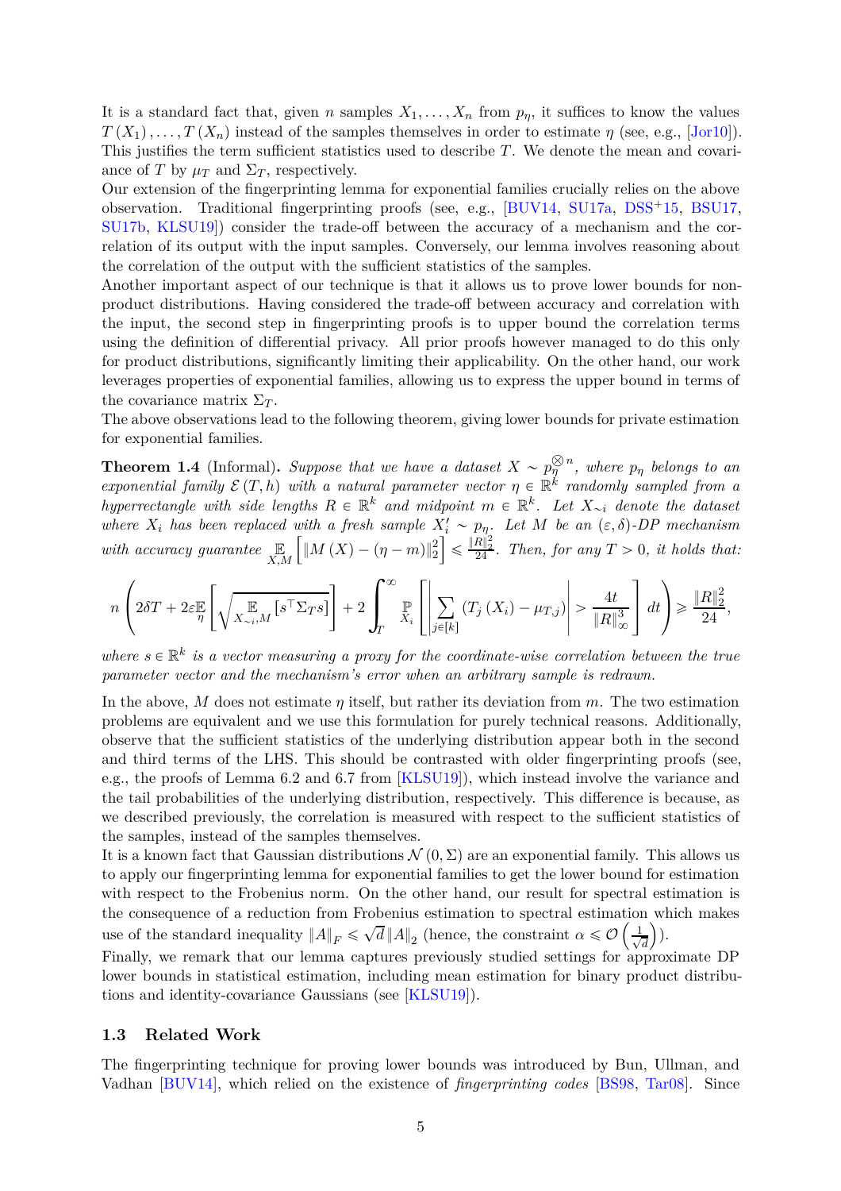It is a standard fact that, given $n$ samples $X_1, \ldots, X_n$ from $p_\eta$, it suffices to know the values $T(X_1), \ldots, T(X_n)$ instead of the samples themselves in order to estimate $\eta$ (see, e.g., [Jor10]). This justifies the term sufficient statistics used to describe $T$. We denote the mean and covariance of $T$ by $\mu_T$ and $\Sigma_T$, respectively.

Our extension of the fingerprinting lemma for exponential families crucially relies on the above observation. Traditional fingerprinting proofs (see, e.g., [BUV14, SU17a, DSS+15, BSU17, SU17b, KLSU19]) consider the trade-off between the accuracy of a mechanism and the correlation of its output with the input samples. Conversely, our lemma involves reasoning about the correlation of the output with the sufficient statistics of the samples.

Another important aspect of our technique is that it allows us to prove lower bounds for non-product distributions. Having considered the trade-off between accuracy and correlation with the input, the second step in fingerprinting proofs is to upper bound the correlation terms using the definition of differential privacy. All prior proofs however managed to do this only for product distributions, significantly limiting their applicability. On the other hand, our work leverages properties of exponential families, allowing us to express the upper bound in terms of the covariance matrix $\Sigma_T$.

The above observations lead to the following theorem, giving lower bounds for private estimation for exponential families.

**Theorem 1.4** (Informal)**.** *Suppose that we have a dataset $X \sim p_\eta^{\otimes n}$, where $p_\eta$ belongs to an exponential family $\mathcal{E}(T, h)$ with a natural parameter vector $\eta \in \mathbb{R}^k$ randomly sampled from a hyperrectangle with side lengths $R \in \mathbb{R}^k$ and midpoint $m \in \mathbb{R}^k$. Let $X_{\sim i}$ denote the dataset where $X_i$ has been replaced with a fresh sample $X_i' \sim p_\eta$. Let $M$ be an $(\varepsilon, \delta)$-DP mechanism with accuracy guarantee $\underset{X,M}{\mathbb{E}}\left[\|M(X) - (\eta - m)\|_2^2\right] \leqslant \frac{\|R\|_2^2}{24}$. Then, for any $T > 0$, it holds that:*

$$
n\left(2\delta T + 2\varepsilon \underset{\eta}{\mathbb{E}}\left[\sqrt{\underset{X_{\sim i}, M}{\mathbb{E}}\left[s^\top \Sigma_T s\right]}\right] + 2\int_T^\infty \underset{X_i}{\mathbb{P}}\left[\left|\sum_{j \in [k]} \left(T_j(X_i) - \mu_{T,j}\right)\right| > \frac{4t}{\|R\|_\infty^3}\right] dt\right) \geqslant \frac{\|R\|_2^2}{24},
$$

*where $s \in \mathbb{R}^k$ is a vector measuring a proxy for the coordinate-wise correlation between the true parameter vector and the mechanism's error when an arbitrary sample is redrawn.*

In the above, $M$ does not estimate $\eta$ itself, but rather its deviation from $m$. The two estimation problems are equivalent and we use this formulation for purely technical reasons. Additionally, observe that the sufficient statistics of the underlying distribution appear both in the second and third terms of the LHS. This should be contrasted with older fingerprinting proofs (see, e.g., the proofs of Lemma 6.2 and 6.7 from [KLSU19]), which instead involve the variance and the tail probabilities of the underlying distribution, respectively. This difference is because, as we described previously, the correlation is measured with respect to the sufficient statistics of the samples, instead of the samples themselves.

It is a known fact that Gaussian distributions $\mathcal{N}(0, \Sigma)$ are an exponential family. This allows us to apply our fingerprinting lemma for exponential families to get the lower bound for estimation with respect to the Frobenius norm. On the other hand, our result for spectral estimation is the consequence of a reduction from Frobenius estimation to spectral estimation which makes use of the standard inequality $\|A\|_F \leqslant \sqrt{d}\|A\|_2$ (hence, the constraint $\alpha \leqslant \mathcal{O}\left(\frac{1}{\sqrt{d}}\right)$).

Finally, we remark that our lemma captures previously studied settings for approximate DP lower bounds in statistical estimation, including mean estimation for binary product distributions and identity-covariance Gaussians (see [KLSU19]).

### 1.3 Related Work

The fingerprinting technique for proving lower bounds was introduced by Bun, Ullman, and Vadhan [BUV14], which relied on the existence of *fingerprinting codes* [BS98, Tar08]. Since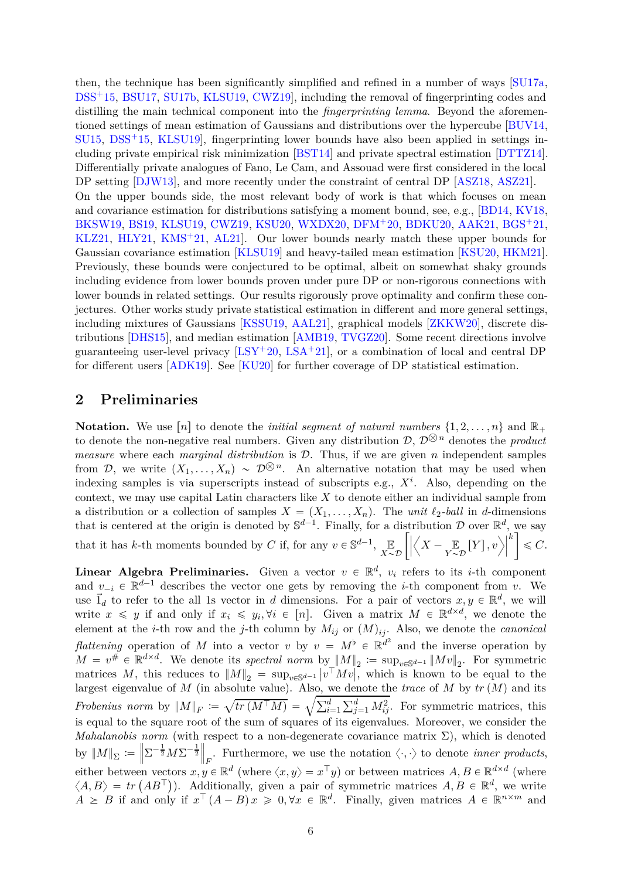then, the technique has been significantly simplified and refined in a number of ways [SU17a, DSS+15, BSU17, SU17b, KLSU19, CWZ19], including the removal of fingerprinting codes and distilling the main technical component into the *fingerprinting lemma*. Beyond the aforementioned settings of mean estimation of Gaussians and distributions over the hypercube [BUV14, SU15, DSS+15, KLSU19], fingerprinting lower bounds have also been applied in settings including private empirical risk minimization [BST14] and private spectral estimation [DTTZ14]. Differentially private analogues of Fano, Le Cam, and Assouad were first considered in the local DP setting [DJW13], and more recently under the constraint of central DP [ASZ18, ASZ21].
On the upper bounds side, the most relevant body of work is that which focuses on mean and covariance estimation for distributions satisfying a moment bound, see, e.g., [BD14, KV18, BKSW19, BS19, KLSU19, CWZ19, KSU20, WXDX20, DFM+20, BDKU20, AAK21, BGS+21, KLZ21, HLY21, KMS+21, AL21]. Our lower bounds nearly match these upper bounds for Gaussian covariance estimation [KLSU19] and heavy-tailed mean estimation [KSU20, HKM21]. Previously, these bounds were conjectured to be optimal, albeit on somewhat shaky grounds including evidence from lower bounds proven under pure DP or non-rigorous connections with lower bounds in related settings. Our results rigorously prove optimality and confirm these conjectures. Other works study private statistical estimation in different and more general settings, including mixtures of Gaussians [KSSU19, AAL21], graphical models [ZKKW20], discrete distributions [DHS15], and median estimation [AMB19, TVGZ20]. Some recent directions involve guaranteeing user-level privacy [LSY+20, LSA+21], or a combination of local and central DP for different users [ADK19]. See [KU20] for further coverage of DP statistical estimation.

## 2 Preliminaries

**Notation.** We use $[n]$ to denote the *initial segment of natural numbers* $\{1, 2, \ldots, n\}$ and $\mathbb{R}_+$ to denote the non-negative real numbers. Given any distribution $\mathcal{D}$, $\mathcal{D}^{\bigotimes n}$ denotes the *product measure* where each *marginal distribution* is $\mathcal{D}$. Thus, if we are given $n$ independent samples from $\mathcal{D}$, we write $(X_1, \ldots, X_n) \sim \mathcal{D}^{\bigotimes n}$. An alternative notation that may be used when indexing samples is via superscripts instead of subscripts e.g., $X^i$. Also, depending on the context, we may use capital Latin characters like $X$ to denote either an individual sample from a distribution or a collection of samples $X = (X_1, \ldots, X_n)$. The *unit $\ell_2$-ball* in $d$-dimensions that is centered at the origin is denoted by $\mathbb{S}^{d-1}$. Finally, for a distribution $\mathcal{D}$ over $\mathbb{R}^d$, we say that it has $k$-th moments bounded by $C$ if, for any $v \in \mathbb{S}^{d-1}$, $\mathbb{E}_{X \sim \mathcal{D}}\left[\left|\left\langle X - \mathbb{E}_{Y \sim \mathcal{D}}[Y], v\right\rangle\right|^k\right] \leqslant C$.

**Linear Algebra Preliminaries.** Given a vector $v \in \mathbb{R}^d$, $v_i$ refers to its $i$-th component and $v_{-i} \in \mathbb{R}^{d-1}$ describes the vector one gets by removing the $i$-th component from $v$. We use $\vec{1}_d$ to refer to the all 1s vector in $d$ dimensions. For a pair of vectors $x, y \in \mathbb{R}^d$, we will write $x \leqslant y$ if and only if $x_i \leqslant y_i, \forall i \in [n]$. Given a matrix $M \in \mathbb{R}^{d \times d}$, we denote the element at the $i$-th row and the $j$-th column by $M_{ij}$ or $(M)_{ij}$. Also, we denote the *canonical flattening* operation of $M$ into a vector $v$ by $v = M^\flat \in \mathbb{R}^{d^2}$ and the inverse operation by $M = v^\# \in \mathbb{R}^{d \times d}$. We denote its *spectral norm* by $\|M\|_2 := \sup_{v \in \mathbb{S}^{d-1}} \|Mv\|_2$. For symmetric matrices $M$, this reduces to $\|M\|_2 = \sup_{v \in \mathbb{S}^{d-1}} |v^\top M v|$, which is known to be equal to the largest eigenvalue of $M$ (in absolute value). Also, we denote the *trace* of $M$ by $tr(M)$ and its *Frobenius norm* by $\|M\|_F := \sqrt{tr(M^\top M)} = \sqrt{\sum_{i=1}^d \sum_{j=1}^d M_{ij}^2}$. For symmetric matrices, this is equal to the square root of the sum of squares of its eigenvalues. Moreover, we consider the *Mahalanobis norm* (with respect to a non-degenerate covariance matrix $\Sigma$), which is denoted by $\|M\|_\Sigma := \left\|\Sigma^{-\frac{1}{2}} M \Sigma^{-\frac{1}{2}}\right\|_F$. Furthermore, we use the notation $\langle \cdot, \cdot \rangle$ to denote *inner products*, either between vectors $x, y \in \mathbb{R}^d$ (where $\langle x, y\rangle = x^\top y$) or between matrices $A, B \in \mathbb{R}^{d \times d}$ (where $\langle A, B\rangle = tr(AB^\top)$). Additionally, given a pair of symmetric matrices $A, B \in \mathbb{R}^d$, we write $A \succeq B$ if and only if $x^\top (A - B) x \geqslant 0, \forall x \in \mathbb{R}^d$. Finally, given matrices $A \in \mathbb{R}^{n \times m}$ and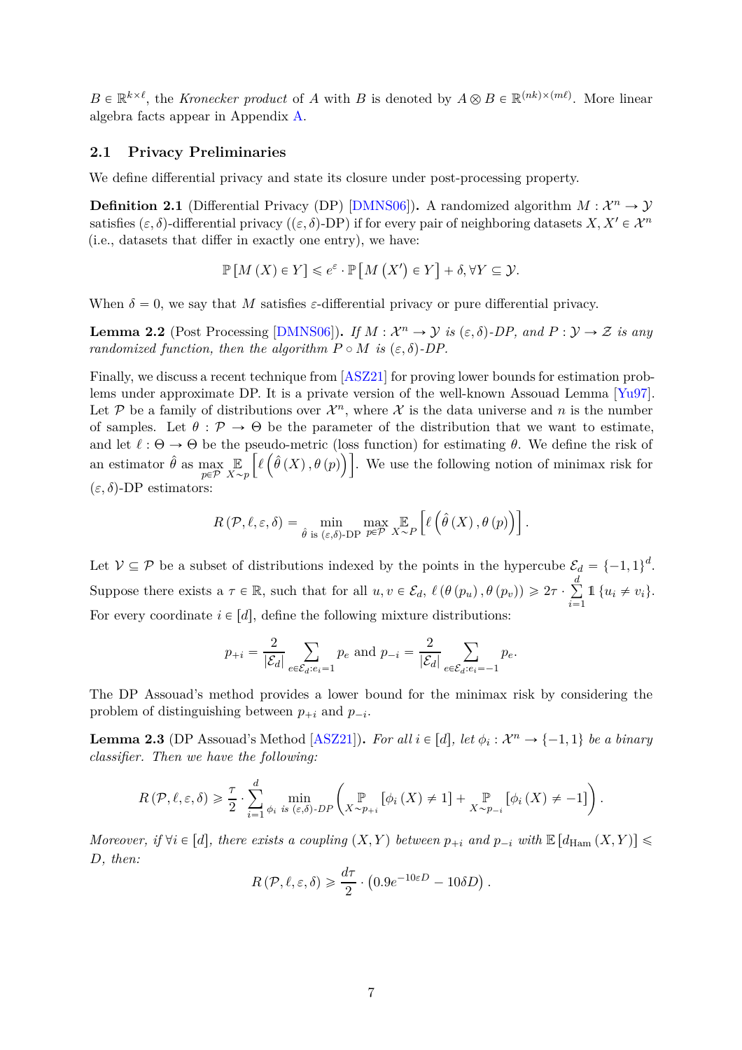$B \in \mathbb{R}^{k \times \ell}$, the *Kronecker product* of $A$ with $B$ is denoted by $A \otimes B \in \mathbb{R}^{(nk)\times(m\ell)}$. More linear algebra facts appear in Appendix A.

### 2.1 Privacy Preliminaries

We define differential privacy and state its closure under post-processing property.

**Definition 2.1** (Differential Privacy (DP) [DMNS06]). A randomized algorithm $M : \mathcal{X}^n \to \mathcal{Y}$ satisfies $(\varepsilon, \delta)$-differential privacy ($(\varepsilon, \delta)$-DP) if for every pair of neighboring datasets $X, X' \in \mathcal{X}^n$ (i.e., datasets that differ in exactly one entry), we have:

$$\mathbb{P}\left[M\left(X\right) \in Y\right] \leqslant e^{\varepsilon} \cdot \mathbb{P}\left[M\left(X'\right) \in Y\right] + \delta, \forall Y \subseteq \mathcal{Y}.$$

When $\delta = 0$, we say that $M$ satisfies $\varepsilon$-differential privacy or pure differential privacy.

**Lemma 2.2** (Post Processing [DMNS06]). *If $M : \mathcal{X}^n \to \mathcal{Y}$ is $(\varepsilon, \delta)$-DP, and $P : \mathcal{Y} \to \mathcal{Z}$ is any randomized function, then the algorithm $P \circ M$ is $(\varepsilon, \delta)$-DP.*

Finally, we discuss a recent technique from [ASZ21] for proving lower bounds for estimation problems under approximate DP. It is a private version of the well-known Assouad Lemma [Yu97]. Let $\mathcal{P}$ be a family of distributions over $\mathcal{X}^n$, where $\mathcal{X}$ is the data universe and $n$ is the number of samples. Let $\theta : \mathcal{P} \to \Theta$ be the parameter of the distribution that we want to estimate, and let $\ell : \Theta \to \Theta$ be the pseudo-metric (loss function) for estimating $\theta$. We define the risk of an estimator $\hat{\theta}$ as $\max_{p \in \mathcal{P}} \mathbb{E}_{X \sim p}\left[\ell\left(\hat{\theta}\left(X\right), \theta\left(p\right)\right)\right]$. We use the following notion of minimax risk for $(\varepsilon, \delta)$-DP estimators:

$$R\left(\mathcal{P}, \ell, \varepsilon, \delta\right) = \min_{\hat{\theta} \text{ is } (\varepsilon,\delta)\text{-DP}} \max_{p \in \mathcal{P}} \mathbb{E}_{X \sim P}\left[\ell\left(\hat{\theta}\left(X\right), \theta\left(p\right)\right)\right].$$

Let $\mathcal{V} \subseteq \mathcal{P}$ be a subset of distributions indexed by the points in the hypercube $\mathcal{E}_d = \{-1, 1\}^d$. Suppose there exists a $\tau \in \mathbb{R}$, such that for all $u, v \in \mathcal{E}_d$, $\ell\left(\theta\left(p_u\right), \theta\left(p_v\right)\right) \geqslant 2\tau \cdot \sum_{i=1}^{d} \mathbb{1}\{u_i \neq v_i\}$. For every coordinate $i \in [d]$, define the following mixture distributions:

$$p_{+i} = \frac{2}{|\mathcal{E}_d|} \sum_{e \in \mathcal{E}_d : e_i = 1} p_e \text{ and } p_{-i} = \frac{2}{|\mathcal{E}_d|} \sum_{e \in \mathcal{E}_d : e_i = -1} p_e.$$

The DP Assouad's method provides a lower bound for the minimax risk by considering the problem of distinguishing between $p_{+i}$ and $p_{-i}$.

**Lemma 2.3** (DP Assouad's Method [ASZ21]). *For all $i \in [d]$, let $\phi_i : \mathcal{X}^n \to \{-1, 1\}$ be a binary classifier. Then we have the following:*

$$R\left(\mathcal{P}, \ell, \varepsilon, \delta\right) \geqslant \frac{\tau}{2} \cdot \sum_{i=1}^{d} \min_{\phi_i \text{ is } (\varepsilon,\delta)\text{-DP}} \left(\mathbb{P}_{X \sim p_{+i}}\left[\phi_i\left(X\right) \neq 1\right] + \mathbb{P}_{X \sim p_{-i}}\left[\phi_i\left(X\right) \neq -1\right]\right).$$

*Moreover, if $\forall i \in [d]$, there exists a coupling $(X, Y)$ between $p_{+i}$ and $p_{-i}$ with $\mathbb{E}\left[d_{\text{Ham}}\left(X, Y\right)\right] \leqslant D$, then:*

$$R\left(\mathcal{P}, \ell, \varepsilon, \delta\right) \geqslant \frac{d\tau}{2} \cdot \left(0.9 e^{-10\varepsilon D} - 10\delta D\right).$$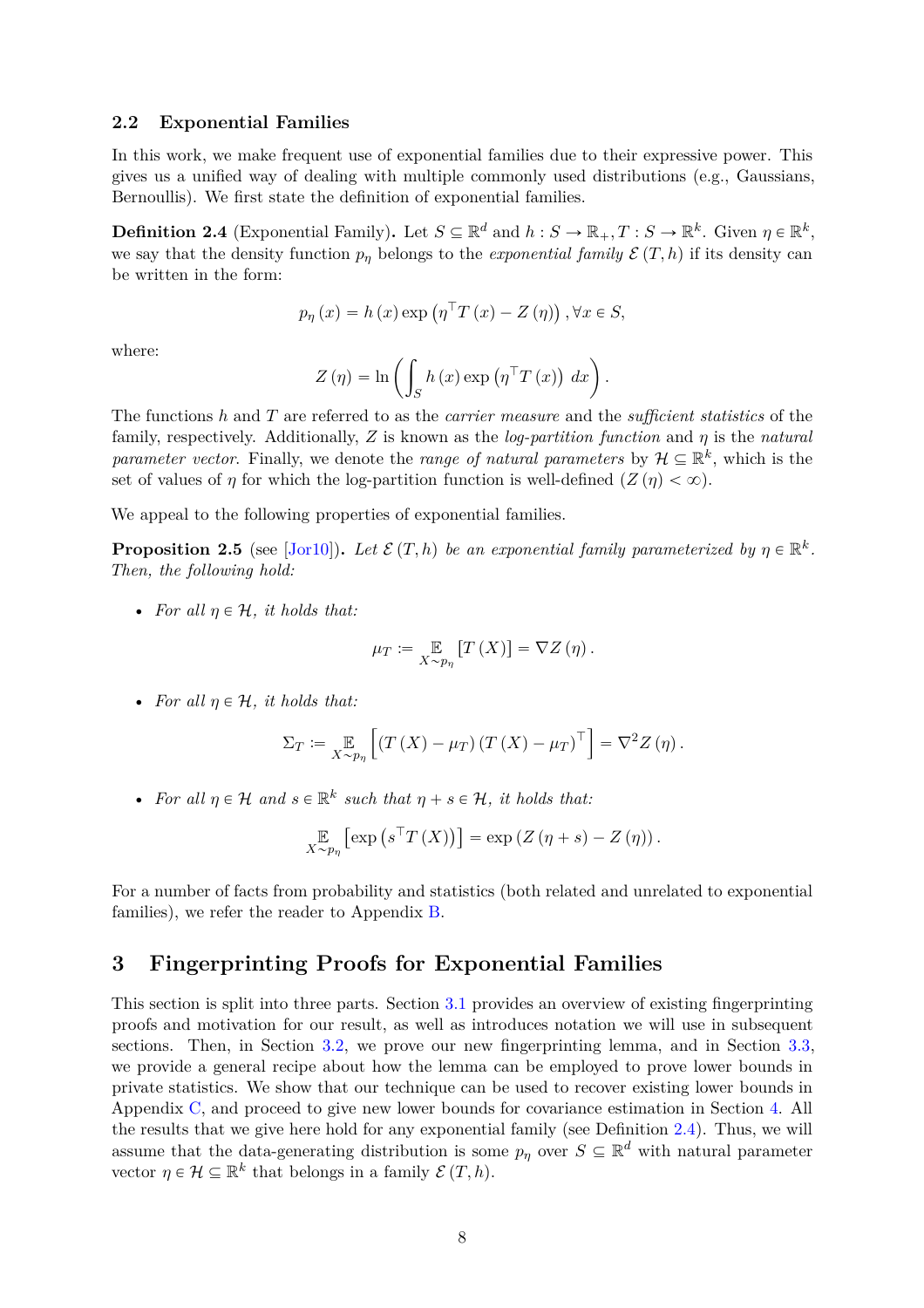### 2.2 Exponential Families

In this work, we make frequent use of exponential families due to their expressive power. This gives us a unified way of dealing with multiple commonly used distributions (e.g., Gaussians, Bernoullis). We first state the definition of exponential families.

**Definition 2.4** (Exponential Family)**.** Let $S \subseteq \mathbb{R}^d$ and $h : S \to \mathbb{R}_+, T : S \to \mathbb{R}^k$. Given $\eta \in \mathbb{R}^k$, we say that the density function $p_\eta$ belongs to the *exponential family* $\mathcal{E}(T, h)$ if its density can be written in the form:

$$p_\eta(x) = h(x) \exp\left(\eta^\top T(x) - Z(\eta)\right), \forall x \in S,$$

where:

$$Z(\eta) = \ln\left(\int_S h(x) \exp\left(\eta^\top T(x)\right) \, dx\right).$$

The functions $h$ and $T$ are referred to as the *carrier measure* and the *sufficient statistics* of the family, respectively. Additionally, $Z$ is known as the *log-partition function* and $\eta$ is the *natural parameter vector*. Finally, we denote the *range of natural parameters* by $\mathcal{H} \subseteq \mathbb{R}^k$, which is the set of values of $\eta$ for which the log-partition function is well-defined $(Z(\eta) < \infty)$.

We appeal to the following properties of exponential families.

**Proposition 2.5** (see [Jor10])**.** *Let $\mathcal{E}(T, h)$ be an exponential family parameterized by $\eta \in \mathbb{R}^k$. Then, the following hold:*

- *For all $\eta \in \mathcal{H}$, it holds that:*

$$\mu_T := \mathop{\mathbb{E}}_{X \sim p_\eta}[T(X)] = \nabla Z(\eta).$$

- *For all $\eta \in \mathcal{H}$, it holds that:*

$$\Sigma_T := \mathop{\mathbb{E}}_{X \sim p_\eta}\left[(T(X) - \mu_T)(T(X) - \mu_T)^\top\right] = \nabla^2 Z(\eta).$$

- *For all $\eta \in \mathcal{H}$ and $s \in \mathbb{R}^k$ such that $\eta + s \in \mathcal{H}$, it holds that:*

$$\mathop{\mathbb{E}}_{X \sim p_\eta}\left[\exp\left(s^\top T(X)\right)\right] = \exp\left(Z(\eta + s) - Z(\eta)\right).$$

For a number of facts from probability and statistics (both related and unrelated to exponential families), we refer the reader to Appendix B.

## 3 Fingerprinting Proofs for Exponential Families

This section is split into three parts. Section 3.1 provides an overview of existing fingerprinting proofs and motivation for our result, as well as introduces notation we will use in subsequent sections. Then, in Section 3.2, we prove our new fingerprinting lemma, and in Section 3.3, we provide a general recipe about how the lemma can be employed to prove lower bounds in private statistics. We show that our technique can be used to recover existing lower bounds in Appendix C, and proceed to give new lower bounds for covariance estimation in Section 4. All the results that we give here hold for any exponential family (see Definition 2.4). Thus, we will assume that the data-generating distribution is some $p_\eta$ over $S \subseteq \mathbb{R}^d$ with natural parameter vector $\eta \in \mathcal{H} \subseteq \mathbb{R}^k$ that belongs in a family $\mathcal{E}(T, h)$.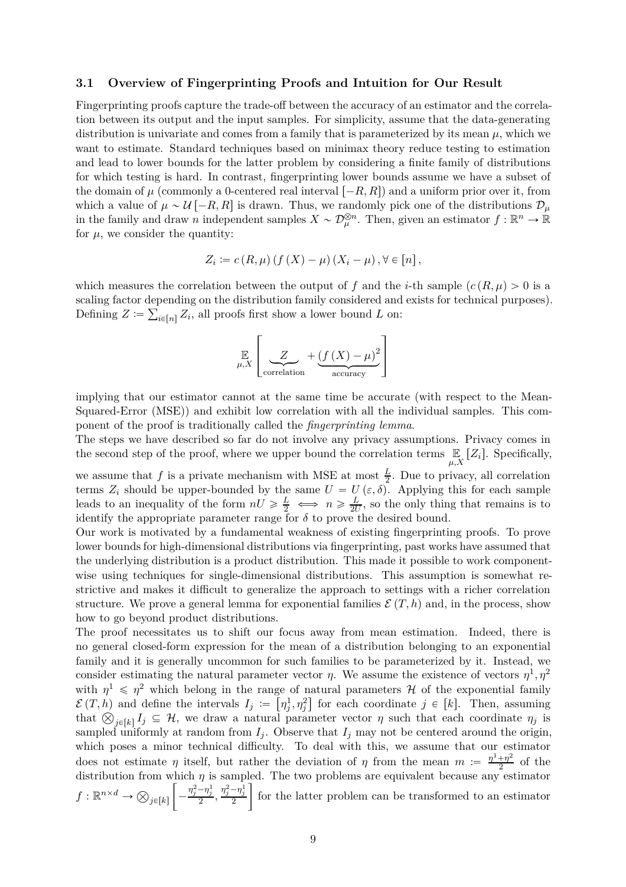### 3.1 Overview of Fingerprinting Proofs and Intuition for Our Result

Fingerprinting proofs capture the trade-off between the accuracy of an estimator and the correlation between its output and the input samples. For simplicity, assume that the data-generating distribution is univariate and comes from a family that is parameterized by its mean $\mu$, which we want to estimate. Standard techniques based on minimax theory reduce testing to estimation and lead to lower bounds for the latter problem by considering a finite family of distributions for which testing is hard. In contrast, fingerprinting lower bounds assume we have a subset of the domain of $\mu$ (commonly a 0-centered real interval $[-R, R]$) and a uniform prior over it, from which a value of $\mu \sim \mathcal{U}[-R, R]$ is drawn. Thus, we randomly pick one of the distributions $\mathcal{D}_\mu$ in the family and draw $n$ independent samples $X \sim \mathcal{D}_\mu^{\otimes n}$. Then, given an estimator $f : \mathbb{R}^n \to \mathbb{R}$ for $\mu$, we consider the quantity:

$$Z_i := c(R, \mu)(f(X) - \mu)(X_i - \mu), \forall \in [n],$$

which measures the correlation between the output of $f$ and the $i$-th sample ($c(R, \mu) > 0$ is a scaling factor depending on the distribution family considered and exists for technical purposes). Defining $Z := \sum_{i \in [n]} Z_i$, all proofs first show a lower bound $L$ on:

$$\mathop{\mathbb{E}}_{\mu, X}\left[\underbrace{Z}_{\text{correlation}} + \underbrace{(f(X) - \mu)^2}_{\text{accuracy}}\right]$$

implying that our estimator cannot at the same time be accurate (with respect to the Mean-Squared-Error (MSE)) and exhibit low correlation with all the individual samples. This component of the proof is traditionally called the *fingerprinting lemma*.

The steps we have described so far do not involve any privacy assumptions. Privacy comes in the second step of the proof, where we upper bound the correlation terms $\mathop{\mathbb{E}}_{\mu, X}[Z_i]$. Specifically, we assume that $f$ is a private mechanism with MSE at most $\frac{L}{2}$. Due to privacy, all correlation terms $Z_i$ should be upper-bounded by the same $U = U(\varepsilon, \delta)$. Applying this for each sample leads to an inequality of the form $nU \geqslant \frac{L}{2} \iff n \geqslant \frac{L}{2U}$, so the only thing that remains is to identify the appropriate parameter range for $\delta$ to prove the desired bound.

Our work is motivated by a fundamental weakness of existing fingerprinting proofs. To prove lower bounds for high-dimensional distributions via fingerprinting, past works have assumed that the underlying distribution is a product distribution. This made it possible to work component-wise using techniques for single-dimensional distributions. This assumption is somewhat restrictive and makes it difficult to generalize the approach to settings with a richer correlation structure. We prove a general lemma for exponential families $\mathcal{E}(T, h)$ and, in the process, show how to go beyond product distributions.

The proof necessitates us to shift our focus away from mean estimation. Indeed, there is no general closed-form expression for the mean of a distribution belonging to an exponential family and it is generally uncommon for such families to be parameterized by it. Instead, we consider estimating the natural parameter vector $\eta$. We assume the existence of vectors $\eta^1, \eta^2$ with $\eta^1 \leqslant \eta^2$ which belong in the range of natural parameters $\mathcal{H}$ of the exponential family $\mathcal{E}(T, h)$ and define the intervals $I_j := [\eta_j^1, \eta_j^2]$ for each coordinate $j \in [k]$. Then, assuming that $\bigotimes_{j \in [k]} I_j \subseteq \mathcal{H}$, we draw a natural parameter vector $\eta$ such that each coordinate $\eta_j$ is sampled uniformly at random from $I_j$. Observe that $I_j$ may not be centered around the origin, which poses a minor technical difficulty. To deal with this, we assume that our estimator does not estimate $\eta$ itself, but rather the deviation of $\eta$ from the mean $m := \frac{\eta^1 + \eta^2}{2}$ of the distribution from which $\eta$ is sampled. The two problems are equivalent because any estimator $f : \mathbb{R}^{n \times d} \to \bigotimes_{j \in [k]} \left[-\frac{\eta_j^2 - \eta_j^1}{2}, \frac{\eta_j^2 - \eta_j^1}{2}\right]$ for the latter problem can be transformed to an estimator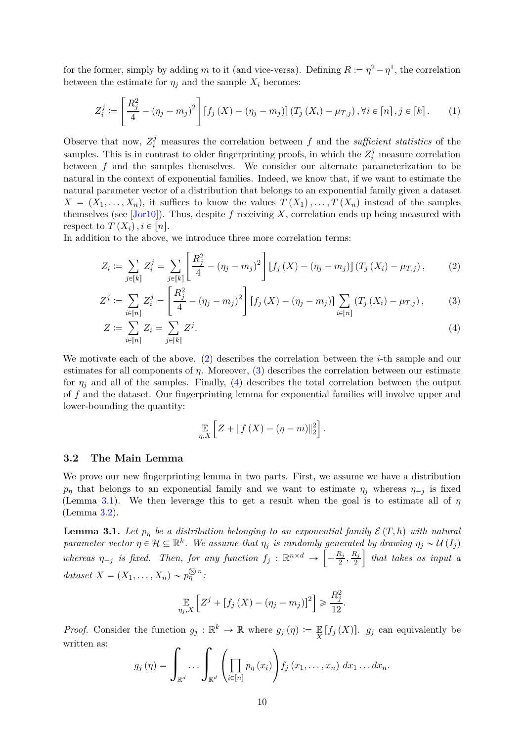for the former, simply by adding $m$ to it (and vice-versa). Defining $R \coloneqq \eta^2 - \eta^1$, the correlation between the estimate for $\eta_j$ and the sample $X_i$ becomes:

$$Z_i^j \coloneqq \left[\frac{R_j^2}{4} - (\eta_j - m_j)^2\right] \left[f_j(X) - (\eta_j - m_j)\right] \left(T_j(X_i) - \mu_{T,j}\right), \forall i \in [n], j \in [k]. \tag{1}$$

Observe that now, $Z_i^j$ measures the correlation between $f$ and the *sufficient statistics* of the samples. This is in contrast to older fingerprinting proofs, in which the $Z_i^j$ measure correlation between $f$ and the samples themselves. We consider our alternate parameterization to be natural in the context of exponential families. Indeed, we know that, if we want to estimate the natural parameter vector of a distribution that belongs to an exponential family given a dataset $X = (X_1, \ldots, X_n)$, it suffices to know the values $T(X_1), \ldots, T(X_n)$ instead of the samples themselves (see [Jor10]). Thus, despite $f$ receiving $X$, correlation ends up being measured with respect to $T(X_i), i \in [n]$.

In addition to the above, we introduce three more correlation terms:

$$Z_i \coloneqq \sum_{j \in [k]} Z_i^j = \sum_{j \in [k]} \left[\frac{R_j^2}{4} - (\eta_j - m_j)^2\right] \left[f_j(X) - (\eta_j - m_j)\right] \left(T_j(X_i) - \mu_{T,j}\right), \tag{2}$$

$$Z^j \coloneqq \sum_{i \in [n]} Z_i^j = \left[\frac{R_j^2}{4} - (\eta_j - m_j)^2\right] \left[f_j(X) - (\eta_j - m_j)\right] \sum_{i \in [n]} \left(T_j(X_i) - \mu_{T,j}\right), \tag{3}$$

$$Z \coloneqq \sum_{i \in [n]} Z_i = \sum_{j \in [k]} Z^j. \tag{4}$$

We motivate each of the above. (2) describes the correlation between the $i$-th sample and our estimates for all components of $\eta$. Moreover, (3) describes the correlation between our estimate for $\eta_j$ and all of the samples. Finally, (4) describes the total correlation between the output of $f$ and the dataset. Our fingerprinting lemma for exponential families will involve upper and lower-bounding the quantity:

$$\mathop{\mathbb{E}}_{\eta, X}\left[Z + \|f(X) - (\eta - m)\|_2^2\right].$$

### 3.2 The Main Lemma

We prove our new fingerprinting lemma in two parts. First, we assume we have a distribution $p_\eta$ that belongs to an exponential family and we want to estimate $\eta_j$ whereas $\eta_{-j}$ is fixed (Lemma 3.1). We then leverage this to get a result when the goal is to estimate all of $\eta$ (Lemma 3.2).

**Lemma 3.1.** *Let $p_\eta$ be a distribution belonging to an exponential family $\mathcal{E}(T, h)$ with natural parameter vector $\eta \in \mathcal{H} \subseteq \mathbb{R}^k$. We assume that $\eta_j$ is randomly generated by drawing $\eta_j \sim \mathcal{U}(I_j)$ whereas $\eta_{-j}$ is fixed. Then, for any function $f_j : \mathbb{R}^{n \times d} \to \left[-\frac{R_j}{2}, \frac{R_j}{2}\right]$ that takes as input a dataset $X = (X_1, \ldots, X_n) \sim p_\eta^{\otimes n}$:*

$$\mathop{\mathbb{E}}_{\eta_j, X}\left[Z^j + \left[f_j(X) - (\eta_j - m_j)\right]^2\right] \geqslant \frac{R_j^2}{12}.$$

*Proof.* Consider the function $g_j : \mathbb{R}^k \to \mathbb{R}$ where $g_j(\eta) \coloneqq \mathop{\mathbb{E}}_{X}[f_j(X)]$. $g_j$ can equivalently be written as:

$$g_j(\eta) = \int_{\mathbb{R}^d} \ldots \int_{\mathbb{R}^d} \left(\prod_{i \in [n]} p_\eta(x_i)\right) f_j(x_1, \ldots, x_n)\, dx_1 \ldots dx_n.$$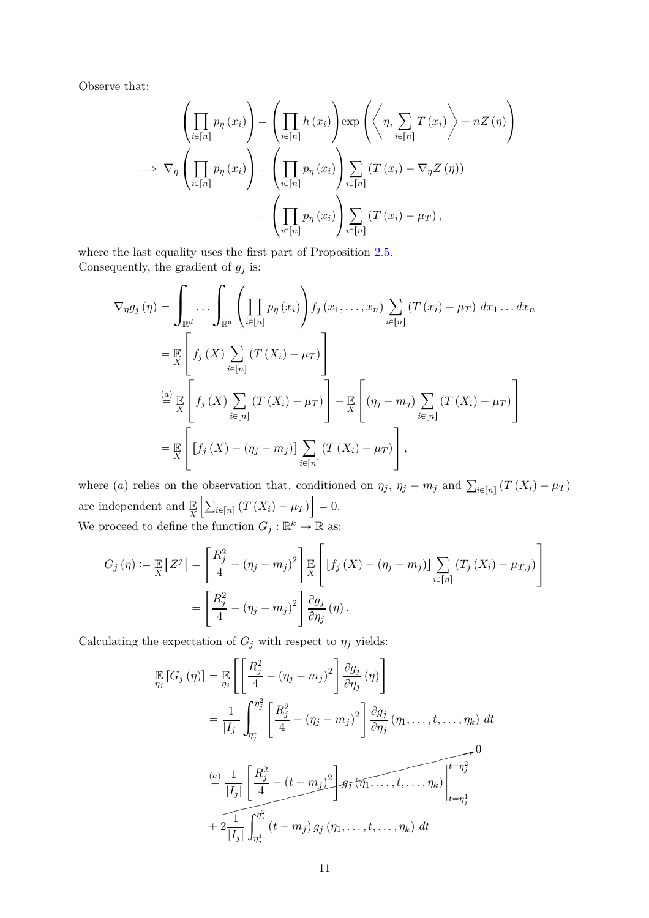Observe that:

$$
\begin{aligned}
\left(\prod_{i\in[n]} p_{\eta}\left(x_i\right)\right) &= \left(\prod_{i\in[n]} h\left(x_i\right)\right) \exp\left(\left\langle \eta, \sum_{i\in[n]} T\left(x_i\right)\right\rangle - nZ\left(\eta\right)\right) \\
\implies \nabla_{\eta}\left(\prod_{i\in[n]} p_{\eta}\left(x_i\right)\right) &= \left(\prod_{i\in[n]} p_{\eta}\left(x_i\right)\right) \sum_{i\in[n]} \left(T\left(x_i\right) - \nabla_{\eta} Z\left(\eta\right)\right) \\
&= \left(\prod_{i\in[n]} p_{\eta}\left(x_i\right)\right) \sum_{i\in[n]} \left(T\left(x_i\right) - \mu_T\right),
\end{aligned}
$$

where the last equality uses the first part of Proposition 2.5.
Consequently, the gradient of $g_j$ is:

$$
\begin{aligned}
\nabla_{\eta} g_j\left(\eta\right) &= \int_{\mathbb{R}^d} \dots \int_{\mathbb{R}^d} \left(\prod_{i\in[n]} p_{\eta}\left(x_i\right)\right) f_j\left(x_1, \dots, x_n\right) \sum_{i\in[n]} \left(T\left(x_i\right) - \mu_T\right)\, dx_1 \dots dx_n \\
&= \mathop{\mathbb{E}}_{X}\left[f_j\left(X\right) \sum_{i\in[n]} \left(T\left(X_i\right) - \mu_T\right)\right] \\
&\overset{(a)}{=} \mathop{\mathbb{E}}_{X}\left[f_j\left(X\right) \sum_{i\in[n]} \left(T\left(X_i\right) - \mu_T\right)\right] - \mathop{\mathbb{E}}_{X}\left[\left(\eta_j - m_j\right) \sum_{i\in[n]} \left(T\left(X_i\right) - \mu_T\right)\right] \\
&= \mathop{\mathbb{E}}_{X}\left[\left[f_j\left(X\right) - \left(\eta_j - m_j\right)\right] \sum_{i\in[n]} \left(T\left(X_i\right) - \mu_T\right)\right],
\end{aligned}
$$

where $(a)$ relies on the observation that, conditioned on $\eta_j$, $\eta_j - m_j$ and $\sum_{i\in[n]}\left(T\left(X_i\right) - \mu_T\right)$ are independent and $\mathop{\mathbb{E}}_{X}\left[\sum_{i\in[n]}\left(T\left(X_i\right) - \mu_T\right)\right] = 0$.
We proceed to define the function $G_j : \mathbb{R}^k \to \mathbb{R}$ as:

$$
\begin{aligned}
G_j\left(\eta\right) \coloneqq \mathop{\mathbb{E}}_{X}\left[Z^j\right] &= \left[\frac{R_j^2}{4} - \left(\eta_j - m_j\right)^2\right] \mathop{\mathbb{E}}_{X}\left[\left[f_j\left(X\right) - \left(\eta_j - m_j\right)\right] \sum_{i\in[n]} \left(T_j\left(X_i\right) - \mu_{T,j}\right)\right] \\
&= \left[\frac{R_j^2}{4} - \left(\eta_j - m_j\right)^2\right] \frac{\partial g_j}{\partial \eta_j}\left(\eta\right).
\end{aligned}
$$

Calculating the expectation of $G_j$ with respect to $\eta_j$ yields:

$$
\begin{aligned}
\mathop{\mathbb{E}}_{\eta_j}\left[G_j\left(\eta\right)\right] &= \mathop{\mathbb{E}}_{\eta_j}\left[\left[\frac{R_j^2}{4} - \left(\eta_j - m_j\right)^2\right] \frac{\partial g_j}{\partial \eta_j}\left(\eta\right)\right] \\
&= \frac{1}{\left|I_j\right|} \int_{\eta_j^1}^{\eta_j^2} \left[\frac{R_j^2}{4} - \left(\eta_j - m_j\right)^2\right] \frac{\partial g_j}{\partial \eta_j}\left(\eta_1, \dots, t, \dots, \eta_k\right)\, dt \\
&\overset{(a)}{=} \underbrace{\frac{1}{\left|I_j\right|}\left[\frac{R_j^2}{4} - \left(t - m_j\right)^2\right] g_j\left(\eta_1, \dots, t, \dots, \eta_k\right)\Big|_{t=\eta_j^1}^{t=\eta_j^2}}_{\to\, 0} \\
&\quad + 2\frac{1}{\left|I_j\right|} \int_{\eta_j^1}^{\eta_j^2} \left(t - m_j\right) g_j\left(\eta_1, \dots, t, \dots, \eta_k\right)\, dt
\end{aligned}
$$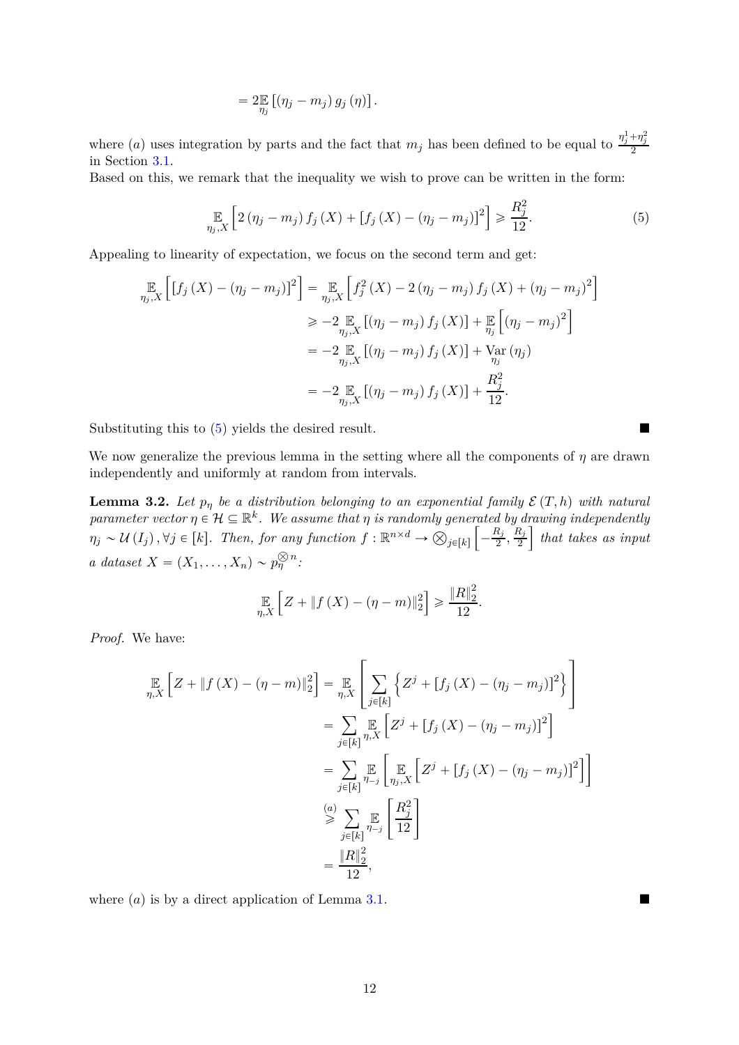$$= 2\mathop{\mathbb{E}}_{\eta_j}\left[(\eta_j - m_j)\, g_j(\eta)\right].$$

where $(a)$ uses integration by parts and the fact that $m_j$ has been defined to be equal to $\frac{\eta_j^1+\eta_j^2}{2}$ in Section 3.1.

Based on this, we remark that the inequality we wish to prove can be written in the form:

$$\mathop{\mathbb{E}}_{\eta_j, X}\left[2\left(\eta_j - m_j\right) f_j(X) + \left[f_j(X) - (\eta_j - m_j)\right]^2\right] \geqslant \frac{R_j^2}{12}. \tag{5}$$

Appealing to linearity of expectation, we focus on the second term and get:

$$\begin{aligned}
\mathop{\mathbb{E}}_{\eta_j, X}\left[\left[f_j(X) - (\eta_j - m_j)\right]^2\right] &= \mathop{\mathbb{E}}_{\eta_j, X}\left[f_j^2(X) - 2\left(\eta_j - m_j\right) f_j(X) + \left(\eta_j - m_j\right)^2\right] \\
&\geqslant -2\mathop{\mathbb{E}}_{\eta_j, X}\left[(\eta_j - m_j) f_j(X)\right] + \mathop{\mathbb{E}}_{\eta_j}\left[(\eta_j - m_j)^2\right] \\
&= -2\mathop{\mathbb{E}}_{\eta_j, X}\left[(\eta_j - m_j) f_j(X)\right] + \mathop{\mathrm{Var}}_{\eta_j}(\eta_j) \\
&= -2\mathop{\mathbb{E}}_{\eta_j, X}\left[(\eta_j - m_j) f_j(X)\right] + \frac{R_j^2}{12}.
\end{aligned}$$

Substituting this to (5) yields the desired result. ∎

We now generalize the previous lemma in the setting where all the components of $\eta$ are drawn independently and uniformly at random from intervals.

**Lemma 3.2.** *Let $p_\eta$ be a distribution belonging to an exponential family $\mathcal{E}(T, h)$ with natural parameter vector $\eta \in \mathcal{H} \subseteq \mathbb{R}^k$. We assume that $\eta$ is randomly generated by drawing independently $\eta_j \sim \mathcal{U}(I_j), \forall j \in [k]$. Then, for any function $f : \mathbb{R}^{n \times d} \to \bigotimes_{j\in[k]}\left[-\frac{R_j}{2}, \frac{R_j}{2}\right]$ that takes as input a dataset $X = (X_1, \ldots, X_n) \sim p_\eta^{\bigotimes n}$:*

$$\mathop{\mathbb{E}}_{\eta, X}\left[Z + \left\|f(X) - (\eta - m)\right\|_2^2\right] \geqslant \frac{\|R\|_2^2}{12}.$$

*Proof.* We have:

$$\begin{aligned}
\mathop{\mathbb{E}}_{\eta, X}\left[Z + \left\|f(X) - (\eta - m)\right\|_2^2\right] &= \mathop{\mathbb{E}}_{\eta, X}\left[\sum_{j\in[k]}\left\{Z^j + \left[f_j(X) - (\eta_j - m_j)\right]^2\right\}\right] \\
&= \sum_{j\in[k]}\mathop{\mathbb{E}}_{\eta, X}\left[Z^j + \left[f_j(X) - (\eta_j - m_j)\right]^2\right] \\
&= \sum_{j\in[k]}\mathop{\mathbb{E}}_{\eta_{-j}}\left[\mathop{\mathbb{E}}_{\eta_j, X}\left[Z^j + \left[f_j(X) - (\eta_j - m_j)\right]^2\right]\right] \\
&\overset{(a)}{\geqslant} \sum_{j\in[k]}\mathop{\mathbb{E}}_{\eta_{-j}}\left[\frac{R_j^2}{12}\right] \\
&= \frac{\|R\|_2^2}{12},
\end{aligned}$$

where $(a)$ is by a direct application of Lemma 3.1. ∎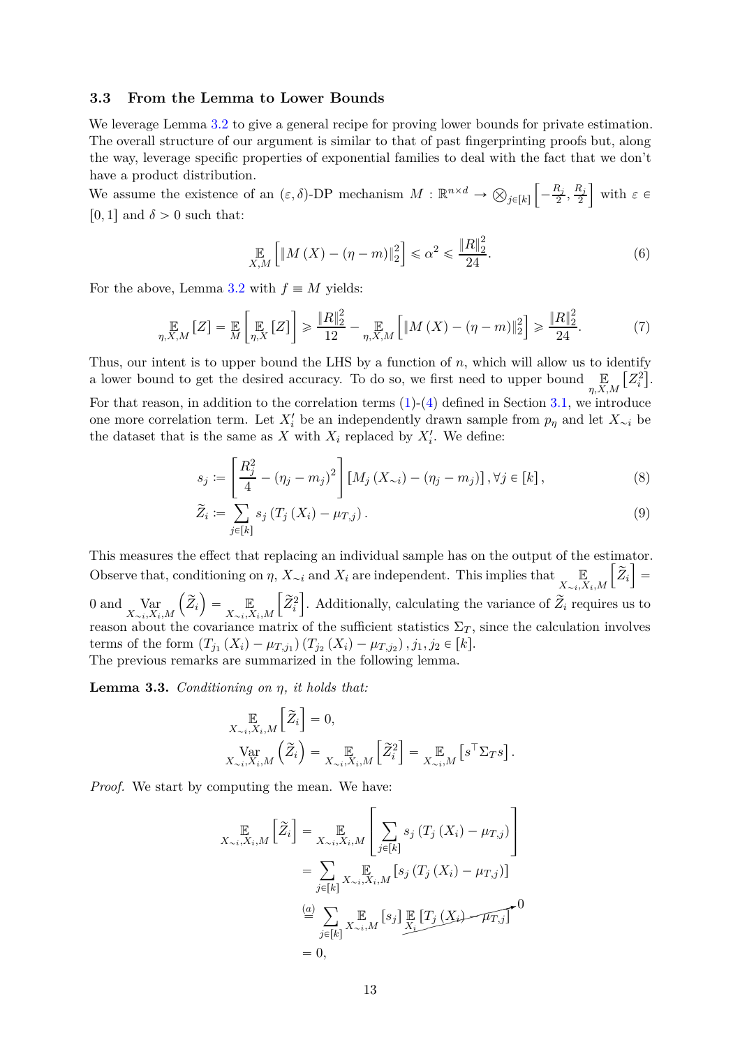### 3.3 From the Lemma to Lower Bounds

We leverage Lemma 3.2 to give a general recipe for proving lower bounds for private estimation. The overall structure of our argument is similar to that of past fingerprinting proofs but, along the way, leverage specific properties of exponential families to deal with the fact that we don't have a product distribution.

We assume the existence of an $(\varepsilon, \delta)$-DP mechanism $M : \mathbb{R}^{n \times d} \to \bigotimes_{j \in [k]} \left[-\frac{R_j}{2}, \frac{R_j}{2}\right]$ with $\varepsilon \in [0,1]$ and $\delta > 0$ such that:

$$\underset{X,M}{\mathbb{E}}\left[\|M(X) - (\eta - m)\|_2^2\right] \leqslant \alpha^2 \leqslant \frac{\|R\|_2^2}{24}. \tag{6}$$

For the above, Lemma 3.2 with $f \equiv M$ yields:

$$\underset{\eta,X,M}{\mathbb{E}}[Z] = \underset{M}{\mathbb{E}}\left[\underset{\eta,X}{\mathbb{E}}[Z]\right] \geqslant \frac{\|R\|_2^2}{12} - \underset{\eta,X,M}{\mathbb{E}}\left[\|M(X) - (\eta - m)\|_2^2\right] \geqslant \frac{\|R\|_2^2}{24}. \tag{7}$$

Thus, our intent is to upper bound the LHS by a function of $n$, which will allow us to identify a lower bound to get the desired accuracy. To do so, we first need to upper bound $\underset{\eta,X,M}{\mathbb{E}}\left[Z_i^2\right]$.

For that reason, in addition to the correlation terms (1)-(4) defined in Section 3.1, we introduce one more correlation term. Let $X_i'$ be an independently drawn sample from $p_\eta$ and let $X_{\sim i}$ be the dataset that is the same as $X$ with $X_i$ replaced by $X_i'$. We define:

$$s_j := \left[\frac{R_j^2}{4} - (\eta_j - m_j)^2\right]\left[M_j(X_{\sim i}) - (\eta_j - m_j)\right], \forall j \in [k], \tag{8}$$

$$\widetilde{Z}_i := \sum_{j \in [k]} s_j \left(T_j(X_i) - \mu_{T,j}\right). \tag{9}$$

This measures the effect that replacing an individual sample has on the output of the estimator. Observe that, conditioning on $\eta$, $X_{\sim i}$ and $X_i$ are independent. This implies that $\underset{X_{\sim i},X_i,M}{\mathbb{E}}\left[\widetilde{Z}_i\right] = 0$ and $\underset{X_{\sim i},X_i,M}{\operatorname{Var}}\left(\widetilde{Z}_i\right) = \underset{X_{\sim i},X_i,M}{\mathbb{E}}\left[\widetilde{Z}_i^2\right]$. Additionally, calculating the variance of $\widetilde{Z}_i$ requires us to reason about the covariance matrix of the sufficient statistics $\Sigma_T$, since the calculation involves terms of the form $\left(T_{j_1}(X_i) - \mu_{T,j_1}\right)\left(T_{j_2}(X_i) - \mu_{T,j_2}\right), j_1, j_2 \in [k]$.

The previous remarks are summarized in the following lemma.

**Lemma 3.3.** *Conditioning on $\eta$, it holds that:*

$$\underset{X_{\sim i},X_i,M}{\mathbb{E}}\left[\widetilde{Z}_i\right] = 0,$$
$$\underset{X_{\sim i},X_i,M}{\operatorname{Var}}\left(\widetilde{Z}_i\right) = \underset{X_{\sim i},X_i,M}{\mathbb{E}}\left[\widetilde{Z}_i^2\right] = \underset{X_{\sim i},M}{\mathbb{E}}\left[s^\top \Sigma_T s\right].$$

*Proof.* We start by computing the mean. We have:

$$\begin{aligned}
\underset{X_{\sim i},X_i,M}{\mathbb{E}}\left[\widetilde{Z}_i\right] &= \underset{X_{\sim i},X_i,M}{\mathbb{E}}\left[\sum_{j \in [k]} s_j \left(T_j(X_i) - \mu_{T,j}\right)\right] \\
&= \sum_{j \in [k]} \underset{X_{\sim i},X_i,M}{\mathbb{E}}\left[s_j \left(T_j(X_i) - \mu_{T,j}\right)\right] \\
&\overset{(a)}{=} \sum_{j \in [k]} \underset{X_{\sim i},M}{\mathbb{E}}\left[s_j\right] \underbrace{\underset{X_i}{\mathbb{E}}\left[T_j(X_i) - \mu_{T,j}\right]}_{0} \\
&= 0,
\end{aligned}$$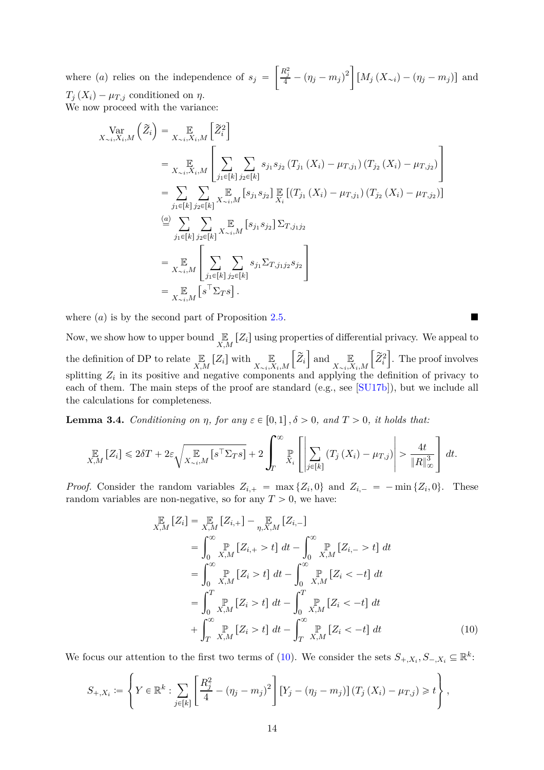where $(a)$ relies on the independence of $s_j = \left[\frac{R_j^2}{4} - (\eta_j - m_j)^2\right]\left[M_j(X_{\sim i}) - (\eta_j - m_j)\right]$ and $T_j(X_i) - \mu_{T,j}$ conditioned on $\eta$.
We now proceed with the variance:

$$
\begin{aligned}
\operatorname*{Var}_{X_{\sim i},X_i,M}\left(\widetilde{Z}_i\right) &= \mathop{\mathbb{E}}_{X_{\sim i},X_i,M}\left[\widetilde{Z}_i^2\right] \\
&= \mathop{\mathbb{E}}_{X_{\sim i},X_i,M}\left[\sum_{j_1\in[k]}\sum_{j_2\in[k]} s_{j_1}s_{j_2}\left(T_{j_1}(X_i)-\mu_{T,j_1}\right)\left(T_{j_2}(X_i)-\mu_{T,j_2}\right)\right] \\
&= \sum_{j_1\in[k]}\sum_{j_2\in[k]}\mathop{\mathbb{E}}_{X_{\sim i},M}\left[s_{j_1}s_{j_2}\right]\mathop{\mathbb{E}}_{X_i}\left[\left(T_{j_1}(X_i)-\mu_{T,j_1}\right)\left(T_{j_2}(X_i)-\mu_{T,j_2}\right)\right] \\
&\overset{(a)}{=} \sum_{j_1\in[k]}\sum_{j_2\in[k]}\mathop{\mathbb{E}}_{X_{\sim i},M}\left[s_{j_1}s_{j_2}\right]\Sigma_{T,j_1j_2} \\
&= \mathop{\mathbb{E}}_{X_{\sim i},M}\left[\sum_{j_1\in[k]}\sum_{j_2\in[k]} s_{j_1}\Sigma_{T,j_1j_2}s_{j_2}\right] \\
&= \mathop{\mathbb{E}}_{X_{\sim i},M}\left[s^\top\Sigma_T s\right].
\end{aligned}
$$

where $(a)$ is by the second part of Proposition 2.5. ■

Now, we show how to upper bound $\mathop{\mathbb{E}}_{X,M}[Z_i]$ using properties of differential privacy. We appeal to the definition of DP to relate $\mathop{\mathbb{E}}_{X,M}[Z_i]$ with $\mathop{\mathbb{E}}_{X_{\sim i},X_i,M}\left[\widetilde{Z}_i\right]$ and $\mathop{\mathbb{E}}_{X_{\sim i},X_i,M}\left[\widetilde{Z}_i^2\right]$. The proof involves splitting $Z_i$ in its positive and negative components and applying the definition of privacy to each of them. The main steps of the proof are standard (e.g., see [SU17b]), but we include all the calculations for completeness.

**Lemma 3.4.** *Conditioning on $\eta$, for any $\varepsilon \in [0,1], \delta > 0$, and $T > 0$, it holds that:*

$$
\mathop{\mathbb{E}}_{X,M}[Z_i] \leqslant 2\delta T + 2\varepsilon\sqrt{\mathop{\mathbb{E}}_{X_{\sim i},M}\left[s^\top\Sigma_T s\right]} + 2\int_T^\infty \mathop{\mathbb{P}}_{X_i}\left[\left|\sum_{j\in[k]}\left(T_j(X_i)-\mu_{T,j}\right)\right| > \frac{4t}{\|R\|_\infty^3}\right]dt.
$$

*Proof.* Consider the random variables $Z_{i,+} = \max\{Z_i, 0\}$ and $Z_{i,-} = -\min\{Z_i, 0\}$. These random variables are non-negative, so for any $T > 0$, we have:

$$
\begin{aligned}
\mathop{\mathbb{E}}_{X,M}[Z_i] &= \mathop{\mathbb{E}}_{X,M}[Z_{i,+}] - \mathop{\mathbb{E}}_{\eta,X,M}[Z_{i,-}] \\
&= \int_0^\infty \mathop{\mathbb{P}}_{X,M}[Z_{i,+} > t]\,dt - \int_0^\infty \mathop{\mathbb{P}}_{X,M}[Z_{i,-} > t]\,dt \\
&= \int_0^\infty \mathop{\mathbb{P}}_{X,M}[Z_i > t]\,dt - \int_0^\infty \mathop{\mathbb{P}}_{X,M}[Z_i < -t]\,dt \\
&= \int_0^T \mathop{\mathbb{P}}_{X,M}[Z_i > t]\,dt - \int_0^T \mathop{\mathbb{P}}_{X,M}[Z_i < -t]\,dt \\
&\quad + \int_T^\infty \mathop{\mathbb{P}}_{X,M}[Z_i > t]\,dt - \int_T^\infty \mathop{\mathbb{P}}_{X,M}[Z_i < -t]\,dt
\end{aligned} \tag{10}
$$

We focus our attention to the first two terms of (10). We consider the sets $S_{+,X_i}, S_{-,X_i} \subseteq \mathbb{R}^k$:

$$
S_{+,X_i} := \left\{Y \in \mathbb{R}^k : \sum_{j\in[k]}\left[\frac{R_j^2}{4} - (\eta_j - m_j)^2\right]\left[Y_j - (\eta_j - m_j)\right]\left(T_j(X_i) - \mu_{T,j}\right) \geqslant t\right\},
$$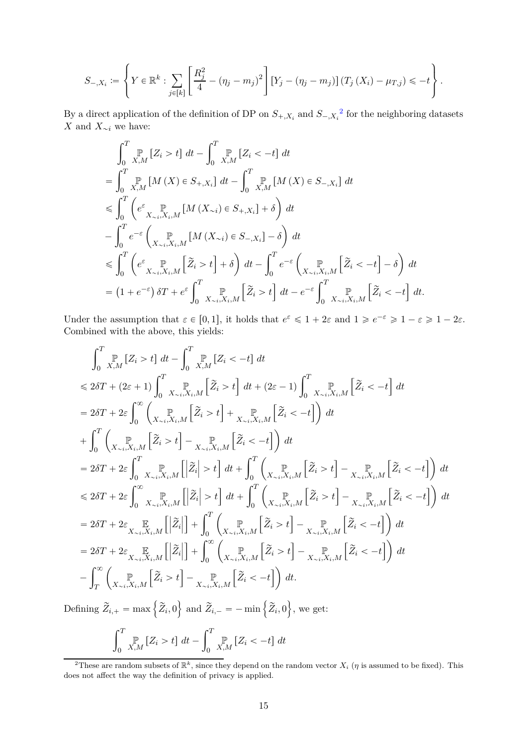$$S_{-,X_i} \coloneqq \left\{ Y \in \mathbb{R}^k : \sum_{j \in [k]} \left[ \frac{R_j^2}{4} - (\eta_j - m_j)^2 \right] [Y_j - (\eta_j - m_j)] \left( T_j\left(X_i\right) - \mu_{T,j} \right) \leqslant -t \right\}.$$

By a direct application of the definition of DP on $S_{+,X_i}$ and $S_{-,X_i}$[2] for the neighboring datasets $X$ and $X_{\sim i}$ we have:

$$\begin{aligned}
&\int_0^T \underset{X,M}{\mathbb{P}} \left[ Z_i > t \right] dt - \int_0^T \underset{X,M}{\mathbb{P}} \left[ Z_i < -t \right] dt \\
&= \int_0^T \underset{X,M}{\mathbb{P}} \left[ M\left(X\right) \in S_{+,X_i} \right] dt - \int_0^T \underset{X,M}{\mathbb{P}} \left[ M\left(X\right) \in S_{-,X_i} \right] dt \\
&\leqslant \int_0^T \left( e^{\varepsilon} \underset{X_{\sim i}, X_i, M}{\mathbb{P}} \left[ M\left(X_{\sim i}\right) \in S_{+,X_i} \right] + \delta \right) dt \\
&- \int_0^T e^{-\varepsilon} \left( \underset{X_{\sim i}, X_i, M}{\mathbb{P}} \left[ M\left(X_{\sim i}\right) \in S_{-,X_i} \right] - \delta \right) dt \\
&\leqslant \int_0^T \left( e^{\varepsilon} \underset{X_{\sim i}, X_i, M}{\mathbb{P}} \left[ \widetilde{Z}_i > t \right] + \delta \right) dt - \int_0^T e^{-\varepsilon} \left( \underset{X_{\sim i}, X_i, M}{\mathbb{P}} \left[ \widetilde{Z}_i < -t \right] - \delta \right) dt \\
&= \left(1 + e^{-\varepsilon}\right) \delta T + e^{\varepsilon} \int_0^T \underset{X_{\sim i}, X_i, M}{\mathbb{P}} \left[ \widetilde{Z}_i > t \right] dt - e^{-\varepsilon} \int_0^T \underset{X_{\sim i}, X_i, M}{\mathbb{P}} \left[ \widetilde{Z}_i < -t \right] dt.
\end{aligned}$$

Under the assumption that $\varepsilon \in [0,1]$, it holds that $e^{\varepsilon} \leqslant 1 + 2\varepsilon$ and $1 \geqslant e^{-\varepsilon} \geqslant 1 - \varepsilon \geqslant 1 - 2\varepsilon$. Combined with the above, this yields:

$$\begin{aligned}
&\int_0^T \underset{X,M}{\mathbb{P}} \left[ Z_i > t \right] dt - \int_0^T \underset{X,M}{\mathbb{P}} \left[ Z_i < -t \right] dt \\
&\leqslant 2\delta T + (2\varepsilon + 1) \int_0^T \underset{X_{\sim i}, X_i, M}{\mathbb{P}} \left[ \widetilde{Z}_i > t \right] dt + (2\varepsilon - 1) \int_0^T \underset{X_{\sim i}, X_i, M}{\mathbb{P}} \left[ \widetilde{Z}_i < -t \right] dt \\
&= 2\delta T + 2\varepsilon \int_0^{\infty} \left( \underset{X_{\sim i}, X_i, M}{\mathbb{P}} \left[ \widetilde{Z}_i > t \right] + \underset{X_{\sim i}, X_i, M}{\mathbb{P}} \left[ \widetilde{Z}_i < -t \right] \right) dt \\
&+ \int_0^T \left( \underset{X_{\sim i}, X_i, M}{\mathbb{P}} \left[ \widetilde{Z}_i > t \right] - \underset{X_{\sim i}, X_i, M}{\mathbb{P}} \left[ \widetilde{Z}_i < -t \right] \right) dt \\
&= 2\delta T + 2\varepsilon \int_0^T \underset{X_{\sim i}, X_i, M}{\mathbb{P}} \left[ \left| \widetilde{Z}_i \right| > t \right] dt + \int_0^T \left( \underset{X_{\sim i}, X_i, M}{\mathbb{P}} \left[ \widetilde{Z}_i > t \right] - \underset{X_{\sim i}, X_i, M}{\mathbb{P}} \left[ \widetilde{Z}_i < -t \right] \right) dt \\
&\leqslant 2\delta T + 2\varepsilon \int_0^{\infty} \underset{X_{\sim i}, X_i, M}{\mathbb{P}} \left[ \left| \widetilde{Z}_i \right| > t \right] dt + \int_0^T \left( \underset{X_{\sim i}, X_i, M}{\mathbb{P}} \left[ \widetilde{Z}_i > t \right] - \underset{X_{\sim i}, X_i, M}{\mathbb{P}} \left[ \widetilde{Z}_i < -t \right] \right) dt \\
&= 2\delta T + 2\varepsilon \underset{X_{\sim i}, X_i, M}{\mathbb{E}} \left[ \left| \widetilde{Z}_i \right| \right] + \int_0^T \left( \underset{X_{\sim i}, X_i, M}{\mathbb{P}} \left[ \widetilde{Z}_i > t \right] - \underset{X_{\sim i}, X_i, M}{\mathbb{P}} \left[ \widetilde{Z}_i < -t \right] \right) dt \\
&= 2\delta T + 2\varepsilon \underset{X_{\sim i}, X_i, M}{\mathbb{E}} \left[ \left| \widetilde{Z}_i \right| \right] + \int_0^{\infty} \left( \underset{X_{\sim i}, X_i, M}{\mathbb{P}} \left[ \widetilde{Z}_i > t \right] - \underset{X_{\sim i}, X_i, M}{\mathbb{P}} \left[ \widetilde{Z}_i < -t \right] \right) dt \\
&- \int_T^{\infty} \left( \underset{X_{\sim i}, X_i, M}{\mathbb{P}} \left[ \widetilde{Z}_i > t \right] - \underset{X_{\sim i}, X_i, M}{\mathbb{P}} \left[ \widetilde{Z}_i < -t \right] \right) dt.
\end{aligned}$$

Defining $\widetilde{Z}_{i,+} = \max\left\{ \widetilde{Z}_i, 0 \right\}$ and $\widetilde{Z}_{i,-} = -\min\left\{ \widetilde{Z}_i, 0 \right\}$, we get:

$$\int_0^T \underset{X,M}{\mathbb{P}} \left[ Z_i > t \right] dt - \int_0^T \underset{X,M}{\mathbb{P}} \left[ Z_i < -t \right] dt$$

[2] These are random subsets of $\mathbb{R}^k$, since they depend on the random vector $X_i$ ($\eta$ is assumed to be fixed). This does not affect the way the definition of privacy is applied.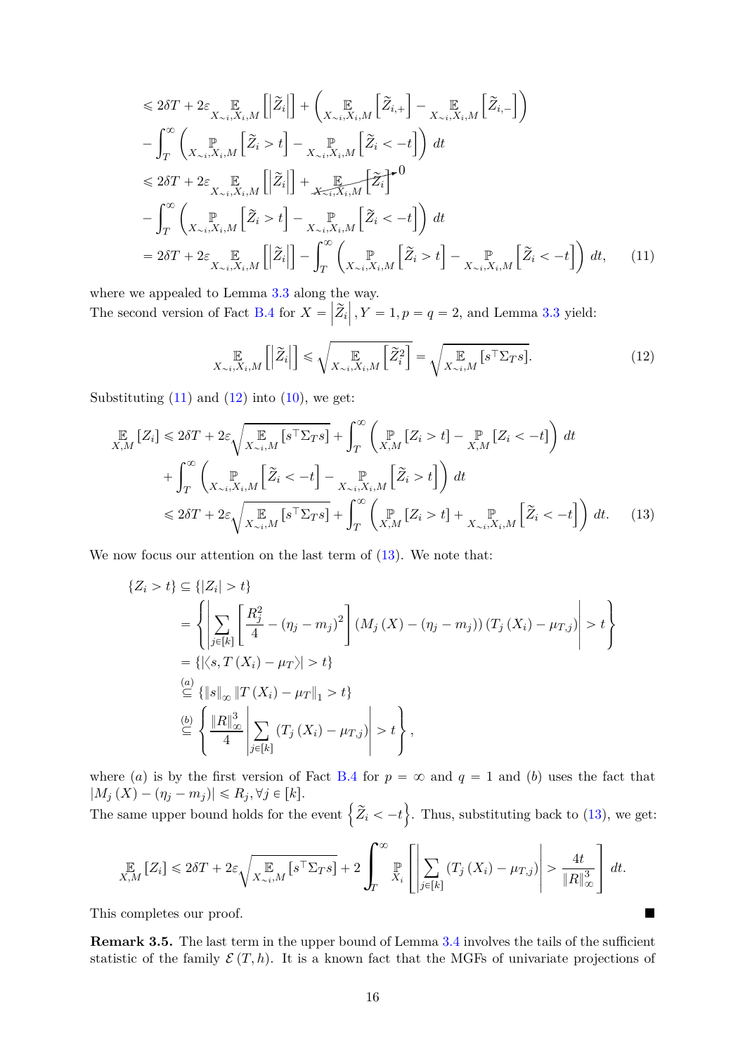$$
\begin{aligned}
&\leqslant 2\delta T + 2\varepsilon \mathop{\mathbb{E}}_{X_{\sim i}, X_i, M}\left[\left|\widetilde{Z}_i\right|\right] + \left(\mathop{\mathbb{E}}_{X_{\sim i}, X_i, M}\left[\widetilde{Z}_{i,+}\right] - \mathop{\mathbb{E}}_{X_{\sim i}, X_i, M}\left[\widetilde{Z}_{i,-}\right]\right) \\
&\quad - \int_T^\infty \left(\mathop{\mathbb{P}}_{X_{\sim i}, X_i, M}\left[\widetilde{Z}_i > t\right] - \mathop{\mathbb{P}}_{X_{\sim i}, X_i, M}\left[\widetilde{Z}_i < -t\right]\right) dt \\
&\leqslant 2\delta T + 2\varepsilon \mathop{\mathbb{E}}_{X_{\sim i}, X_i, M}\left[\left|\widetilde{Z}_i\right|\right] + \cancelto{0}{\mathop{\mathbb{E}}_{X_{\sim i}, X_i, M}\left[\widetilde{Z}_i\right]} \\
&\quad - \int_T^\infty \left(\mathop{\mathbb{P}}_{X_{\sim i}, X_i, M}\left[\widetilde{Z}_i > t\right] - \mathop{\mathbb{P}}_{X_{\sim i}, X_i, M}\left[\widetilde{Z}_i < -t\right]\right) dt \\
&= 2\delta T + 2\varepsilon \mathop{\mathbb{E}}_{X_{\sim i}, X_i, M}\left[\left|\widetilde{Z}_i\right|\right] - \int_T^\infty \left(\mathop{\mathbb{P}}_{X_{\sim i}, X_i, M}\left[\widetilde{Z}_i > t\right] - \mathop{\mathbb{P}}_{X_{\sim i}, X_i, M}\left[\widetilde{Z}_i < -t\right]\right) dt, \qquad (11)
\end{aligned}
$$

where we appealed to Lemma 3.3 along the way.
The second version of Fact B.4 for $X = \left|\widetilde{Z}_i\right|, Y = 1, p = q = 2$, and Lemma 3.3 yield:

$$
\mathop{\mathbb{E}}_{X_{\sim i}, X_i, M}\left[\left|\widetilde{Z}_i\right|\right] \leqslant \sqrt{\mathop{\mathbb{E}}_{X_{\sim i}, X_i, M}\left[\widetilde{Z}_i^2\right]} = \sqrt{\mathop{\mathbb{E}}_{X_{\sim i}, M}\left[s^\top \Sigma_T s\right]}. \qquad (12)
$$

Substituting (11) and (12) into (10), we get:

$$
\begin{aligned}
\mathop{\mathbb{E}}_{X,M}\left[Z_i\right] &\leqslant 2\delta T + 2\varepsilon \sqrt{\mathop{\mathbb{E}}_{X_{\sim i}, M}\left[s^\top \Sigma_T s\right]} + \int_T^\infty \left(\mathop{\mathbb{P}}_{X,M}\left[Z_i > t\right] - \mathop{\mathbb{P}}_{X,M}\left[Z_i < -t\right]\right) dt \\
&\quad + \int_T^\infty \left(\mathop{\mathbb{P}}_{X_{\sim i}, X_i, M}\left[\widetilde{Z}_i < -t\right] - \mathop{\mathbb{P}}_{X_{\sim i}, X_i, M}\left[\widetilde{Z}_i > t\right]\right) dt \\
&\leqslant 2\delta T + 2\varepsilon \sqrt{\mathop{\mathbb{E}}_{X_{\sim i}, M}\left[s^\top \Sigma_T s\right]} + \int_T^\infty \left(\mathop{\mathbb{P}}_{X,M}\left[Z_i > t\right] + \mathop{\mathbb{P}}_{X_{\sim i}, X_i, M}\left[\widetilde{Z}_i < -t\right]\right) dt. \qquad (13)
\end{aligned}
$$

We now focus our attention on the last term of (13). We note that:

$$
\begin{aligned}
\{Z_i > t\} &\subseteq \{|Z_i| > t\} \\
&= \left\{\left|\sum_{j \in [k]} \left[\frac{R_j^2}{4} - (\eta_j - m_j)^2\right] \left(M_j(X) - (\eta_j - m_j)\right)\left(T_j(X_i) - \mu_{T,j}\right)\right| > t\right\} \\
&= \left\{\left|\langle s, T(X_i) - \mu_T \rangle\right| > t\right\} \\
&\overset{(a)}{\subseteq} \left\{\|s\|_\infty \left\|T(X_i) - \mu_T\right\|_1 > t\right\} \\
&\overset{(b)}{\subseteq} \left\{\frac{\|R\|_\infty^3}{4} \left|\sum_{j \in [k]} \left(T_j(X_i) - \mu_{T,j}\right)\right| > t\right\},
\end{aligned}
$$

where $(a)$ is by the first version of Fact B.4 for $p = \infty$ and $q = 1$ and $(b)$ uses the fact that $|M_j(X) - (\eta_j - m_j)| \leqslant R_j, \forall j \in [k]$.
The same upper bound holds for the event $\left\{\widetilde{Z}_i < -t\right\}$. Thus, substituting back to (13), we get:

$$
\mathop{\mathbb{E}}_{X,M}\left[Z_i\right] \leqslant 2\delta T + 2\varepsilon \sqrt{\mathop{\mathbb{E}}_{X_{\sim i}, M}\left[s^\top \Sigma_T s\right]} + 2\int_T^\infty \mathop{\mathbb{P}}_{X_i}\left[\left|\sum_{j \in [k]} \left(T_j(X_i) - \mu_{T,j}\right)\right| > \frac{4t}{\|R\|_\infty^3}\right] dt.
$$

This completes our proof. ∎

**Remark 3.5.** The last term in the upper bound of Lemma 3.4 involves the tails of the sufficient statistic of the family $\mathcal{E}(T, h)$. It is a known fact that the MGFs of univariate projections of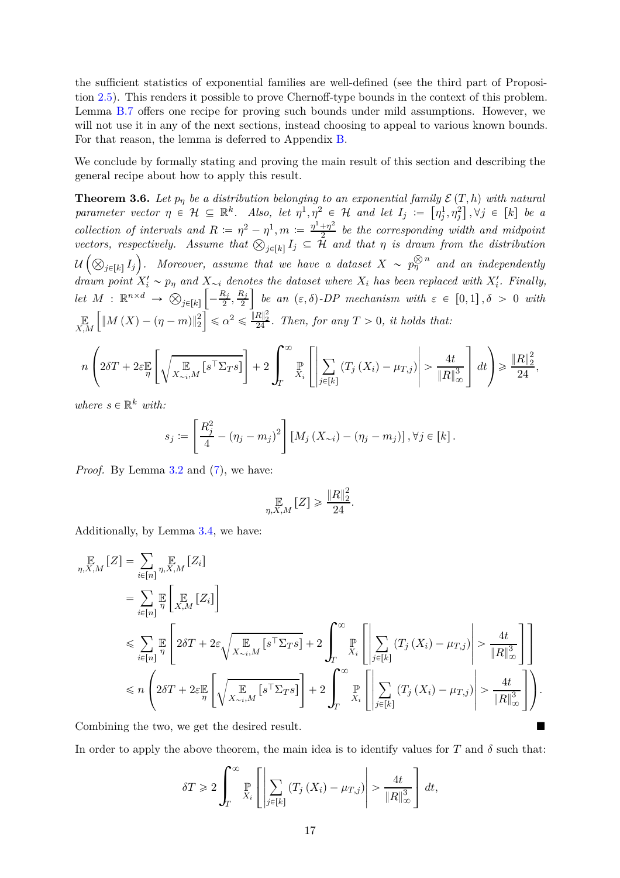the sufficient statistics of exponential families are well-defined (see the third part of Proposition 2.5). This renders it possible to prove Chernoff-type bounds in the context of this problem. Lemma B.7 offers one recipe for proving such bounds under mild assumptions. However, we will not use it in any of the next sections, instead choosing to appeal to various known bounds. For that reason, the lemma is deferred to Appendix B.

We conclude by formally stating and proving the main result of this section and describing the general recipe about how to apply this result.

**Theorem 3.6.** *Let $p_\eta$ be a distribution belonging to an exponential family $\mathcal{E}(T, h)$ with natural parameter vector $\eta \in \mathcal{H} \subseteq \mathbb{R}^k$. Also, let $\eta^1, \eta^2 \in \mathcal{H}$ and let $I_j := \left[\eta_j^1, \eta_j^2\right], \forall j \in [k]$ be a collection of intervals and $R := \eta^2 - \eta^1, m := \frac{\eta^1 + \eta^2}{2}$ be the corresponding width and midpoint vectors, respectively. Assume that $\bigotimes_{j \in [k]} I_j \subseteq \mathcal{H}$ and that $\eta$ is drawn from the distribution $\mathcal{U}\left(\bigotimes_{j \in [k]} I_j\right)$. Moreover, assume that we have a dataset $X \sim p_\eta^{\bigotimes n}$ and an independently drawn point $X_i' \sim p_\eta$ and $X_{\sim i}$ denotes the dataset where $X_i$ has been replaced with $X_i'$. Finally, let $M : \mathbb{R}^{n \times d} \to \bigotimes_{j \in [k]} \left[-\frac{R_j}{2}, \frac{R_j}{2}\right]$ be an $(\varepsilon, \delta)$-DP mechanism with $\varepsilon \in [0, 1], \delta > 0$ with $\mathop{\mathbb{E}}_{X,M}\left[\|M(X) - (\eta - m)\|_2^2\right] \leqslant \alpha^2 \leqslant \frac{\|R\|_2^2}{24}$. Then, for any $T > 0$, it holds that:*

$$
n\left(2\delta T + 2\varepsilon \mathop{\mathbb{E}}_{\eta}\left[\sqrt{\mathop{\mathbb{E}}_{X_{\sim i}, M}\left[s^\top \Sigma_T s\right]}\right] + 2\int_T^\infty \mathop{\mathbb{P}}_{X_i}\left[\left|\sum_{j \in [k]} \left(T_j(X_i) - \mu_{T,j}\right)\right| > \frac{4t}{\|R\|_\infty^3}\right] dt\right) \geqslant \frac{\|R\|_2^2}{24},
$$

*where $s \in \mathbb{R}^k$ with:*

$$
s_j := \left[\frac{R_j^2}{4} - (\eta_j - m_j)^2\right]\left[M_j(X_{\sim i}) - (\eta_j - m_j)\right], \forall j \in [k].
$$

*Proof.* By Lemma 3.2 and (7), we have:

$$
\mathop{\mathbb{E}}_{\eta, X, M}[Z] \geqslant \frac{\|R\|_2^2}{24}.
$$

Additionally, by Lemma 3.4, we have:

$$
\begin{aligned}
\mathop{\mathbb{E}}_{\eta, X, M}[Z] &= \sum_{i \in [n]} \mathop{\mathbb{E}}_{\eta, X, M}[Z_i] \\
&= \sum_{i \in [n]} \mathop{\mathbb{E}}_{\eta}\left[\mathop{\mathbb{E}}_{X, M}[Z_i]\right] \\
&\leqslant \sum_{i \in [n]} \mathop{\mathbb{E}}_{\eta}\left[2\delta T + 2\varepsilon \sqrt{\mathop{\mathbb{E}}_{X_{\sim i}, M}\left[s^\top \Sigma_T s\right]} + 2\int_T^\infty \mathop{\mathbb{P}}_{X_i}\left[\left|\sum_{j \in [k]} \left(T_j(X_i) - \mu_{T,j}\right)\right| > \frac{4t}{\|R\|_\infty^3}\right]\right] \\
&\leqslant n\left(2\delta T + 2\varepsilon \mathop{\mathbb{E}}_{\eta}\left[\sqrt{\mathop{\mathbb{E}}_{X_{\sim i}, M}\left[s^\top \Sigma_T s\right]}\right] + 2\int_T^\infty \mathop{\mathbb{P}}_{X_i}\left[\left|\sum_{j \in [k]} \left(T_j(X_i) - \mu_{T,j}\right)\right| > \frac{4t}{\|R\|_\infty^3}\right]\right).
\end{aligned}
$$

Combining the two, we get the desired result. ∎

In order to apply the above theorem, the main idea is to identify values for $T$ and $\delta$ such that:

$$
\delta T \geqslant 2\int_T^\infty \mathop{\mathbb{P}}_{X_i}\left[\left|\sum_{j \in [k]} \left(T_j(X_i) - \mu_{T,j}\right)\right| > \frac{4t}{\|R\|_\infty^3}\right] dt,
$$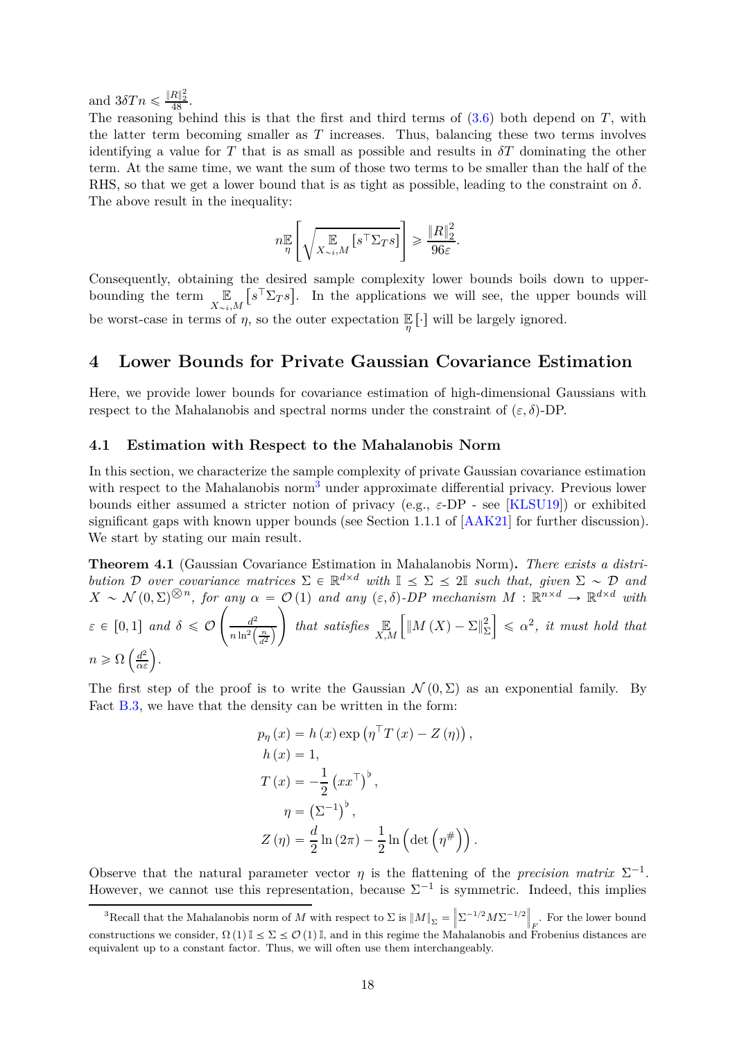and $3\delta T n \leqslant \frac{\|R\|_2^2}{48}$.
The reasoning behind this is that the first and third terms of (3.6) both depend on $T$, with the latter term becoming smaller as $T$ increases. Thus, balancing these two terms involves identifying a value for $T$ that is as small as possible and results in $\delta T$ dominating the other term. At the same time, we want the sum of those two terms to be smaller than the half of the RHS, so that we get a lower bound that is as tight as possible, leading to the constraint on $\delta$. The above result in the inequality:

$$n \mathop{\mathbb{E}}_{\eta}\left[\sqrt{\mathop{\mathbb{E}}_{X_{\sim i}, M}\left[s^\top \Sigma_T s\right]}\right] \geqslant \frac{\|R\|_2^2}{96\varepsilon}.$$

Consequently, obtaining the desired sample complexity lower bounds boils down to upper-bounding the term $\mathop{\mathbb{E}}_{X_{\sim i}, M}\left[s^\top \Sigma_T s\right]$. In the applications we will see, the upper bounds will be worst-case in terms of $\eta$, so the outer expectation $\mathop{\mathbb{E}}_{\eta}[\cdot]$ will be largely ignored.

# 4 Lower Bounds for Private Gaussian Covariance Estimation

Here, we provide lower bounds for covariance estimation of high-dimensional Gaussians with respect to the Mahalanobis and spectral norms under the constraint of $(\varepsilon, \delta)$-DP.

## 4.1 Estimation with Respect to the Mahalanobis Norm

In this section, we characterize the sample complexity of private Gaussian covariance estimation with respect to the Mahalanobis norm[3] under approximate differential privacy. Previous lower bounds either assumed a stricter notion of privacy (e.g., $\varepsilon$-DP - see [KLSU19]) or exhibited significant gaps with known upper bounds (see Section 1.1.1 of [AAK21] for further discussion). We start by stating our main result.

**Theorem 4.1** (Gaussian Covariance Estimation in Mahalanobis Norm)**.** *There exists a distribution $\mathcal{D}$ over covariance matrices $\Sigma \in \mathbb{R}^{d \times d}$ with $\mathbb{I} \preceq \Sigma \preceq 2\mathbb{I}$ such that, given $\Sigma \sim \mathcal{D}$ and $X \sim \mathcal{N}(0, \Sigma)^{\otimes n}$, for any $\alpha = \mathcal{O}(1)$ and any $(\varepsilon, \delta)$-DP mechanism $M : \mathbb{R}^{n \times d} \to \mathbb{R}^{d \times d}$ with $\varepsilon \in [0, 1]$ and $\delta \leqslant \mathcal{O}\left(\frac{d^2}{n \ln^2\left(\frac{n}{d^2}\right)}\right)$ that satisfies $\mathop{\mathbb{E}}_{X, M}\left[\|M(X) - \Sigma\|_\Sigma^2\right] \leqslant \alpha^2$, it must hold that $n \geqslant \Omega\left(\frac{d^2}{\alpha\varepsilon}\right)$.*

The first step of the proof is to write the Gaussian $\mathcal{N}(0, \Sigma)$ as an exponential family. By Fact B.3, we have that the density can be written in the form:

$$\begin{aligned}
p_\eta(x) &= h(x) \exp\left(\eta^\top T(x) - Z(\eta)\right), \\
h(x) &= 1, \\
T(x) &= -\frac{1}{2}\left(xx^\top\right)^\flat, \\
\eta &= \left(\Sigma^{-1}\right)^\flat, \\
Z(\eta) &= \frac{d}{2}\ln(2\pi) - \frac{1}{2}\ln\left(\det\left(\eta^\#\right)\right).
\end{aligned}$$

Observe that the natural parameter vector $\eta$ is the flattening of the *precision matrix* $\Sigma^{-1}$. However, we cannot use this representation, because $\Sigma^{-1}$ is symmetric. Indeed, this implies

[3] Recall that the Mahalanobis norm of $M$ with respect to $\Sigma$ is $\|M\|_\Sigma = \left\|\Sigma^{-1/2} M \Sigma^{-1/2}\right\|_F$. For the lower bound constructions we consider, $\Omega(1)\,\mathbb{I} \preceq \Sigma \preceq \mathcal{O}(1)\,\mathbb{I}$, and in this regime the Mahalanobis and Frobenius distances are equivalent up to a constant factor. Thus, we will often use them interchangeably.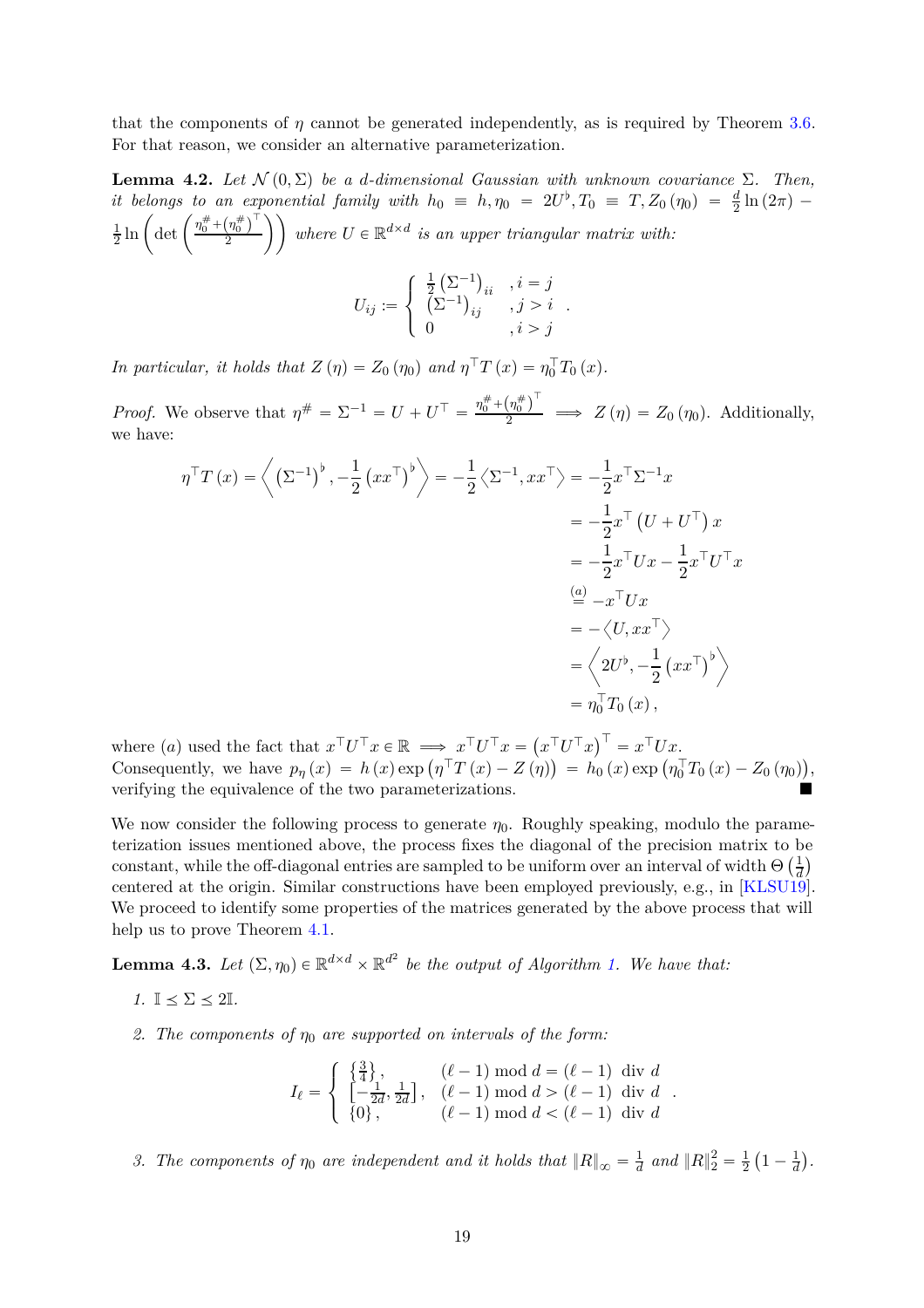that the components of $\eta$ cannot be generated independently, as is required by Theorem 3.6. For that reason, we consider an alternative parameterization.

**Lemma 4.2.** *Let $\mathcal{N}(0,\Sigma)$ be a $d$-dimensional Gaussian with unknown covariance $\Sigma$. Then, it belongs to an exponential family with $h_0 \equiv h, \eta_0 = 2U^\flat, T_0 \equiv T, Z_0(\eta_0) = \frac{d}{2}\ln(2\pi) - \frac{1}{2}\ln\left(\det\left(\frac{\eta_0^\# + (\eta_0^\#)^\top}{2}\right)\right)$ where $U \in \mathbb{R}^{d\times d}$ is an upper triangular matrix with:*

$$U_{ij} := \begin{cases} \frac{1}{2}\left(\Sigma^{-1}\right)_{ii} & , i = j \\ \left(\Sigma^{-1}\right)_{ij} & , j > i \\ 0 & , i > j \end{cases}.$$

*In particular, it holds that $Z(\eta) = Z_0(\eta_0)$ and $\eta^\top T(x) = \eta_0^\top T_0(x)$.*

*Proof.* We observe that $\eta^\# = \Sigma^{-1} = U + U^\top = \frac{\eta_0^\# + (\eta_0^\#)^\top}{2} \implies Z(\eta) = Z_0(\eta_0)$. Additionally, we have:

$$\begin{aligned}
\eta^\top T(x) = \left\langle \left(\Sigma^{-1}\right)^\flat, -\frac{1}{2}\left(xx^\top\right)^\flat \right\rangle = -\frac{1}{2}\left\langle \Sigma^{-1}, xx^\top \right\rangle &= -\frac{1}{2}x^\top \Sigma^{-1} x \\
&= -\frac{1}{2}x^\top\left(U + U^\top\right)x \\
&= -\frac{1}{2}x^\top U x - \frac{1}{2}x^\top U^\top x \\
&\overset{(a)}{=} -x^\top U x \\
&= -\left\langle U, xx^\top \right\rangle \\
&= \left\langle 2U^\flat, -\frac{1}{2}\left(xx^\top\right)^\flat \right\rangle \\
&= \eta_0^\top T_0(x),
\end{aligned}$$

where $(a)$ used the fact that $x^\top U^\top x \in \mathbb{R} \implies x^\top U^\top x = \left(x^\top U^\top x\right)^\top = x^\top U x$.
Consequently, we have $p_\eta(x) = h(x)\exp\left(\eta^\top T(x) - Z(\eta)\right) = h_0(x)\exp\left(\eta_0^\top T_0(x) - Z_0(\eta_0)\right)$, verifying the equivalence of the two parameterizations. ■

We now consider the following process to generate $\eta_0$. Roughly speaking, modulo the parameterization issues mentioned above, the process fixes the diagonal of the precision matrix to be constant, while the off-diagonal entries are sampled to be uniform over an interval of width $\Theta\left(\frac{1}{d}\right)$ centered at the origin. Similar constructions have been employed previously, e.g., in [KLSU19]. We proceed to identify some properties of the matrices generated by the above process that will help us to prove Theorem 4.1.

**Lemma 4.3.** *Let $(\Sigma, \eta_0) \in \mathbb{R}^{d\times d} \times \mathbb{R}^{d^2}$ be the output of Algorithm 1. We have that:*

1. *$\mathbb{I} \preceq \Sigma \preceq 2\mathbb{I}$.*
2. *The components of $\eta_0$ are supported on intervals of the form:*

$$I_\ell = \begin{cases} \left\{\frac{3}{4}\right\}, & (\ell-1) \bmod d = (\ell-1) \text{ div } d \\ \left[-\frac{1}{2d}, \frac{1}{2d}\right], & (\ell-1) \bmod d > (\ell-1) \text{ div } d \\ \{0\}, & (\ell-1) \bmod d < (\ell-1) \text{ div } d \end{cases}.$$

3. *The components of $\eta_0$ are independent and it holds that $\|R\|_\infty = \frac{1}{d}$ and $\|R\|_2^2 = \frac{1}{2}\left(1 - \frac{1}{d}\right)$.*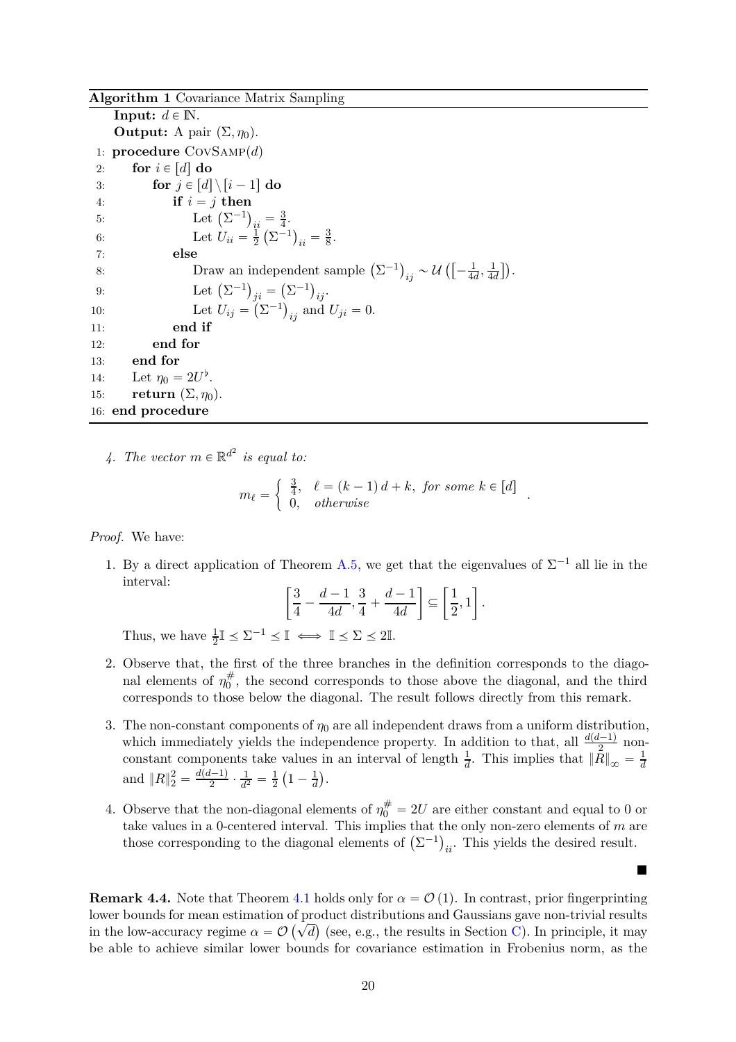**Algorithm 1** Covariance Matrix Sampling

```
    Input: d ∈ ℕ.
    Output: A pair (Σ, η₀).
 1: procedure CovSamp(d)
 2:     for i ∈ [d] do
 3:         for j ∈ [d] \ [i − 1] do
 4:             if i = j then
 5:                 Let (Σ⁻¹)_ii = 3/4.
 6:                 Let U_ii = (1/2)(Σ⁻¹)_ii = 3/8.
 7:             else
 8:                 Draw an independent sample (Σ⁻¹)_ij ~ U([−1/(4d), 1/(4d)]).
 9:                 Let (Σ⁻¹)_ji = (Σ⁻¹)_ij.
10:                 Let U_ij = (Σ⁻¹)_ij and U_ji = 0.
11:             end if
12:         end for
13:     end for
14:     Let η₀ = 2U^♭.
15:     return (Σ, η₀).
16: end procedure
```

4. *The vector $m \in \mathbb{R}^{d^2}$ is equal to:*

$$
m_\ell = \begin{cases} \frac{3}{4}, & \ell = (k-1)\,d + k, \text{ for some } k \in [d] \\ 0, & \text{otherwise} \end{cases}.
$$

*Proof.* We have:

1. By a direct application of Theorem A.5, we get that the eigenvalues of $\Sigma^{-1}$ all lie in the interval:
$$
\left[\frac{3}{4} - \frac{d-1}{4d}, \frac{3}{4} + \frac{d-1}{4d}\right] \subseteq \left[\frac{1}{2}, 1\right].
$$
Thus, we have $\frac{1}{2}\mathbb{I} \preceq \Sigma^{-1} \preceq \mathbb{I} \iff \mathbb{I} \preceq \Sigma \preceq 2\mathbb{I}$.

2. Observe that, the first of the three branches in the definition corresponds to the diagonal elements of $\eta_0^{\#}$, the second corresponds to those above the diagonal, and the third corresponds to those below the diagonal. The result follows directly from this remark.

3. The non-constant components of $\eta_0$ are all independent draws from a uniform distribution, which immediately yields the independence property. In addition to that, all $\frac{d(d-1)}{2}$ non-constant components take values in an interval of length $\frac{1}{d}$. This implies that $\|R\|_\infty = \frac{1}{d}$ and $\|R\|_2^2 = \frac{d(d-1)}{2} \cdot \frac{1}{d^2} = \frac{1}{2}\left(1 - \frac{1}{d}\right)$.

4. Observe that the non-diagonal elements of $\eta_0^{\#} = 2U$ are either constant and equal to 0 or take values in a 0-centered interval. This implies that the only non-zero elements of $m$ are those corresponding to the diagonal elements of $\left(\Sigma^{-1}\right)_{ii}$. This yields the desired result.

■

**Remark 4.4.** Note that Theorem 4.1 holds only for $\alpha = \mathcal{O}(1)$. In contrast, prior fingerprinting lower bounds for mean estimation of product distributions and Gaussians gave non-trivial results in the low-accuracy regime $\alpha = \mathcal{O}\left(\sqrt{d}\right)$ (see, e.g., the results in Section C). In principle, it may be able to achieve similar lower bounds for covariance estimation in Frobenius norm, as the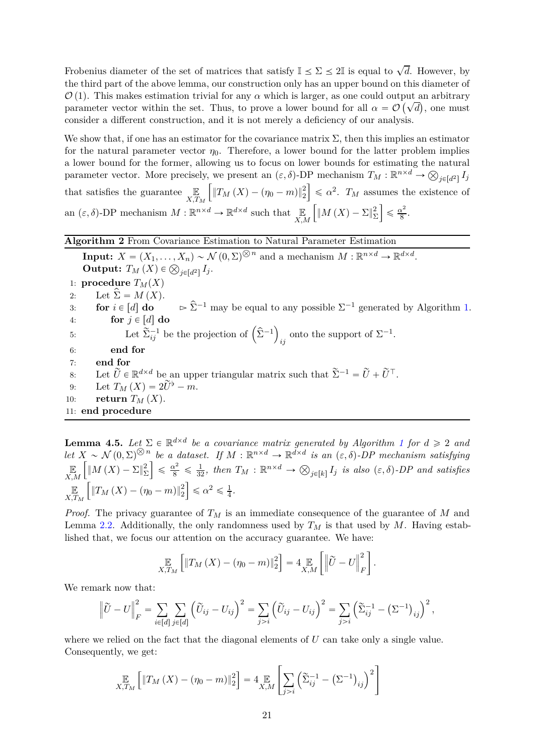Frobenius diameter of the set of matrices that satisfy $\mathbb{I} \preceq \Sigma \preceq 2\mathbb{I}$ is equal to $\sqrt{d}$. However, by the third part of the above lemma, our construction only has an upper bound on this diameter of $\mathcal{O}(1)$. This makes estimation trivial for any $\alpha$ which is larger, as one could output an arbitrary parameter vector within the set. Thus, to prove a lower bound for all $\alpha = \mathcal{O}(\sqrt{d})$, one must consider a different construction, and it is not merely a deficiency of our analysis.

We show that, if one has an estimator for the covariance matrix $\Sigma$, then this implies an estimator for the natural parameter vector $\eta_0$. Therefore, a lower bound for the latter problem implies a lower bound for the former, allowing us to focus on lower bounds for estimating the natural parameter vector. More precisely, we present an $(\varepsilon, \delta)$-DP mechanism $T_M : \mathbb{R}^{n\times d} \to \bigotimes_{j\in[d^2]} I_j$ that satisfies the guarantee $\underset{X,T_M}{\mathbb{E}}\left[\|T_M(X) - (\eta_0 - m)\|_2^2\right] \leqslant \alpha^2$. $T_M$ assumes the existence of an $(\varepsilon, \delta)$-DP mechanism $M : \mathbb{R}^{n\times d} \to \mathbb{R}^{d\times d}$ such that $\underset{X,M}{\mathbb{E}}\left[\|M(X) - \Sigma\|_\Sigma^2\right] \leqslant \frac{\alpha^2}{8}$.

**Algorithm 2** From Covariance Estimation to Natural Parameter Estimation

**Input:** $X = (X_1, \ldots, X_n) \sim \mathcal{N}(0, \Sigma)^{\bigotimes n}$ and a mechanism $M : \mathbb{R}^{n\times d} \to \mathbb{R}^{d\times d}$.
**Output:** $T_M(X) \in \bigotimes_{j\in[d^2]} I_j$.

```
1: procedure T_M(X)
2:     Let Σ̂ = M(X).
3:     for i ∈ [d] do        ▷ Σ̂^{-1} may be equal to any possible Σ^{-1} generated by Algorithm 1.
4:         for j ∈ [d] do
5:             Let Σ̃^{-1}_{ij} be the projection of (Σ̂^{-1})_{ij} onto the support of Σ^{-1}.
6:         end for
7:     end for
8:     Let Ũ ∈ R^{d×d} be an upper triangular matrix such that Σ̃^{-1} = Ũ + Ũ^T.
9:     Let T_M(X) = 2Ũ^♭ − m.
10:    return T_M(X).
11: end procedure
```

**Lemma 4.5.** *Let $\Sigma \in \mathbb{R}^{d\times d}$ be a covariance matrix generated by Algorithm 1 for $d \geqslant 2$ and let $X \sim \mathcal{N}(0, \Sigma)^{\bigotimes n}$ be a dataset. If $M : \mathbb{R}^{n\times d} \to \mathbb{R}^{d\times d}$ is an $(\varepsilon, \delta)$-DP mechanism satisfying $\underset{X,M}{\mathbb{E}}\left[\|M(X) - \Sigma\|_\Sigma^2\right] \leqslant \frac{\alpha^2}{8} \leqslant \frac{1}{32}$, then $T_M : \mathbb{R}^{n\times d} \to \bigotimes_{j\in[k]} I_j$ is also $(\varepsilon, \delta)$-DP and satisfies $\underset{X,T_M}{\mathbb{E}}\left[\|T_M(X) - (\eta_0 - m)\|_2^2\right] \leqslant \alpha^2 \leqslant \frac{1}{4}$.*

*Proof.* The privacy guarantee of $T_M$ is an immediate consequence of the guarantee of $M$ and Lemma 2.2. Additionally, the only randomness used by $T_M$ is that used by $M$. Having established that, we focus our attention on the accuracy guarantee. We have:

$$\underset{X,T_M}{\mathbb{E}}\left[\|T_M(X) - (\eta_0 - m)\|_2^2\right] = 4\underset{X,M}{\mathbb{E}}\left[\left\|\widetilde{U} - U\right\|_F^2\right].$$

We remark now that:

$$\left\|\widetilde{U} - U\right\|_F^2 = \sum_{i\in[d]}\sum_{j\in[d]}\left(\widetilde{U}_{ij} - U_{ij}\right)^2 = \sum_{j>i}\left(\widetilde{U}_{ij} - U_{ij}\right)^2 = \sum_{j>i}\left(\widetilde{\Sigma}^{-1}_{ij} - \left(\Sigma^{-1}\right)_{ij}\right)^2,$$

where we relied on the fact that the diagonal elements of $U$ can take only a single value. Consequently, we get:

$$\underset{X,T_M}{\mathbb{E}}\left[\|T_M(X) - (\eta_0 - m)\|_2^2\right] = 4\underset{X,M}{\mathbb{E}}\left[\sum_{j>i}\left(\widetilde{\Sigma}^{-1}_{ij} - \left(\Sigma^{-1}\right)_{ij}\right)^2\right]$$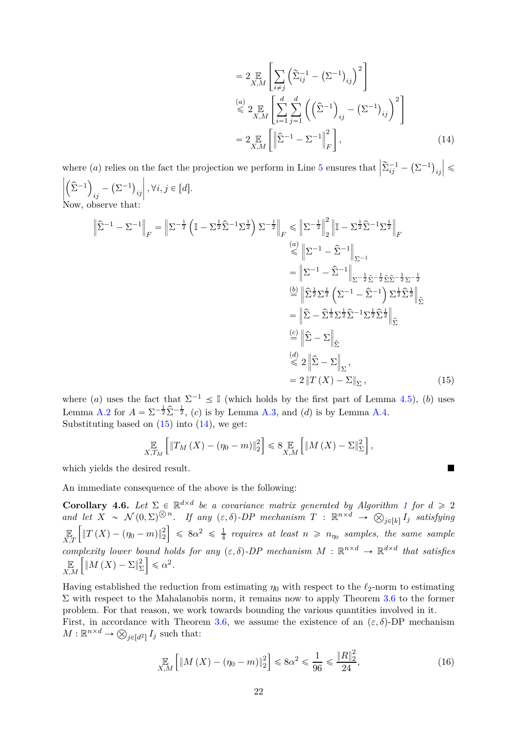$$
\begin{aligned}
&= 2 \mathop{\mathbb{E}}_{X,M}\left[\sum_{i \neq j}\left(\widetilde{\Sigma}_{ij}^{-1} - \left(\Sigma^{-1}\right)_{ij}\right)^2\right] \\
&\overset{(a)}{\leqslant} 2 \mathop{\mathbb{E}}_{X,M}\left[\sum_{i=1}^{d}\sum_{j=1}^{d}\left(\left(\widehat{\Sigma}^{-1}\right)_{ij} - \left(\Sigma^{-1}\right)_{ij}\right)^2\right] \\
&= 2 \mathop{\mathbb{E}}_{X,M}\left[\left\|\widehat{\Sigma}^{-1} - \Sigma^{-1}\right\|_F^2\right],
\end{aligned} \tag{14}
$$

where $(a)$ relies on the fact the projection we perform in Line 5 ensures that $\left|\widetilde{\Sigma}_{ij}^{-1} - \left(\Sigma^{-1}\right)_{ij}\right| \leqslant \left|\left(\widehat{\Sigma}^{-1}\right)_{ij} - \left(\Sigma^{-1}\right)_{ij}\right|, \forall i,j \in [d]$.

Now, observe that:

$$
\begin{aligned}
\left\|\widehat{\Sigma}^{-1} - \Sigma^{-1}\right\|_F = \left\|\Sigma^{-\frac{1}{2}}\left(\mathbb{I} - \Sigma^{\frac{1}{2}}\widehat{\Sigma}^{-1}\Sigma^{\frac{1}{2}}\right)\Sigma^{-\frac{1}{2}}\right\|_F &\leqslant \left\|\Sigma^{-\frac{1}{2}}\right\|_2^2 \left\|\mathbb{I} - \Sigma^{\frac{1}{2}}\widehat{\Sigma}^{-1}\Sigma^{\frac{1}{2}}\right\|_F \\
&\overset{(a)}{\leqslant} \left\|\Sigma^{-1} - \widehat{\Sigma}^{-1}\right\|_{\Sigma^{-1}} \\
&= \left\|\Sigma^{-1} - \widehat{\Sigma}^{-1}\right\|_{\Sigma^{-\frac{1}{2}}\widehat{\Sigma}^{-\frac{1}{2}}\widehat{\Sigma}\widehat{\Sigma}^{-\frac{1}{2}}\Sigma^{-\frac{1}{2}}} \\
&\overset{(b)}{=} \left\|\widehat{\Sigma}^{\frac{1}{2}}\Sigma^{\frac{1}{2}}\left(\Sigma^{-1} - \widehat{\Sigma}^{-1}\right)\Sigma^{\frac{1}{2}}\widehat{\Sigma}^{\frac{1}{2}}\right\|_{\widehat{\Sigma}} \\
&= \left\|\widehat{\Sigma} - \widehat{\Sigma}^{\frac{1}{2}}\Sigma^{\frac{1}{2}}\widehat{\Sigma}^{-1}\Sigma^{\frac{1}{2}}\widehat{\Sigma}^{\frac{1}{2}}\right\|_{\widehat{\Sigma}} \\
&\overset{(c)}{=} \left\|\widehat{\Sigma} - \Sigma\right\|_{\widehat{\Sigma}} \\
&\overset{(d)}{\leqslant} 2\left\|\widehat{\Sigma} - \Sigma\right\|_{\Sigma}, \\
&= 2\left\|T(X) - \Sigma\right\|_{\Sigma},
\end{aligned} \tag{15}
$$

where $(a)$ uses the fact that $\Sigma^{-1} \preceq \mathbb{I}$ (which holds by the first part of Lemma 4.5), $(b)$ uses Lemma A.2 for $A = \Sigma^{-\frac{1}{2}}\widehat{\Sigma}^{-\frac{1}{2}}$, $(c)$ is by Lemma A.3, and $(d)$ is by Lemma A.4.

Substituting based on (15) into (14), we get:

$$
\mathop{\mathbb{E}}_{X,T_M}\left[\left\|T_M(X) - (\eta_0 - m)\right\|_2^2\right] \leqslant 8 \mathop{\mathbb{E}}_{X,M}\left[\left\|M(X) - \Sigma\right\|_{\Sigma}^2\right],
$$

which yields the desired result. ■

An immediate consequence of the above is the following:

**Corollary 4.6.** *Let $\Sigma \in \mathbb{R}^{d \times d}$ be a covariance matrix generated by Algorithm 1 for $d \geqslant 2$ and let $X \sim \mathcal{N}(0,\Sigma)^{\bigotimes n}$. If any $(\varepsilon,\delta)$-DP mechanism $T : \mathbb{R}^{n \times d} \to \bigotimes_{j \in [k]} I_j$ satisfying $\mathop{\mathbb{E}}_{X,T}\left[\left\|T(X) - (\eta_0 - m)\right\|_2^2\right] \leqslant 8\alpha^2 \leqslant \frac{1}{4}$ requires at least $n \geqslant n_{\eta_0}$ samples, the same sample complexity lower bound holds for any $(\varepsilon,\delta)$-DP mechanism $M : \mathbb{R}^{n \times d} \to \mathbb{R}^{d \times d}$ that satisfies $\mathop{\mathbb{E}}_{X,M}\left[\left\|M(X) - \Sigma\right\|_{\Sigma}^2\right] \leqslant \alpha^2$.*

Having established the reduction from estimating $\eta_0$ with respect to the $\ell_2$-norm to estimating $\Sigma$ with respect to the Mahalanobis norm, it remains now to apply Theorem 3.6 to the former problem. For that reason, we work towards bounding the various quantities involved in it.

First, in accordance with Theorem 3.6, we assume the existence of an $(\varepsilon,\delta)$-DP mechanism $M : \mathbb{R}^{n \times d} \to \bigotimes_{j \in [d^2]} I_j$ such that:

$$
\mathop{\mathbb{E}}_{X,M}\left[\left\|M(X) - (\eta_0 - m)\right\|_2^2\right] \leqslant 8\alpha^2 \leqslant \frac{1}{96} \leqslant \frac{\|R\|_2^2}{24}, \tag{16}
$$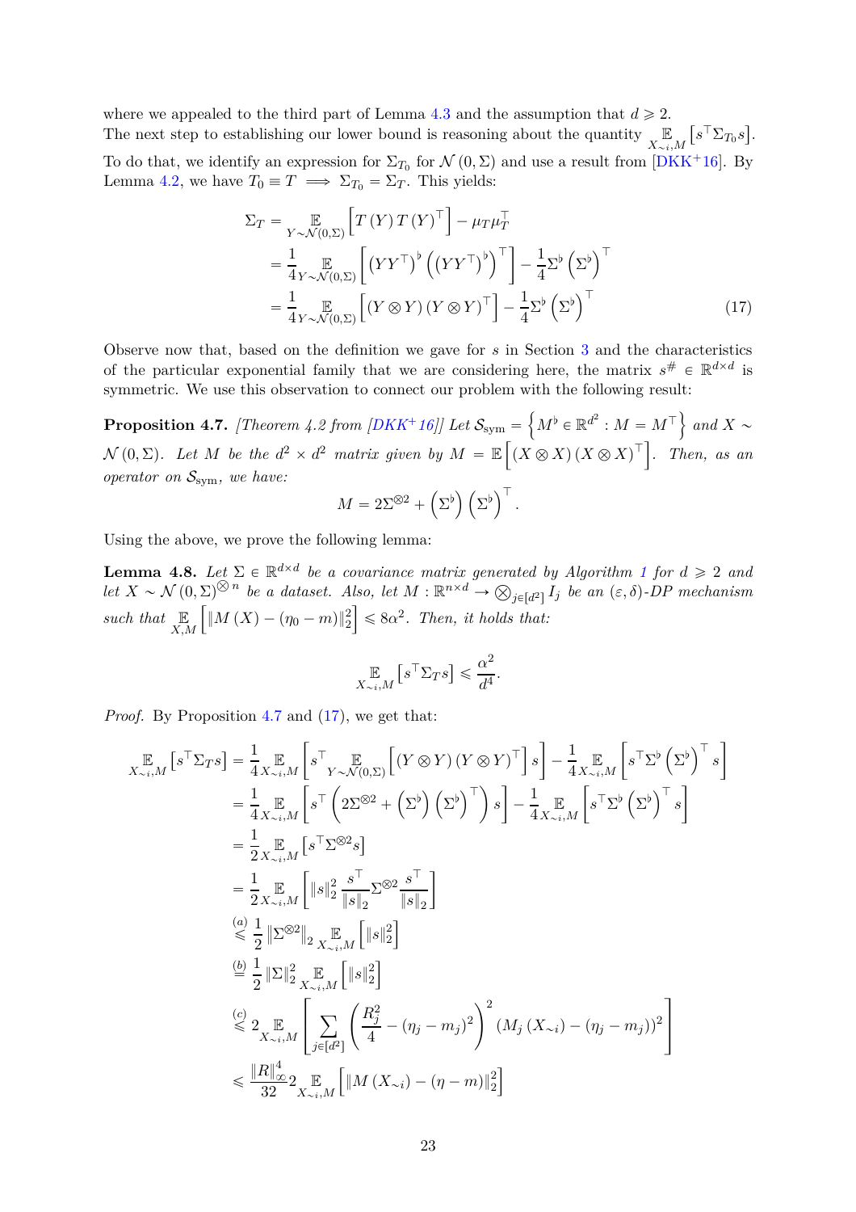where we appealed to the third part of Lemma 4.3 and the assumption that $d \geqslant 2$.
The next step to establishing our lower bound is reasoning about the quantity $\mathop{\mathbb{E}}_{X_{\sim i}, M}\left[s^\top \Sigma_{T_0} s\right]$. To do that, we identify an expression for $\Sigma_{T_0}$ for $\mathcal{N}(0, \Sigma)$ and use a result from [DKK+16]. By Lemma 4.2, we have $T_0 \equiv T \implies \Sigma_{T_0} = \Sigma_T$. This yields:

$$
\begin{aligned}
\Sigma_T &= \mathop{\mathbb{E}}_{Y \sim \mathcal{N}(0,\Sigma)}\left[T(Y) T(Y)^\top\right] - \mu_T \mu_T^\top \\
&= \frac{1}{4} \mathop{\mathbb{E}}_{Y \sim \mathcal{N}(0,\Sigma)}\left[\left(YY^\top\right)^\flat \left(\left(YY^\top\right)^\flat\right)^\top\right] - \frac{1}{4}\Sigma^\flat \left(\Sigma^\flat\right)^\top \\
&= \frac{1}{4} \mathop{\mathbb{E}}_{Y \sim \mathcal{N}(0,\Sigma)}\left[(Y \otimes Y)(Y \otimes Y)^\top\right] - \frac{1}{4}\Sigma^\flat \left(\Sigma^\flat\right)^\top
\end{aligned} \tag{17}
$$

Observe now that, based on the definition we gave for $s$ in Section 3 and the characteristics of the particular exponential family that we are considering here, the matrix $s^\# \in \mathbb{R}^{d \times d}$ is symmetric. We use this observation to connect our problem with the following result:

**Proposition 4.7.** *[Theorem 4.2 from [DKK+16]] Let $\mathcal{S}_{\text{sym}} = \left\{M^\flat \in \mathbb{R}^{d^2} : M = M^\top\right\}$ and $X \sim \mathcal{N}(0, \Sigma)$. Let $M$ be the $d^2 \times d^2$ matrix given by $M = \mathbb{E}\left[(X \otimes X)(X \otimes X)^\top\right]$. Then, as an operator on $\mathcal{S}_{\text{sym}}$, we have:*

$$
M = 2\Sigma^{\otimes 2} + \left(\Sigma^\flat\right)\left(\Sigma^\flat\right)^\top.
$$

Using the above, we prove the following lemma:

**Lemma 4.8.** *Let $\Sigma \in \mathbb{R}^{d \times d}$ be a covariance matrix generated by Algorithm 1 for $d \geqslant 2$ and let $X \sim \mathcal{N}(0, \Sigma)^{\otimes n}$ be a dataset. Also, let $M : \mathbb{R}^{n \times d} \to \bigotimes_{j \in [d^2]} I_j$ be an $(\varepsilon, \delta)$-DP mechanism such that $\mathop{\mathbb{E}}_{X,M}\left[\|M(X) - (\eta_0 - m)\|_2^2\right] \leqslant 8\alpha^2$. Then, it holds that:*

$$
\mathop{\mathbb{E}}_{X_{\sim i}, M}\left[s^\top \Sigma_T s\right] \leqslant \frac{\alpha^2}{d^4}.
$$

*Proof.* By Proposition 4.7 and (17), we get that:

$$
\begin{aligned}
\mathop{\mathbb{E}}_{X_{\sim i}, M}\left[s^\top \Sigma_T s\right] &= \frac{1}{4}\mathop{\mathbb{E}}_{X_{\sim i}, M}\left[s^\top \mathop{\mathbb{E}}_{Y \sim \mathcal{N}(0,\Sigma)}\left[(Y \otimes Y)(Y \otimes Y)^\top\right] s\right] - \frac{1}{4}\mathop{\mathbb{E}}_{X_{\sim i}, M}\left[s^\top \Sigma^\flat \left(\Sigma^\flat\right)^\top s\right] \\
&= \frac{1}{4}\mathop{\mathbb{E}}_{X_{\sim i}, M}\left[s^\top \left(2\Sigma^{\otimes 2} + \left(\Sigma^\flat\right)\left(\Sigma^\flat\right)^\top\right) s\right] - \frac{1}{4}\mathop{\mathbb{E}}_{X_{\sim i}, M}\left[s^\top \Sigma^\flat \left(\Sigma^\flat\right)^\top s\right] \\
&= \frac{1}{2}\mathop{\mathbb{E}}_{X_{\sim i}, M}\left[s^\top \Sigma^{\otimes 2} s\right] \\
&= \frac{1}{2}\mathop{\mathbb{E}}_{X_{\sim i}, M}\left[\|s\|_2^2 \frac{s^\top}{\|s\|_2} \Sigma^{\otimes 2} \frac{s^\top}{\|s\|_2}\right] \\
&\overset{(a)}{\leqslant} \frac{1}{2}\left\|\Sigma^{\otimes 2}\right\|_2 \mathop{\mathbb{E}}_{X_{\sim i}, M}\left[\|s\|_2^2\right] \\
&\overset{(b)}{=} \frac{1}{2}\|\Sigma\|_2^2 \mathop{\mathbb{E}}_{X_{\sim i}, M}\left[\|s\|_2^2\right] \\
&\overset{(c)}{\leqslant} 2\mathop{\mathbb{E}}_{X_{\sim i}, M}\left[\sum_{j \in [d^2]}\left(\frac{R_j^2}{4} - (\eta_j - m_j)^2\right)^2 \left(M_j(X_{\sim i}) - (\eta_j - m_j)\right)^2\right] \\
&\leqslant \frac{\|R\|_\infty^4}{32} 2\mathop{\mathbb{E}}_{X_{\sim i}, M}\left[\|M(X_{\sim i}) - (\eta - m)\|_2^2\right]
\end{aligned}
$$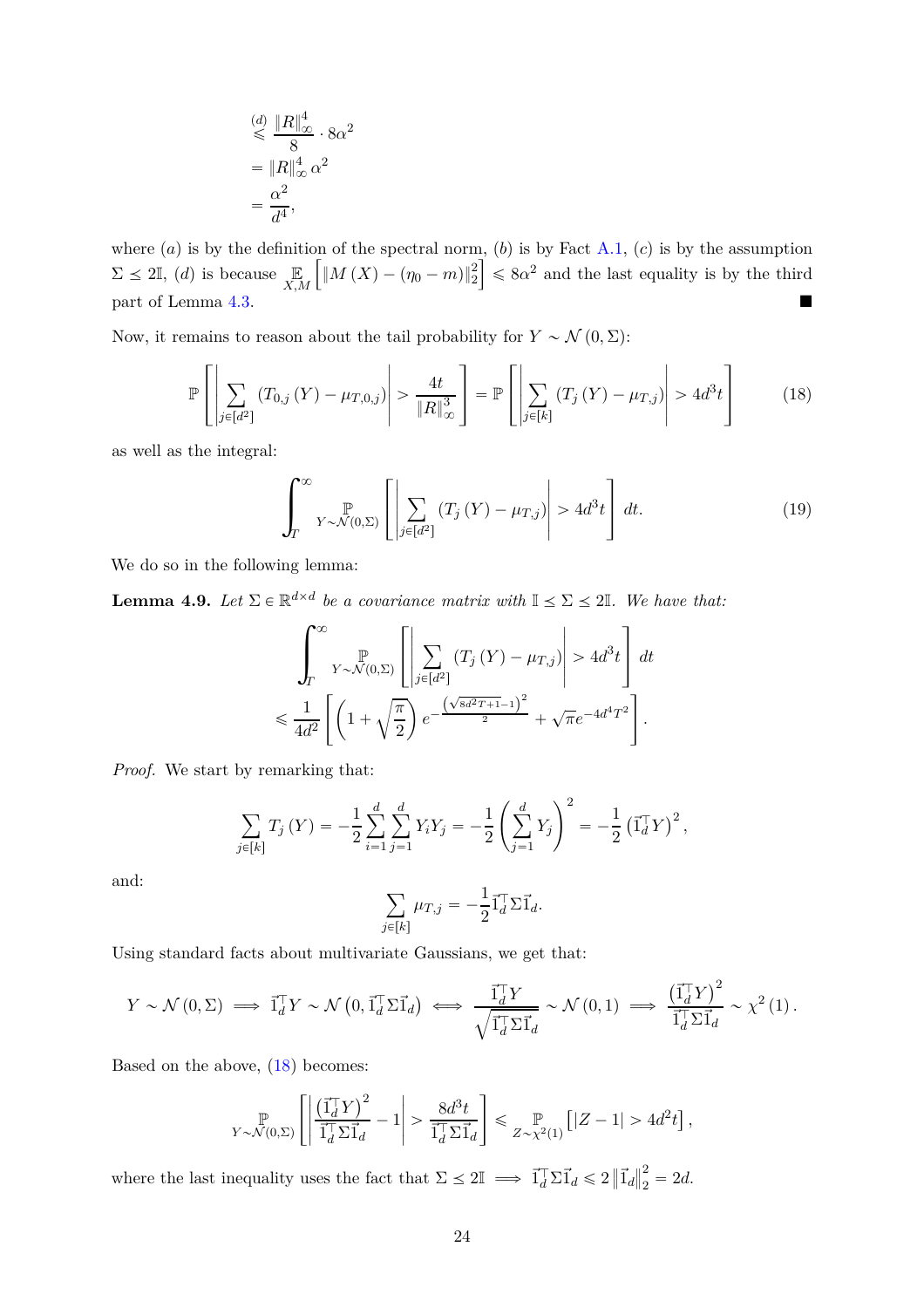$$
\begin{aligned}
&\overset{(d)}{\leqslant} \frac{\|R\|_\infty^4}{8} \cdot 8\alpha^2 \\
&= \|R\|_\infty^4 \alpha^2 \\
&= \frac{\alpha^2}{d^4},
\end{aligned}
$$

where $(a)$ is by the definition of the spectral norm, $(b)$ is by Fact A.1, $(c)$ is by the assumption $\Sigma \preceq 2\mathbb{I}$, $(d)$ is because $\mathbb{E}_{X,M}\left[\|M(X) - (\eta_0 - m)\|_2^2\right] \leqslant 8\alpha^2$ and the last equality is by the third part of Lemma 4.3. ∎

Now, it remains to reason about the tail probability for $Y \sim \mathcal{N}(0, \Sigma)$:

$$
\mathbb{P}\left[\left|\sum_{j \in [d^2]} (T_{0,j}(Y) - \mu_{T,0,j})\right| > \frac{4t}{\|R\|_\infty^3}\right] = \mathbb{P}\left[\left|\sum_{j \in [k]} (T_j(Y) - \mu_{T,j})\right| > 4d^3 t\right] \tag{18}
$$

as well as the integral:

$$
\int_T^\infty \mathbb{P}_{Y \sim \mathcal{N}(0,\Sigma)}\left[\left|\sum_{j \in [d^2]} (T_j(Y) - \mu_{T,j})\right| > 4d^3 t\right] dt. \tag{19}
$$

We do so in the following lemma:

**Lemma 4.9.** *Let $\Sigma \in \mathbb{R}^{d \times d}$ be a covariance matrix with $\mathbb{I} \preceq \Sigma \preceq 2\mathbb{I}$. We have that:*

$$
\begin{aligned}
&\int_T^\infty \mathbb{P}_{Y \sim \mathcal{N}(0,\Sigma)}\left[\left|\sum_{j \in [d^2]} (T_j(Y) - \mu_{T,j})\right| > 4d^3 t\right] dt \\
&\leqslant \frac{1}{4d^2}\left[\left(1 + \sqrt{\frac{\pi}{2}}\right) e^{-\frac{\left(\sqrt{8d^2 T + 1} - 1\right)^2}{2}} + \sqrt{\pi} e^{-4d^4 T^2}\right].
\end{aligned}
$$

*Proof.* We start by remarking that:

$$
\sum_{j \in [k]} T_j(Y) = -\frac{1}{2}\sum_{i=1}^d \sum_{j=1}^d Y_i Y_j = -\frac{1}{2}\left(\sum_{j=1}^d Y_j\right)^2 = -\frac{1}{2}\left(\vec{1}_d^\top Y\right)^2,
$$

and:

$$
\sum_{j \in [k]} \mu_{T,j} = -\frac{1}{2}\vec{1}_d^\top \Sigma \vec{1}_d.
$$

Using standard facts about multivariate Gaussians, we get that:

$$
Y \sim \mathcal{N}(0, \Sigma) \implies \vec{1}_d^\top Y \sim \mathcal{N}\left(0, \vec{1}_d^\top \Sigma \vec{1}_d\right) \iff \frac{\vec{1}_d^\top Y}{\sqrt{\vec{1}_d^\top \Sigma \vec{1}_d}} \sim \mathcal{N}(0, 1) \implies \frac{\left(\vec{1}_d^\top Y\right)^2}{\vec{1}_d^\top \Sigma \vec{1}_d} \sim \chi^2(1).
$$

Based on the above, (18) becomes:

$$
\mathbb{P}_{Y \sim \mathcal{N}(0,\Sigma)}\left[\left|\frac{\left(\vec{1}_d^\top Y\right)^2}{\vec{1}_d^\top \Sigma \vec{1}_d} - 1\right| > \frac{8d^3 t}{\vec{1}_d^\top \Sigma \vec{1}_d}\right] \leqslant \mathbb{P}_{Z \sim \chi^2(1)}\left[|Z - 1| > 4d^2 t\right],
$$

where the last inequality uses the fact that $\Sigma \preceq 2\mathbb{I} \implies \vec{1}_d^\top \Sigma \vec{1}_d \leqslant 2\left\|\vec{1}_d\right\|_2^2 = 2d$.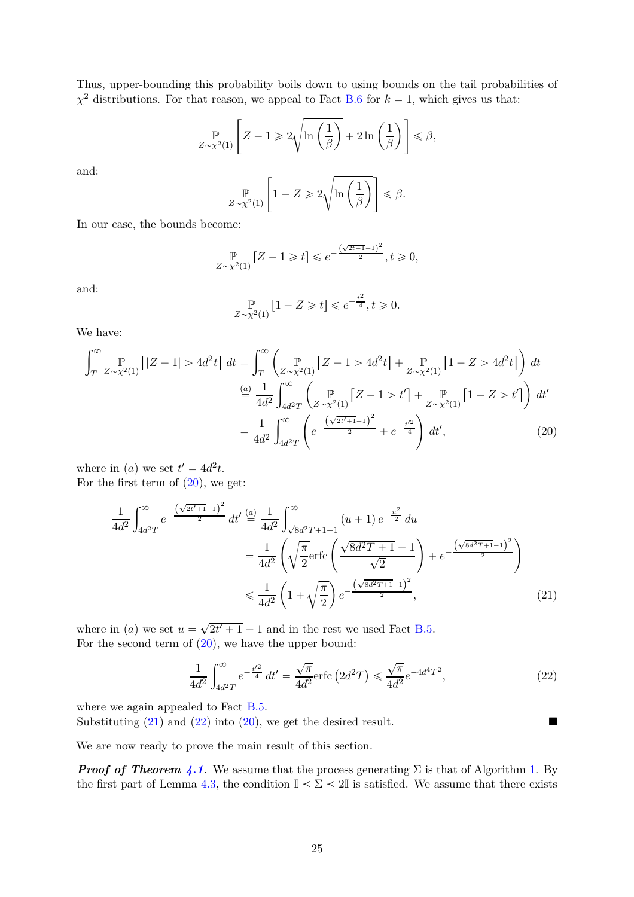Thus, upper-bounding this probability boils down to using bounds on the tail probabilities of $\chi^2$ distributions. For that reason, we appeal to Fact B.6 for $k = 1$, which gives us that:

$$\mathop{\mathbb{P}}_{Z\sim\chi^2(1)}\left[Z - 1 \geqslant 2\sqrt{\ln\left(\frac{1}{\beta}\right)} + 2\ln\left(\frac{1}{\beta}\right)\right] \leqslant \beta,$$

and:

$$\mathop{\mathbb{P}}_{Z\sim\chi^2(1)}\left[1 - Z \geqslant 2\sqrt{\ln\left(\frac{1}{\beta}\right)}\right] \leqslant \beta.$$

In our case, the bounds become:

$$\mathop{\mathbb{P}}_{Z\sim\chi^2(1)}\left[Z - 1 \geqslant t\right] \leqslant e^{-\frac{(\sqrt{2t+1}-1)^2}{2}}, t \geqslant 0,$$

and:

$$\mathop{\mathbb{P}}_{Z\sim\chi^2(1)}\left[1 - Z \geqslant t\right] \leqslant e^{-\frac{t^2}{4}}, t \geqslant 0.$$

We have:

$$\begin{aligned}
\int_T^\infty \mathop{\mathbb{P}}_{Z\sim\chi^2(1)}\left[|Z-1| > 4d^2 t\right] dt &= \int_T^\infty \left(\mathop{\mathbb{P}}_{Z\sim\chi^2(1)}\left[Z - 1 > 4d^2 t\right] + \mathop{\mathbb{P}}_{Z\sim\chi^2(1)}\left[1 - Z > 4d^2 t\right]\right) dt \\
&\overset{(a)}{=} \frac{1}{4d^2}\int_{4d^2T}^\infty \left(\mathop{\mathbb{P}}_{Z\sim\chi^2(1)}\left[Z - 1 > t'\right] + \mathop{\mathbb{P}}_{Z\sim\chi^2(1)}\left[1 - Z > t'\right]\right) dt' \\
&= \frac{1}{4d^2}\int_{4d^2T}^\infty \left(e^{-\frac{\left(\sqrt{2t'+1}-1\right)^2}{2}} + e^{-\frac{t'^2}{4}}\right) dt', \qquad (20)
\end{aligned}$$

where in $(a)$ we set $t' = 4d^2 t$.
For the first term of (20), we get:

$$\begin{aligned}
\frac{1}{4d^2}\int_{4d^2T}^\infty e^{-\frac{\left(\sqrt{2t'+1}-1\right)^2}{2}} dt' &\overset{(a)}{=} \frac{1}{4d^2}\int_{\sqrt{8d^2T+1}-1}^\infty (u+1)\, e^{-\frac{u^2}{2}}\, du \\
&= \frac{1}{4d^2}\left(\sqrt{\frac{\pi}{2}}\operatorname{erfc}\left(\frac{\sqrt{8d^2T+1}-1}{\sqrt{2}}\right) + e^{-\frac{\left(\sqrt{8d^2T+1}-1\right)^2}{2}}\right) \\
&\leqslant \frac{1}{4d^2}\left(1 + \sqrt{\frac{\pi}{2}}\right) e^{-\frac{\left(\sqrt{8d^2T+1}-1\right)^2}{2}}, \qquad (21)
\end{aligned}$$

where in $(a)$ we set $u = \sqrt{2t'+1} - 1$ and in the rest we used Fact B.5.
For the second term of (20), we have the upper bound:

$$\frac{1}{4d^2}\int_{4d^2T}^\infty e^{-\frac{t'^2}{4}}\, dt' = \frac{\sqrt{\pi}}{4d^2}\operatorname{erfc}\left(2d^2T\right) \leqslant \frac{\sqrt{\pi}}{4d^2} e^{-4d^4T^2}, \qquad (22)$$

where we again appealed to Fact B.5.
Substituting (21) and (22) into (20), we get the desired result. ■

We are now ready to prove the main result of this section.

***Proof of Theorem 4.1.*** We assume that the process generating $\Sigma$ is that of Algorithm 1. By the first part of Lemma 4.3, the condition $\mathbb{I} \preceq \Sigma \preceq 2\mathbb{I}$ is satisfied. We assume that there exists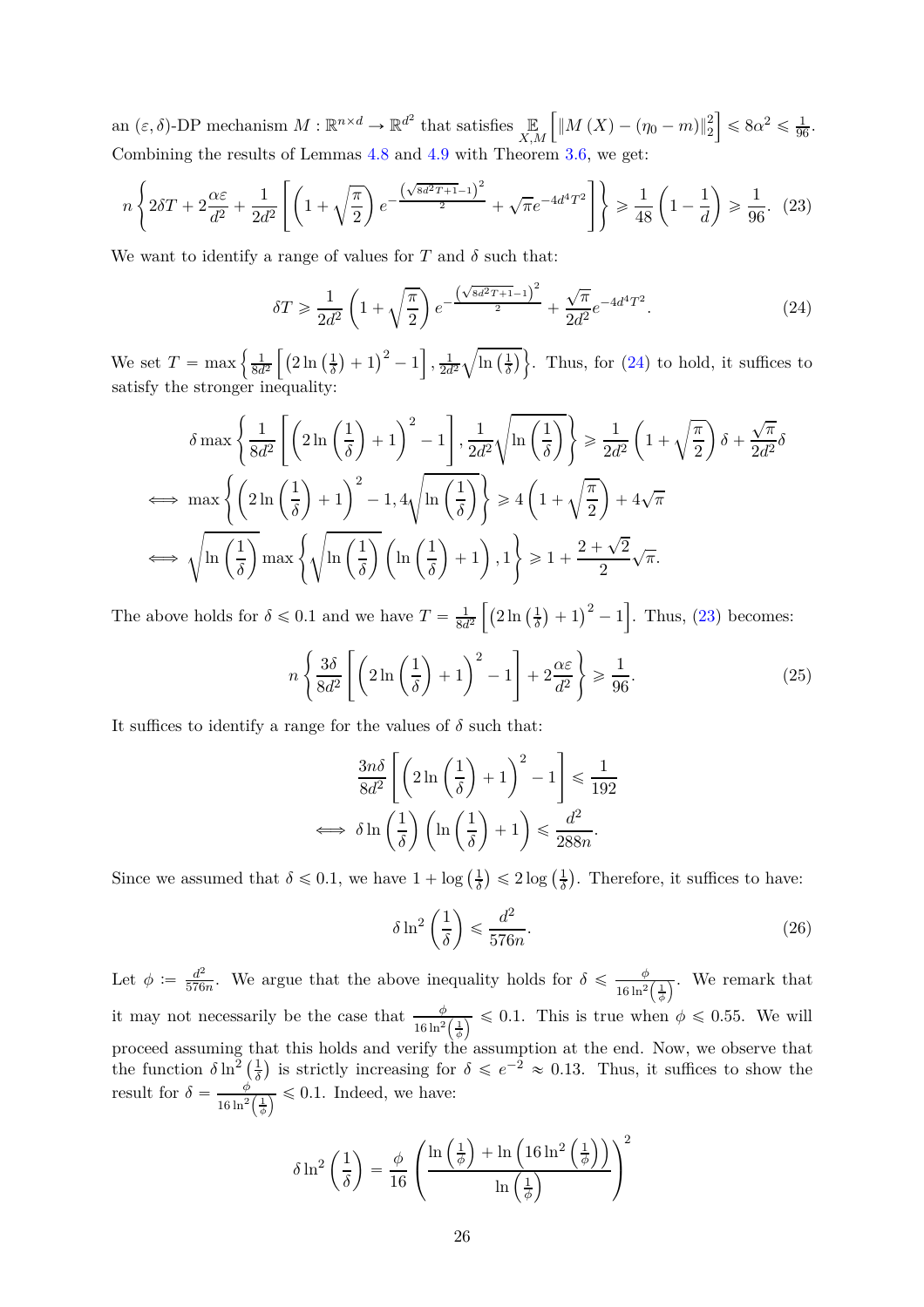an $(\varepsilon, \delta)$-DP mechanism $M : \mathbb{R}^{n \times d} \to \mathbb{R}^{d^2}$ that satisfies $\underset{X,M}{\mathbb{E}}\left[\left\|M\left(X\right) - \left(\eta_0 - m\right)\right\|_2^2\right] \leqslant 8\alpha^2 \leqslant \frac{1}{96}$. Combining the results of Lemmas 4.8 and 4.9 with Theorem 3.6, we get:

$$
n\left\{2\delta T + 2\frac{\alpha\varepsilon}{d^2} + \frac{1}{2d^2}\left[\left(1 + \sqrt{\frac{\pi}{2}}\right)e^{-\frac{\left(\sqrt{8d^2T+1}-1\right)^2}{2}} + \sqrt{\pi}e^{-4d^4T^2}\right]\right\} \geqslant \frac{1}{48}\left(1 - \frac{1}{d}\right) \geqslant \frac{1}{96}. \quad (23)
$$

We want to identify a range of values for $T$ and $\delta$ such that:

$$
\delta T \geqslant \frac{1}{2d^2}\left(1 + \sqrt{\frac{\pi}{2}}\right)e^{-\frac{\left(\sqrt{8d^2T+1}-1\right)^2}{2}} + \frac{\sqrt{\pi}}{2d^2}e^{-4d^4T^2}. \quad (24)
$$

We set $T = \max\left\{\frac{1}{8d^2}\left[\left(2\ln\left(\frac{1}{\delta}\right) + 1\right)^2 - 1\right], \frac{1}{2d^2}\sqrt{\ln\left(\frac{1}{\delta}\right)}\right\}$. Thus, for (24) to hold, it suffices to satisfy the stronger inequality:

$$
\begin{aligned}
&\delta \max\left\{\frac{1}{8d^2}\left[\left(2\ln\left(\frac{1}{\delta}\right) + 1\right)^2 - 1\right], \frac{1}{2d^2}\sqrt{\ln\left(\frac{1}{\delta}\right)}\right\} \geqslant \frac{1}{2d^2}\left(1 + \sqrt{\frac{\pi}{2}}\right)\delta + \frac{\sqrt{\pi}}{2d^2}\delta \\
\iff &\max\left\{\left(2\ln\left(\frac{1}{\delta}\right) + 1\right)^2 - 1, 4\sqrt{\ln\left(\frac{1}{\delta}\right)}\right\} \geqslant 4\left(1 + \sqrt{\frac{\pi}{2}}\right) + 4\sqrt{\pi} \\
\iff &\sqrt{\ln\left(\frac{1}{\delta}\right)}\max\left\{\sqrt{\ln\left(\frac{1}{\delta}\right)}\left(\ln\left(\frac{1}{\delta}\right) + 1\right), 1\right\} \geqslant 1 + \frac{2 + \sqrt{2}}{2}\sqrt{\pi}.
\end{aligned}
$$

The above holds for $\delta \leqslant 0.1$ and we have $T = \frac{1}{8d^2}\left[\left(2\ln\left(\frac{1}{\delta}\right) + 1\right)^2 - 1\right]$. Thus, (23) becomes:

$$
n\left\{\frac{3\delta}{8d^2}\left[\left(2\ln\left(\frac{1}{\delta}\right) + 1\right)^2 - 1\right] + 2\frac{\alpha\varepsilon}{d^2}\right\} \geqslant \frac{1}{96}. \quad (25)
$$

It suffices to identify a range for the values of $\delta$ such that:

$$
\begin{aligned}
&\frac{3n\delta}{8d^2}\left[\left(2\ln\left(\frac{1}{\delta}\right) + 1\right)^2 - 1\right] \leqslant \frac{1}{192} \\
\iff &\delta\ln\left(\frac{1}{\delta}\right)\left(\ln\left(\frac{1}{\delta}\right) + 1\right) \leqslant \frac{d^2}{288n}.
\end{aligned}
$$

Since we assumed that $\delta \leqslant 0.1$, we have $1 + \log\left(\frac{1}{\delta}\right) \leqslant 2\log\left(\frac{1}{\delta}\right)$. Therefore, it suffices to have:

$$
\delta\ln^2\left(\frac{1}{\delta}\right) \leqslant \frac{d^2}{576n}. \quad (26)
$$

Let $\phi \coloneqq \frac{d^2}{576n}$. We argue that the above inequality holds for $\delta \leqslant \frac{\phi}{16\ln^2\left(\frac{1}{\phi}\right)}$. We remark that it may not necessarily be the case that $\frac{\phi}{16\ln^2\left(\frac{1}{\phi}\right)} \leqslant 0.1$. This is true when $\phi \leqslant 0.55$. We will proceed assuming that this holds and verify the assumption at the end. Now, we observe that the function $\delta\ln^2\left(\frac{1}{\delta}\right)$ is strictly increasing for $\delta \leqslant e^{-2} \approx 0.13$. Thus, it suffices to show the result for $\delta = \frac{\phi}{16\ln^2\left(\frac{1}{\phi}\right)} \leqslant 0.1$. Indeed, we have:

$$
\delta\ln^2\left(\frac{1}{\delta}\right) = \frac{\phi}{16}\left(\frac{\ln\left(\frac{1}{\phi}\right) + \ln\left(16\ln^2\left(\frac{1}{\phi}\right)\right)}{\ln\left(\frac{1}{\phi}\right)}\right)^2
$$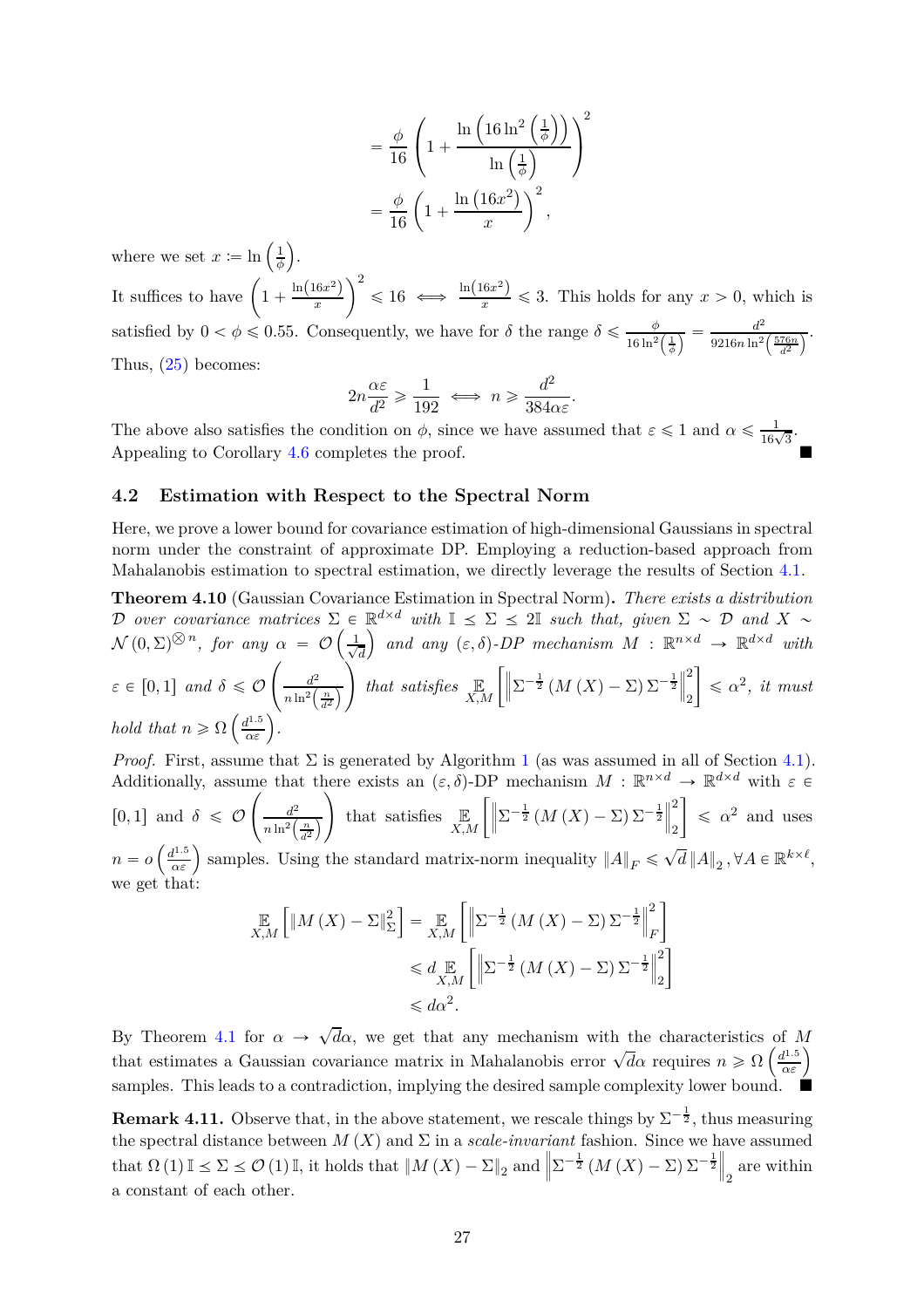$$
\begin{aligned}
&= \frac{\phi}{16}\left(1+\frac{\ln\left(16\ln^2\left(\frac{1}{\phi}\right)\right)}{\ln\left(\frac{1}{\phi}\right)}\right)^2 \\
&= \frac{\phi}{16}\left(1+\frac{\ln\left(16x^2\right)}{x}\right)^2,
\end{aligned}
$$

where we set $x \coloneqq \ln\left(\frac{1}{\phi}\right)$.

It suffices to have $\left(1+\frac{\ln\left(16x^2\right)}{x}\right)^2 \leqslant 16 \iff \frac{\ln\left(16x^2\right)}{x} \leqslant 3$. This holds for any $x > 0$, which is satisfied by $0 < \phi \leqslant 0.55$. Consequently, we have for $\delta$ the range $\delta \leqslant \frac{\phi}{16\ln^2\left(\frac{1}{\phi}\right)} = \frac{d^2}{9216n\ln^2\left(\frac{576n}{d^2}\right)}$. Thus, (25) becomes:

$$
2n\frac{\alpha\varepsilon}{d^2} \geqslant \frac{1}{192} \iff n \geqslant \frac{d^2}{384\alpha\varepsilon}.
$$

The above also satisfies the condition on $\phi$, since we have assumed that $\varepsilon \leqslant 1$ and $\alpha \leqslant \frac{1}{16\sqrt{3}}$. Appealing to Corollary 4.6 completes the proof. ■

### 4.2 Estimation with Respect to the Spectral Norm

Here, we prove a lower bound for covariance estimation of high-dimensional Gaussians in spectral norm under the constraint of approximate DP. Employing a reduction-based approach from Mahalanobis estimation to spectral estimation, we directly leverage the results of Section 4.1.

**Theorem 4.10** (Gaussian Covariance Estimation in Spectral Norm)**.** *There exists a distribution $\mathcal{D}$ over covariance matrices $\Sigma \in \mathbb{R}^{d\times d}$ with $\mathbb{I} \preceq \Sigma \preceq 2\mathbb{I}$ such that, given $\Sigma \sim \mathcal{D}$ and $X \sim \mathcal{N}\left(0,\Sigma\right)^{\otimes n}$, for any $\alpha = \mathcal{O}\left(\frac{1}{\sqrt{d}}\right)$ and any $(\varepsilon,\delta)$-DP mechanism $M : \mathbb{R}^{n\times d} \to \mathbb{R}^{d\times d}$ with $\varepsilon \in [0,1]$ and $\delta \leqslant \mathcal{O}\left(\frac{d^2}{n\ln^2\left(\frac{n}{d^2}\right)}\right)$ that satisfies $\mathop{\mathbb{E}}_{X,M}\left[\left\|\Sigma^{-\frac{1}{2}}\left(M\left(X\right)-\Sigma\right)\Sigma^{-\frac{1}{2}}\right\|_2^2\right] \leqslant \alpha^2$, it must hold that $n \geqslant \Omega\left(\frac{d^{1.5}}{\alpha\varepsilon}\right)$.*

*Proof.* First, assume that $\Sigma$ is generated by Algorithm 1 (as was assumed in all of Section 4.1). Additionally, assume that there exists an $(\varepsilon,\delta)$-DP mechanism $M : \mathbb{R}^{n\times d} \to \mathbb{R}^{d\times d}$ with $\varepsilon \in [0,1]$ and $\delta \leqslant \mathcal{O}\left(\frac{d^2}{n\ln^2\left(\frac{n}{d^2}\right)}\right)$ that satisfies $\mathop{\mathbb{E}}_{X,M}\left[\left\|\Sigma^{-\frac{1}{2}}\left(M\left(X\right)-\Sigma\right)\Sigma^{-\frac{1}{2}}\right\|_2^2\right] \leqslant \alpha^2$ and uses $n = o\left(\frac{d^{1.5}}{\alpha\varepsilon}\right)$ samples. Using the standard matrix-norm inequality $\|A\|_F \leqslant \sqrt{d}\,\|A\|_2, \forall A \in \mathbb{R}^{k\times\ell}$, we get that:

$$
\begin{aligned}
\mathop{\mathbb{E}}_{X,M}\left[\left\|M\left(X\right)-\Sigma\right\|_\Sigma^2\right] &= \mathop{\mathbb{E}}_{X,M}\left[\left\|\Sigma^{-\frac{1}{2}}\left(M\left(X\right)-\Sigma\right)\Sigma^{-\frac{1}{2}}\right\|_F^2\right] \\
&\leqslant d\mathop{\mathbb{E}}_{X,M}\left[\left\|\Sigma^{-\frac{1}{2}}\left(M\left(X\right)-\Sigma\right)\Sigma^{-\frac{1}{2}}\right\|_2^2\right] \\
&\leqslant d\alpha^2.
\end{aligned}
$$

By Theorem 4.1 for $\alpha \to \sqrt{d}\alpha$, we get that any mechanism with the characteristics of $M$ that estimates a Gaussian covariance matrix in Mahalanobis error $\sqrt{d}\alpha$ requires $n \geqslant \Omega\left(\frac{d^{1.5}}{\alpha\varepsilon}\right)$ samples. This leads to a contradiction, implying the desired sample complexity lower bound. ■

**Remark 4.11.** Observe that, in the above statement, we rescale things by $\Sigma^{-\frac{1}{2}}$, thus measuring the spectral distance between $M\left(X\right)$ and $\Sigma$ in a *scale-invariant* fashion. Since we have assumed that $\Omega\left(1\right)\mathbb{I} \preceq \Sigma \preceq \mathcal{O}\left(1\right)\mathbb{I}$, it holds that $\left\|M\left(X\right)-\Sigma\right\|_2$ and $\left\|\Sigma^{-\frac{1}{2}}\left(M\left(X\right)-\Sigma\right)\Sigma^{-\frac{1}{2}}\right\|_2$ are within a constant of each other.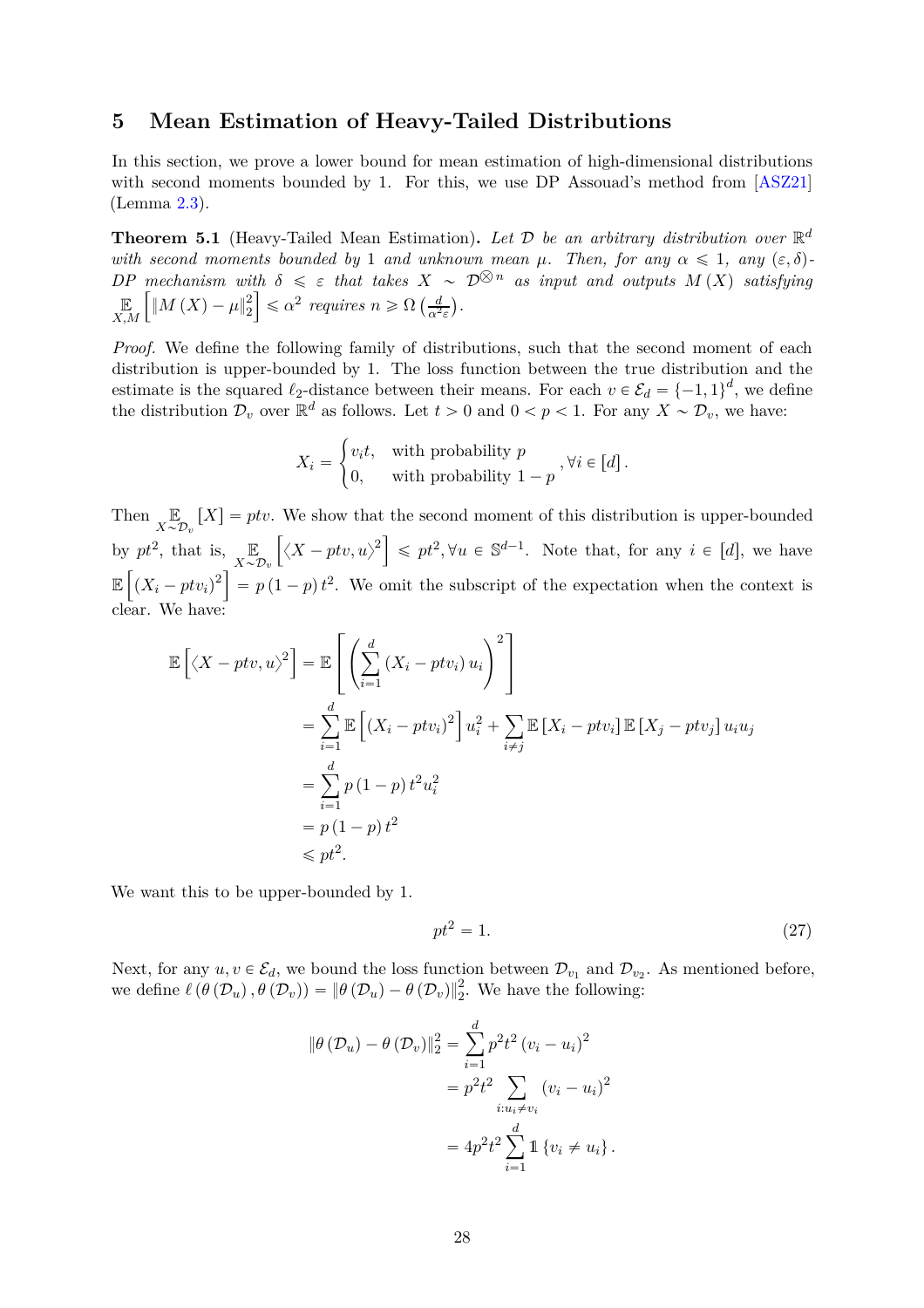## 5 Mean Estimation of Heavy-Tailed Distributions

In this section, we prove a lower bound for mean estimation of high-dimensional distributions with second moments bounded by 1. For this, we use DP Assouad's method from [ASZ21] (Lemma 2.3).

**Theorem 5.1** (Heavy-Tailed Mean Estimation)**.** *Let $\mathcal{D}$ be an arbitrary distribution over $\mathbb{R}^d$ with second moments bounded by 1 and unknown mean $\mu$. Then, for any $\alpha \leqslant 1$, any $(\varepsilon, \delta)$-DP mechanism with $\delta \leqslant \varepsilon$ that takes $X \sim \mathcal{D}^{\otimes n}$ as input and outputs $M(X)$ satisfying $\mathop{\mathbb{E}}_{X,M}\left[\|M(X) - \mu\|_2^2\right] \leqslant \alpha^2$ requires $n \geqslant \Omega\left(\frac{d}{\alpha^2 \varepsilon}\right)$.*

*Proof.* We define the following family of distributions, such that the second moment of each distribution is upper-bounded by 1. The loss function between the true distribution and the estimate is the squared $\ell_2$-distance between their means. For each $v \in \mathcal{E}_d = \{-1, 1\}^d$, we define the distribution $\mathcal{D}_v$ over $\mathbb{R}^d$ as follows. Let $t > 0$ and $0 < p < 1$. For any $X \sim \mathcal{D}_v$, we have:

$$X_i = \begin{cases} v_i t, & \text{with probability } p \\ 0, & \text{with probability } 1 - p \end{cases}, \forall i \in [d].$$

Then $\mathop{\mathbb{E}}_{X \sim \mathcal{D}_v}[X] = ptv$. We show that the second moment of this distribution is upper-bounded by $pt^2$, that is, $\mathop{\mathbb{E}}_{X \sim \mathcal{D}_v}\left[\langle X - ptv, u\rangle^2\right] \leqslant pt^2, \forall u \in \mathbb{S}^{d-1}$. Note that, for any $i \in [d]$, we have $\mathbb{E}\left[(X_i - ptv_i)^2\right] = p(1-p)t^2$. We omit the subscript of the expectation when the context is clear. We have:

$$\begin{aligned}
\mathbb{E}\left[\langle X - ptv, u\rangle^2\right] &= \mathbb{E}\left[\left(\sum_{i=1}^{d}(X_i - ptv_i)u_i\right)^2\right] \\
&= \sum_{i=1}^{d}\mathbb{E}\left[(X_i - ptv_i)^2\right]u_i^2 + \sum_{i \neq j}\mathbb{E}[X_i - ptv_i]\,\mathbb{E}[X_j - ptv_j]\,u_i u_j \\
&= \sum_{i=1}^{d} p(1-p)t^2 u_i^2 \\
&= p(1-p)t^2 \\
&\leqslant pt^2.
\end{aligned}$$

We want this to be upper-bounded by 1.

$$pt^2 = 1. \tag{27}$$

Next, for any $u, v \in \mathcal{E}_d$, we bound the loss function between $\mathcal{D}_{v_1}$ and $\mathcal{D}_{v_2}$. As mentioned before, we define $\ell(\theta(\mathcal{D}_u), \theta(\mathcal{D}_v)) = \|\theta(\mathcal{D}_u) - \theta(\mathcal{D}_v)\|_2^2$. We have the following:

$$\begin{aligned}
\|\theta(\mathcal{D}_u) - \theta(\mathcal{D}_v)\|_2^2 &= \sum_{i=1}^{d} p^2 t^2 (v_i - u_i)^2 \\
&= p^2 t^2 \sum_{i : u_i \neq v_i} (v_i - u_i)^2 \\
&= 4p^2 t^2 \sum_{i=1}^{d} \mathbb{1}\{v_i \neq u_i\}.
\end{aligned}$$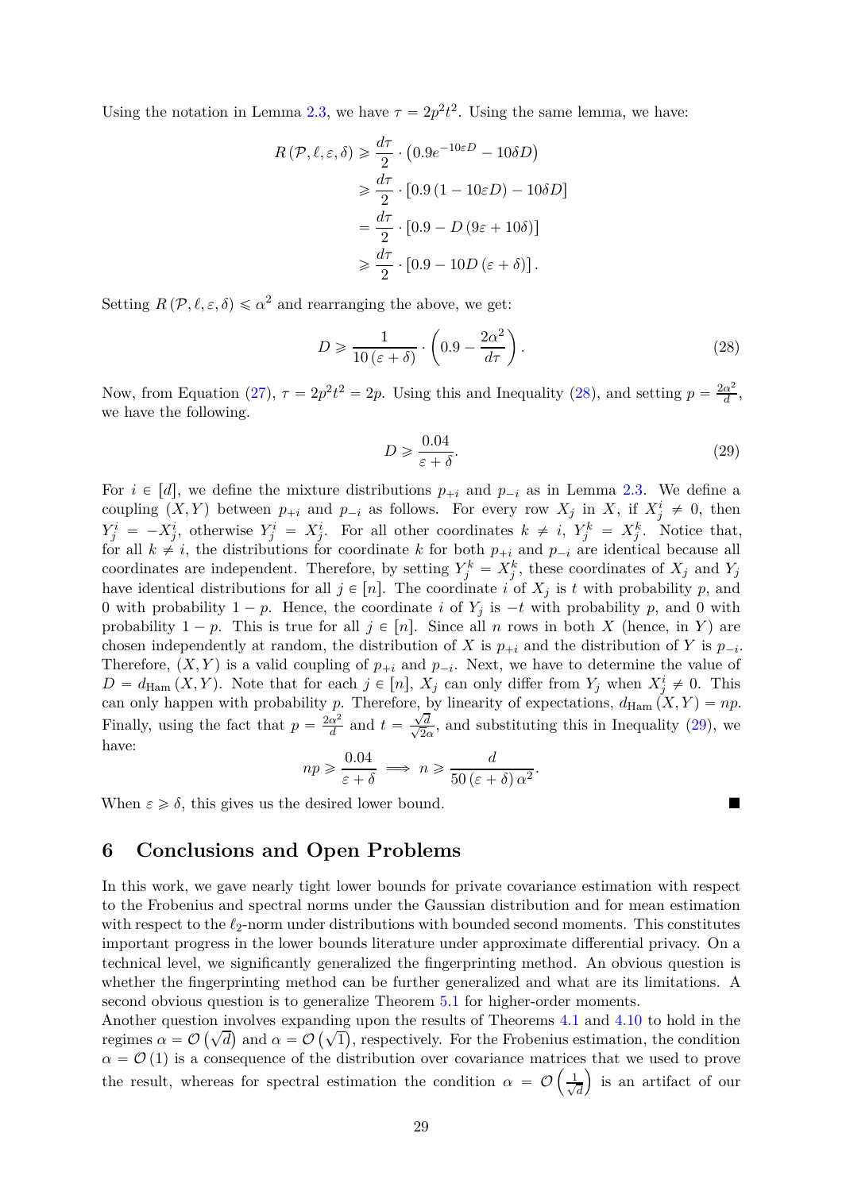Using the notation in Lemma 2.3, we have $\tau = 2p^2t^2$. Using the same lemma, we have:

$$
\begin{aligned}
R(\mathcal{P}, \ell, \varepsilon, \delta) &\geqslant \frac{d\tau}{2} \cdot \left(0.9e^{-10\varepsilon D} - 10\delta D\right) \\
&\geqslant \frac{d\tau}{2} \cdot \left[0.9\left(1 - 10\varepsilon D\right) - 10\delta D\right] \\
&= \frac{d\tau}{2} \cdot \left[0.9 - D\left(9\varepsilon + 10\delta\right)\right] \\
&\geqslant \frac{d\tau}{2} \cdot \left[0.9 - 10D\left(\varepsilon + \delta\right)\right].
\end{aligned}
$$

Setting $R(\mathcal{P}, \ell, \varepsilon, \delta) \leqslant \alpha^2$ and rearranging the above, we get:

$$
D \geqslant \frac{1}{10\left(\varepsilon + \delta\right)} \cdot \left(0.9 - \frac{2\alpha^2}{d\tau}\right). \tag{28}
$$

Now, from Equation (27), $\tau = 2p^2t^2 = 2p$. Using this and Inequality (28), and setting $p = \frac{2\alpha^2}{d}$, we have the following.

$$
D \geqslant \frac{0.04}{\varepsilon + \delta}. \tag{29}
$$

For $i \in [d]$, we define the mixture distributions $p_{+i}$ and $p_{-i}$ as in Lemma 2.3. We define a coupling $(X, Y)$ between $p_{+i}$ and $p_{-i}$ as follows. For every row $X_j$ in $X$, if $X_j^i \neq 0$, then $Y_j^i = -X_j^i$, otherwise $Y_j^i = X_j^i$. For all other coordinates $k \neq i$, $Y_j^k = X_j^k$. Notice that, for all $k \neq i$, the distributions for coordinate $k$ for both $p_{+i}$ and $p_{-i}$ are identical because all coordinates are independent. Therefore, by setting $Y_j^k = X_j^k$, these coordinates of $X_j$ and $Y_j$ have identical distributions for all $j \in [n]$. The coordinate $i$ of $X_j$ is $t$ with probability $p$, and 0 with probability $1 - p$. Hence, the coordinate $i$ of $Y_j$ is $-t$ with probability $p$, and 0 with probability $1 - p$. This is true for all $j \in [n]$. Since all $n$ rows in both $X$ (hence, in $Y$) are chosen independently at random, the distribution of $X$ is $p_{+i}$ and the distribution of $Y$ is $p_{-i}$. Therefore, $(X, Y)$ is a valid coupling of $p_{+i}$ and $p_{-i}$. Next, we have to determine the value of $D = d_{\text{Ham}}(X, Y)$. Note that for each $j \in [n]$, $X_j$ can only differ from $Y_j$ when $X_j^i \neq 0$. This can only happen with probability $p$. Therefore, by linearity of expectations, $d_{\text{Ham}}(X, Y) = np$. Finally, using the fact that $p = \frac{2\alpha^2}{d}$ and $t = \frac{\sqrt{d}}{\sqrt{2}\alpha}$, and substituting this in Inequality (29), we have:

$$
np \geqslant \frac{0.04}{\varepsilon + \delta} \implies n \geqslant \frac{d}{50\left(\varepsilon + \delta\right)\alpha^2}.
$$

When $\varepsilon \geqslant \delta$, this gives us the desired lower bound. ∎

## 6 Conclusions and Open Problems

In this work, we gave nearly tight lower bounds for private covariance estimation with respect to the Frobenius and spectral norms under the Gaussian distribution and for mean estimation with respect to the $\ell_2$-norm under distributions with bounded second moments. This constitutes important progress in the lower bounds literature under approximate differential privacy. On a technical level, we significantly generalized the fingerprinting method. An obvious question is whether the fingerprinting method can be further generalized and what are its limitations. A second obvious question is to generalize Theorem 5.1 for higher-order moments.

Another question involves expanding upon the results of Theorems 4.1 and 4.10 to hold in the regimes $\alpha = \mathcal{O}\left(\sqrt{d}\right)$ and $\alpha = \mathcal{O}\left(\sqrt{1}\right)$, respectively. For the Frobenius estimation, the condition $\alpha = \mathcal{O}(1)$ is a consequence of the distribution over covariance matrices that we used to prove the result, whereas for spectral estimation the condition $\alpha = \mathcal{O}\left(\frac{1}{\sqrt{d}}\right)$ is an artifact of our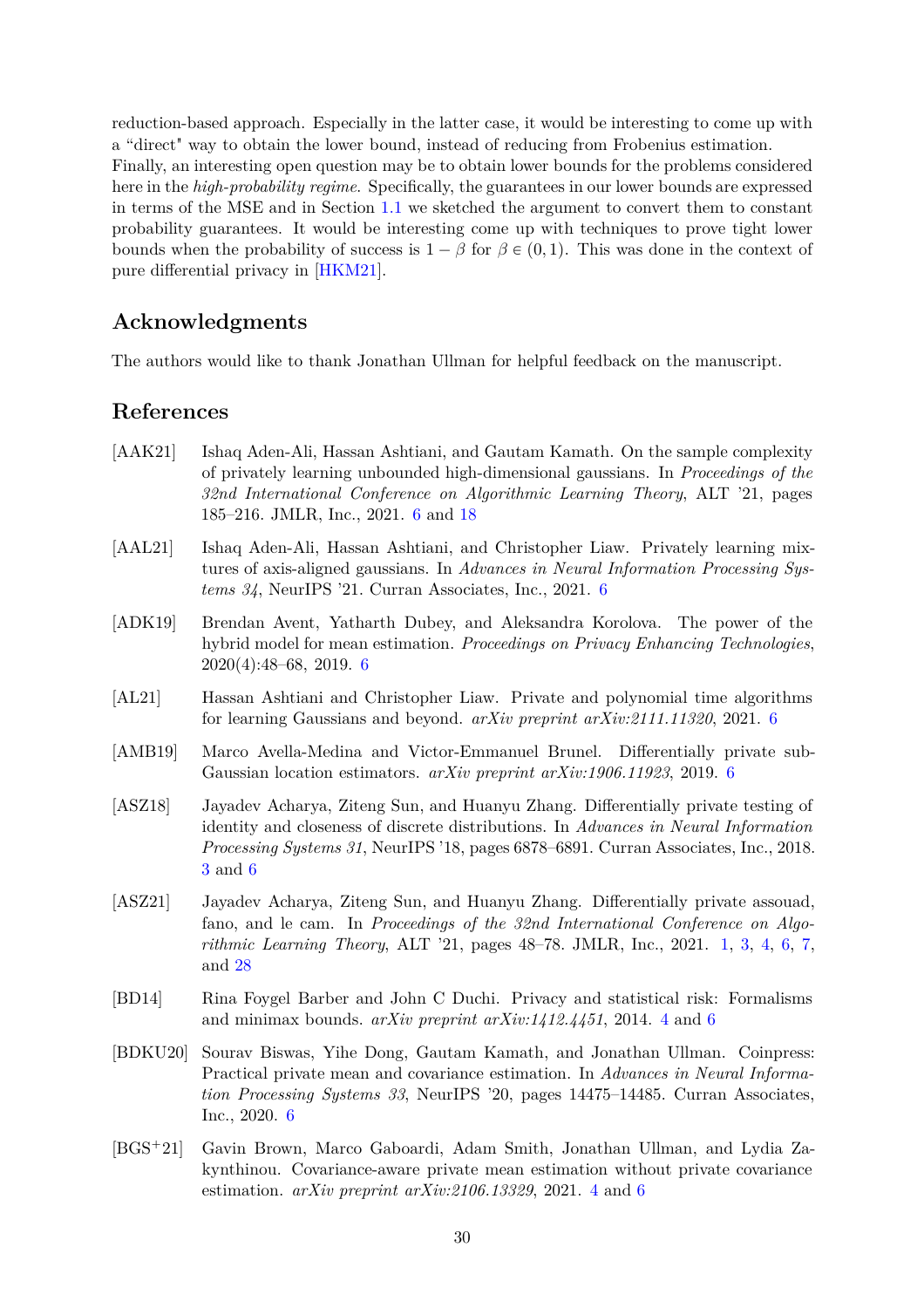reduction-based approach. Especially in the latter case, it would be interesting to come up with a "direct" way to obtain the lower bound, instead of reducing from Frobenius estimation.
Finally, an interesting open question may be to obtain lower bounds for the problems considered here in the *high-probability regime*. Specifically, the guarantees in our lower bounds are expressed in terms of the MSE and in Section 1.1 we sketched the argument to convert them to constant probability guarantees. It would be interesting come up with techniques to prove tight lower bounds when the probability of success is $1 - \beta$ for $\beta \in (0, 1)$. This was done in the context of pure differential privacy in [HKM21].

## Acknowledgments

The authors would like to thank Jonathan Ullman for helpful feedback on the manuscript.

## References

[AAK21] Ishaq Aden-Ali, Hassan Ashtiani, and Gautam Kamath. On the sample complexity of privately learning unbounded high-dimensional gaussians. In *Proceedings of the 32nd International Conference on Algorithmic Learning Theory*, ALT '21, pages 185–216. JMLR, Inc., 2021. 6 and 18

[AAL21] Ishaq Aden-Ali, Hassan Ashtiani, and Christopher Liaw. Privately learning mixtures of axis-aligned gaussians. In *Advances in Neural Information Processing Systems 34*, NeurIPS '21. Curran Associates, Inc., 2021. 6

[ADK19] Brendan Avent, Yatharth Dubey, and Aleksandra Korolova. The power of the hybrid model for mean estimation. *Proceedings on Privacy Enhancing Technologies*, 2020(4):48–68, 2019. 6

[AL21] Hassan Ashtiani and Christopher Liaw. Private and polynomial time algorithms for learning Gaussians and beyond. *arXiv preprint arXiv:2111.11320*, 2021. 6

[AMB19] Marco Avella-Medina and Victor-Emmanuel Brunel. Differentially private sub-Gaussian location estimators. *arXiv preprint arXiv:1906.11923*, 2019. 6

[ASZ18] Jayadev Acharya, Ziteng Sun, and Huanyu Zhang. Differentially private testing of identity and closeness of discrete distributions. In *Advances in Neural Information Processing Systems 31*, NeurIPS '18, pages 6878–6891. Curran Associates, Inc., 2018. 3 and 6

[ASZ21] Jayadev Acharya, Ziteng Sun, and Huanyu Zhang. Differentially private assouad, fano, and le cam. In *Proceedings of the 32nd International Conference on Algorithmic Learning Theory*, ALT '21, pages 48–78. JMLR, Inc., 2021. 1, 3, 4, 6, 7, and 28

[BD14] Rina Foygel Barber and John C Duchi. Privacy and statistical risk: Formalisms and minimax bounds. *arXiv preprint arXiv:1412.4451*, 2014. 4 and 6

[BDKU20] Sourav Biswas, Yihe Dong, Gautam Kamath, and Jonathan Ullman. Coinpress: Practical private mean and covariance estimation. In *Advances in Neural Information Processing Systems 33*, NeurIPS '20, pages 14475–14485. Curran Associates, Inc., 2020. 6

[BGS+21] Gavin Brown, Marco Gaboardi, Adam Smith, Jonathan Ullman, and Lydia Zakynthinou. Covariance-aware private mean estimation without private covariance estimation. *arXiv preprint arXiv:2106.13329*, 2021. 4 and 6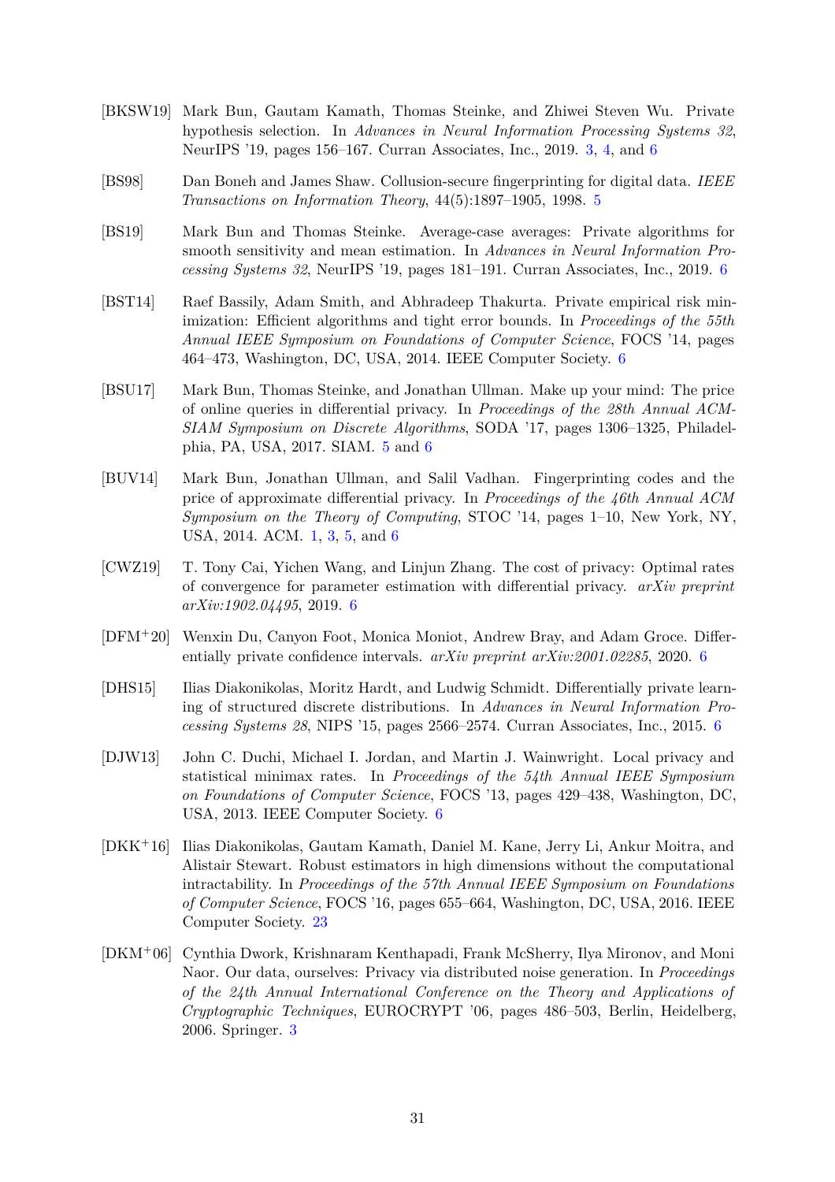[BKSW19] Mark Bun, Gautam Kamath, Thomas Steinke, and Zhiwei Steven Wu. Private hypothesis selection. In *Advances in Neural Information Processing Systems 32*, NeurIPS '19, pages 156–167. Curran Associates, Inc., 2019. 3, 4, and 6

[BS98] Dan Boneh and James Shaw. Collusion-secure fingerprinting for digital data. *IEEE Transactions on Information Theory*, 44(5):1897–1905, 1998. 5

[BS19] Mark Bun and Thomas Steinke. Average-case averages: Private algorithms for smooth sensitivity and mean estimation. In *Advances in Neural Information Processing Systems 32*, NeurIPS '19, pages 181–191. Curran Associates, Inc., 2019. 6

[BST14] Raef Bassily, Adam Smith, and Abhradeep Thakurta. Private empirical risk minimization: Efficient algorithms and tight error bounds. In *Proceedings of the 55th Annual IEEE Symposium on Foundations of Computer Science*, FOCS '14, pages 464–473, Washington, DC, USA, 2014. IEEE Computer Society. 6

[BSU17] Mark Bun, Thomas Steinke, and Jonathan Ullman. Make up your mind: The price of online queries in differential privacy. In *Proceedings of the 28th Annual ACM-SIAM Symposium on Discrete Algorithms*, SODA '17, pages 1306–1325, Philadelphia, PA, USA, 2017. SIAM. 5 and 6

[BUV14] Mark Bun, Jonathan Ullman, and Salil Vadhan. Fingerprinting codes and the price of approximate differential privacy. In *Proceedings of the 46th Annual ACM Symposium on the Theory of Computing*, STOC '14, pages 1–10, New York, NY, USA, 2014. ACM. 1, 3, 5, and 6

[CWZ19] T. Tony Cai, Yichen Wang, and Linjun Zhang. The cost of privacy: Optimal rates of convergence for parameter estimation with differential privacy. *arXiv preprint arXiv:1902.04495*, 2019. 6

[DFM+20] Wenxin Du, Canyon Foot, Monica Moniot, Andrew Bray, and Adam Groce. Differentially private confidence intervals. *arXiv preprint arXiv:2001.02285*, 2020. 6

[DHS15] Ilias Diakonikolas, Moritz Hardt, and Ludwig Schmidt. Differentially private learning of structured discrete distributions. In *Advances in Neural Information Processing Systems 28*, NIPS '15, pages 2566–2574. Curran Associates, Inc., 2015. 6

[DJW13] John C. Duchi, Michael I. Jordan, and Martin J. Wainwright. Local privacy and statistical minimax rates. In *Proceedings of the 54th Annual IEEE Symposium on Foundations of Computer Science*, FOCS '13, pages 429–438, Washington, DC, USA, 2013. IEEE Computer Society. 6

[DKK+16] Ilias Diakonikolas, Gautam Kamath, Daniel M. Kane, Jerry Li, Ankur Moitra, and Alistair Stewart. Robust estimators in high dimensions without the computational intractability. In *Proceedings of the 57th Annual IEEE Symposium on Foundations of Computer Science*, FOCS '16, pages 655–664, Washington, DC, USA, 2016. IEEE Computer Society. 23

[DKM+06] Cynthia Dwork, Krishnaram Kenthapadi, Frank McSherry, Ilya Mironov, and Moni Naor. Our data, ourselves: Privacy via distributed noise generation. In *Proceedings of the 24th Annual International Conference on the Theory and Applications of Cryptographic Techniques*, EUROCRYPT '06, pages 486–503, Berlin, Heidelberg, 2006. Springer. 3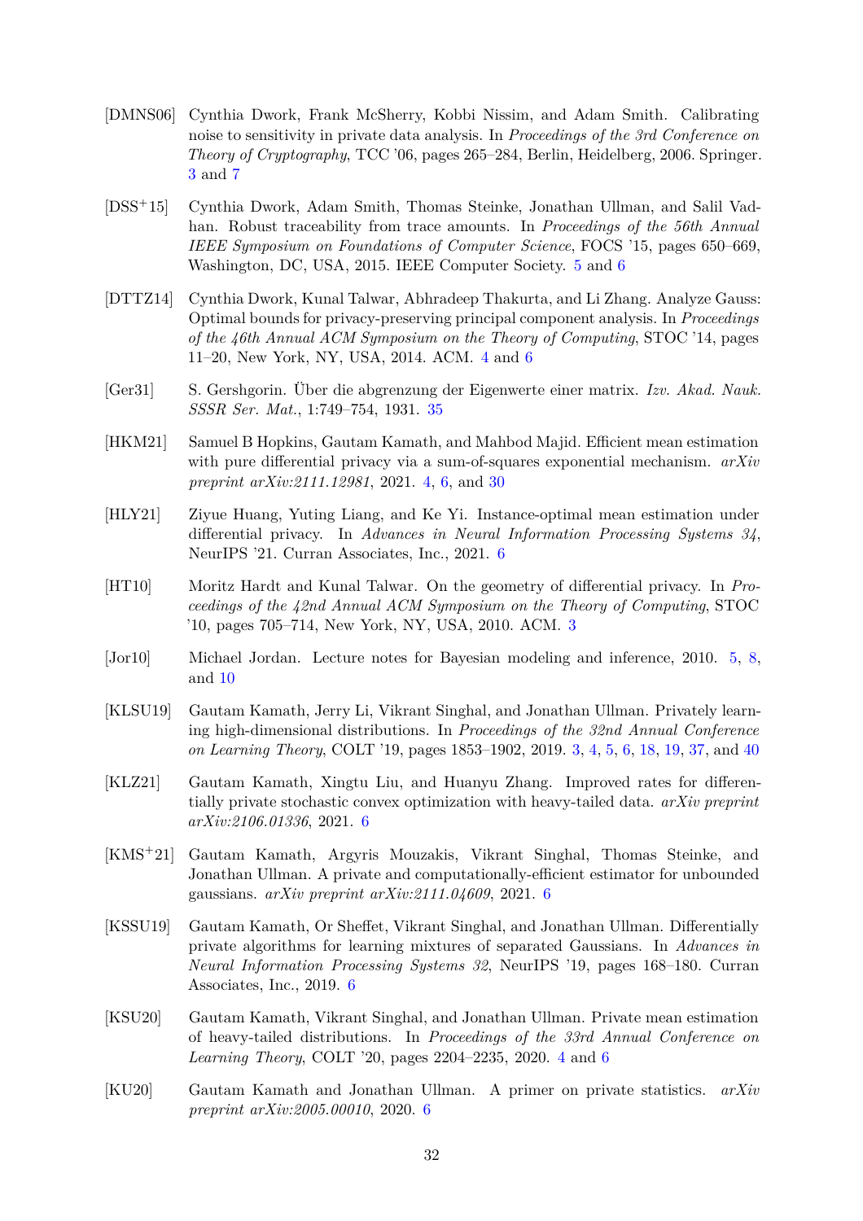[DMNS06] Cynthia Dwork, Frank McSherry, Kobbi Nissim, and Adam Smith. Calibrating noise to sensitivity in private data analysis. In *Proceedings of the 3rd Conference on Theory of Cryptography*, TCC '06, pages 265–284, Berlin, Heidelberg, 2006. Springer. 3 and 7

[DSS+15] Cynthia Dwork, Adam Smith, Thomas Steinke, Jonathan Ullman, and Salil Vadhan. Robust traceability from trace amounts. In *Proceedings of the 56th Annual IEEE Symposium on Foundations of Computer Science*, FOCS '15, pages 650–669, Washington, DC, USA, 2015. IEEE Computer Society. 5 and 6

[DTTZ14] Cynthia Dwork, Kunal Talwar, Abhradeep Thakurta, and Li Zhang. Analyze Gauss: Optimal bounds for privacy-preserving principal component analysis. In *Proceedings of the 46th Annual ACM Symposium on the Theory of Computing*, STOC '14, pages 11–20, New York, NY, USA, 2014. ACM. 4 and 6

[Ger31] S. Gershgorin. Über die abgrenzung der Eigenwerte einer matrix. *Izv. Akad. Nauk. SSSR Ser. Mat.*, 1:749–754, 1931. 35

[HKM21] Samuel B Hopkins, Gautam Kamath, and Mahbod Majid. Efficient mean estimation with pure differential privacy via a sum-of-squares exponential mechanism. *arXiv preprint arXiv:2111.12981*, 2021. 4, 6, and 30

[HLY21] Ziyue Huang, Yuting Liang, and Ke Yi. Instance-optimal mean estimation under differential privacy. In *Advances in Neural Information Processing Systems 34*, NeurIPS '21. Curran Associates, Inc., 2021. 6

[HT10] Moritz Hardt and Kunal Talwar. On the geometry of differential privacy. In *Proceedings of the 42nd Annual ACM Symposium on the Theory of Computing*, STOC '10, pages 705–714, New York, NY, USA, 2010. ACM. 3

[Jor10] Michael Jordan. Lecture notes for Bayesian modeling and inference, 2010. 5, 8, and 10

[KLSU19] Gautam Kamath, Jerry Li, Vikrant Singhal, and Jonathan Ullman. Privately learning high-dimensional distributions. In *Proceedings of the 32nd Annual Conference on Learning Theory*, COLT '19, pages 1853–1902, 2019. 3, 4, 5, 6, 18, 19, 37, and 40

[KLZ21] Gautam Kamath, Xingtu Liu, and Huanyu Zhang. Improved rates for differentially private stochastic convex optimization with heavy-tailed data. *arXiv preprint arXiv:2106.01336*, 2021. 6

[KMS+21] Gautam Kamath, Argyris Mouzakis, Vikrant Singhal, Thomas Steinke, and Jonathan Ullman. A private and computationally-efficient estimator for unbounded gaussians. *arXiv preprint arXiv:2111.04609*, 2021. 6

[KSSU19] Gautam Kamath, Or Sheffet, Vikrant Singhal, and Jonathan Ullman. Differentially private algorithms for learning mixtures of separated Gaussians. In *Advances in Neural Information Processing Systems 32*, NeurIPS '19, pages 168–180. Curran Associates, Inc., 2019. 6

[KSU20] Gautam Kamath, Vikrant Singhal, and Jonathan Ullman. Private mean estimation of heavy-tailed distributions. In *Proceedings of the 33rd Annual Conference on Learning Theory*, COLT '20, pages 2204–2235, 2020. 4 and 6

[KU20] Gautam Kamath and Jonathan Ullman. A primer on private statistics. *arXiv preprint arXiv:2005.00010*, 2020. 6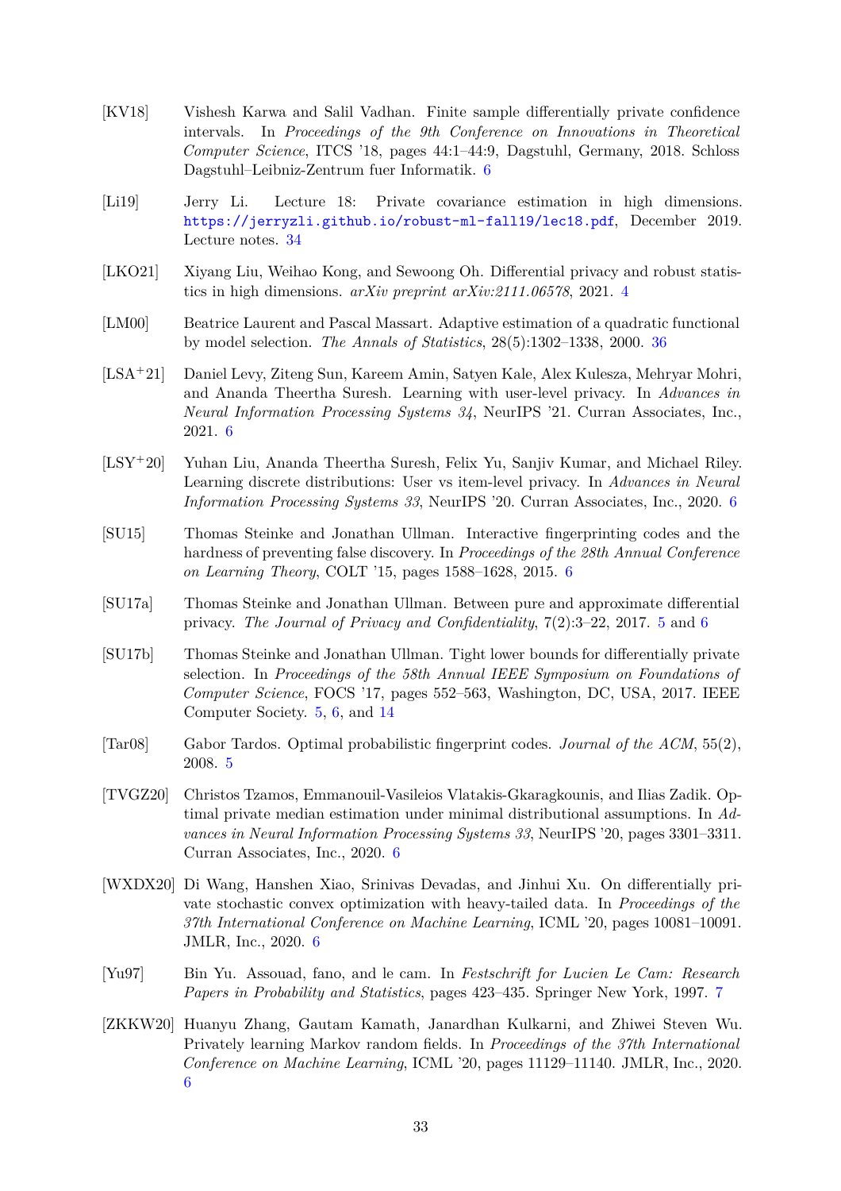[KV18] Vishesh Karwa and Salil Vadhan. Finite sample differentially private confidence intervals. In *Proceedings of the 9th Conference on Innovations in Theoretical Computer Science*, ITCS '18, pages 44:1–44:9, Dagstuhl, Germany, 2018. Schloss Dagstuhl–Leibniz-Zentrum fuer Informatik. 6

[Li19] Jerry Li. Lecture 18: Private covariance estimation in high dimensions. https://jerryzli.github.io/robust-ml-fall19/lec18.pdf, December 2019. Lecture notes. 34

[LKO21] Xiyang Liu, Weihao Kong, and Sewoong Oh. Differential privacy and robust statistics in high dimensions. *arXiv preprint arXiv:2111.06578*, 2021. 4

[LM00] Beatrice Laurent and Pascal Massart. Adaptive estimation of a quadratic functional by model selection. *The Annals of Statistics*, 28(5):1302–1338, 2000. 36

[LSA+21] Daniel Levy, Ziteng Sun, Kareem Amin, Satyen Kale, Alex Kulesza, Mehryar Mohri, and Ananda Theertha Suresh. Learning with user-level privacy. In *Advances in Neural Information Processing Systems 34*, NeurIPS '21. Curran Associates, Inc., 2021. 6

[LSY+20] Yuhan Liu, Ananda Theertha Suresh, Felix Yu, Sanjiv Kumar, and Michael Riley. Learning discrete distributions: User vs item-level privacy. In *Advances in Neural Information Processing Systems 33*, NeurIPS '20. Curran Associates, Inc., 2020. 6

[SU15] Thomas Steinke and Jonathan Ullman. Interactive fingerprinting codes and the hardness of preventing false discovery. In *Proceedings of the 28th Annual Conference on Learning Theory*, COLT '15, pages 1588–1628, 2015. 6

[SU17a] Thomas Steinke and Jonathan Ullman. Between pure and approximate differential privacy. *The Journal of Privacy and Confidentiality*, 7(2):3–22, 2017. 5 and 6

[SU17b] Thomas Steinke and Jonathan Ullman. Tight lower bounds for differentially private selection. In *Proceedings of the 58th Annual IEEE Symposium on Foundations of Computer Science*, FOCS '17, pages 552–563, Washington, DC, USA, 2017. IEEE Computer Society. 5, 6, and 14

[Tar08] Gabor Tardos. Optimal probabilistic fingerprint codes. *Journal of the ACM*, 55(2), 2008. 5

[TVGZ20] Christos Tzamos, Emmanouil-Vasileios Vlatakis-Gkaragkounis, and Ilias Zadik. Optimal private median estimation under minimal distributional assumptions. In *Advances in Neural Information Processing Systems 33*, NeurIPS '20, pages 3301–3311. Curran Associates, Inc., 2020. 6

[WXDX20] Di Wang, Hanshen Xiao, Srinivas Devadas, and Jinhui Xu. On differentially private stochastic convex optimization with heavy-tailed data. In *Proceedings of the 37th International Conference on Machine Learning*, ICML '20, pages 10081–10091. JMLR, Inc., 2020. 6

[Yu97] Bin Yu. Assouad, fano, and le cam. In *Festschrift for Lucien Le Cam: Research Papers in Probability and Statistics*, pages 423–435. Springer New York, 1997. 7

[ZKKW20] Huanyu Zhang, Gautam Kamath, Janardhan Kulkarni, and Zhiwei Steven Wu. Privately learning Markov random fields. In *Proceedings of the 37th International Conference on Machine Learning*, ICML '20, pages 11129–11140. JMLR, Inc., 2020. 6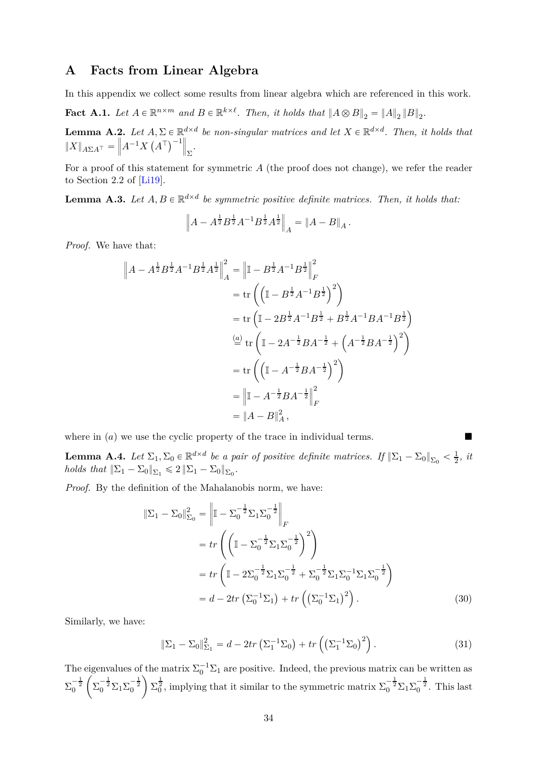# A Facts from Linear Algebra

In this appendix we collect some results from linear algebra which are referenced in this work.

**Fact A.1.** *Let $A \in \mathbb{R}^{n\times m}$ and $B \in \mathbb{R}^{k\times \ell}$. Then, it holds that $\|A \otimes B\|_2 = \|A\|_2 \|B\|_2$.*

**Lemma A.2.** *Let $A, \Sigma \in \mathbb{R}^{d\times d}$ be non-singular matrices and let $X \in \mathbb{R}^{d\times d}$. Then, it holds that $\|X\|_{A\Sigma A^\top} = \left\|A^{-1}X\left(A^\top\right)^{-1}\right\|_\Sigma$.*

For a proof of this statement for symmetric $A$ (the proof does not change), we refer the reader to Section 2.2 of [Li19].

**Lemma A.3.** *Let $A, B \in \mathbb{R}^{d\times d}$ be symmetric positive definite matrices. Then, it holds that:*

$$\left\|A - A^{\frac{1}{2}}B^{\frac{1}{2}}A^{-1}B^{\frac{1}{2}}A^{\frac{1}{2}}\right\|_A = \|A - B\|_A.$$

*Proof.* We have that:

$$\begin{aligned}
\left\|A - A^{\frac{1}{2}}B^{\frac{1}{2}}A^{-1}B^{\frac{1}{2}}A^{\frac{1}{2}}\right\|_A^2 &= \left\|\mathbb{I} - B^{\frac{1}{2}}A^{-1}B^{\frac{1}{2}}\right\|_F^2 \\
&= \operatorname{tr}\left(\left(\mathbb{I} - B^{\frac{1}{2}}A^{-1}B^{\frac{1}{2}}\right)^2\right) \\
&= \operatorname{tr}\left(\mathbb{I} - 2B^{\frac{1}{2}}A^{-1}B^{\frac{1}{2}} + B^{\frac{1}{2}}A^{-1}BA^{-1}B^{\frac{1}{2}}\right) \\
&\overset{(a)}{=} \operatorname{tr}\left(\mathbb{I} - 2A^{-\frac{1}{2}}BA^{-\frac{1}{2}} + \left(A^{-\frac{1}{2}}BA^{-\frac{1}{2}}\right)^2\right) \\
&= \operatorname{tr}\left(\left(\mathbb{I} - A^{-\frac{1}{2}}BA^{-\frac{1}{2}}\right)^2\right) \\
&= \left\|\mathbb{I} - A^{-\frac{1}{2}}BA^{-\frac{1}{2}}\right\|_F^2 \\
&= \|A - B\|_A^2,
\end{aligned}$$

where in $(a)$ we use the cyclic property of the trace in individual terms. ∎

**Lemma A.4.** *Let $\Sigma_1, \Sigma_0 \in \mathbb{R}^{d\times d}$ be a pair of positive definite matrices. If $\|\Sigma_1 - \Sigma_0\|_{\Sigma_0} < \frac{1}{2}$, it holds that $\|\Sigma_1 - \Sigma_0\|_{\Sigma_1} \leqslant 2\|\Sigma_1 - \Sigma_0\|_{\Sigma_0}$.*

*Proof.* By the definition of the Mahalanobis norm, we have:

$$\begin{aligned}
\|\Sigma_1 - \Sigma_0\|_{\Sigma_0}^2 &= \left\|\mathbb{I} - \Sigma_0^{-\frac{1}{2}}\Sigma_1\Sigma_0^{-\frac{1}{2}}\right\|_F \\
&= tr\left(\left(\mathbb{I} - \Sigma_0^{-\frac{1}{2}}\Sigma_1\Sigma_0^{-\frac{1}{2}}\right)^2\right) \\
&= tr\left(\mathbb{I} - 2\Sigma_0^{-\frac{1}{2}}\Sigma_1\Sigma_0^{-\frac{1}{2}} + \Sigma_0^{-\frac{1}{2}}\Sigma_1\Sigma_0^{-1}\Sigma_1\Sigma_0^{-\frac{1}{2}}\right) \\
&= d - 2tr\left(\Sigma_0^{-1}\Sigma_1\right) + tr\left(\left(\Sigma_0^{-1}\Sigma_1\right)^2\right). \qquad (30)
\end{aligned}$$

Similarly, we have:

$$\|\Sigma_1 - \Sigma_0\|_{\Sigma_1}^2 = d - 2tr\left(\Sigma_1^{-1}\Sigma_0\right) + tr\left(\left(\Sigma_1^{-1}\Sigma_0\right)^2\right). \qquad (31)$$

The eigenvalues of the matrix $\Sigma_0^{-1}\Sigma_1$ are positive. Indeed, the previous matrix can be written as $\Sigma_0^{-\frac{1}{2}}\left(\Sigma_0^{-\frac{1}{2}}\Sigma_1\Sigma_0^{-\frac{1}{2}}\right)\Sigma_0^{\frac{1}{2}}$, implying that it similar to the symmetric matrix $\Sigma_0^{-\frac{1}{2}}\Sigma_1\Sigma_0^{-\frac{1}{2}}$. This last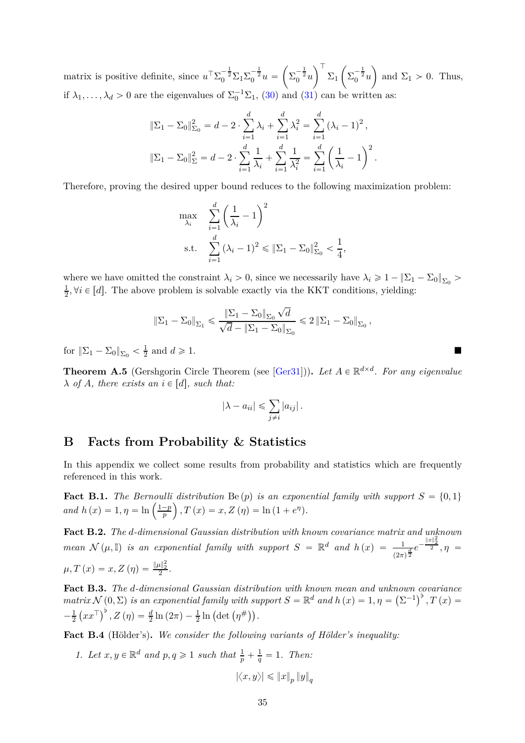matrix is positive definite, since $u^\top \Sigma_0^{-\frac{1}{2}} \Sigma_1 \Sigma_0^{-\frac{1}{2}} u = \left(\Sigma_0^{-\frac{1}{2}} u\right)^\top \Sigma_1 \left(\Sigma_0^{-\frac{1}{2}} u\right)$ and $\Sigma_1 \succ 0$. Thus, if $\lambda_1, \ldots, \lambda_d > 0$ are the eigenvalues of $\Sigma_0^{-1}\Sigma_1$, (30) and (31) can be written as:

$$
\begin{aligned}
\|\Sigma_1 - \Sigma_0\|_{\Sigma_0}^2 &= d - 2 \cdot \sum_{i=1}^d \lambda_i + \sum_{i=1}^d \lambda_i^2 = \sum_{i=1}^d (\lambda_i - 1)^2, \\
\|\Sigma_1 - \Sigma_0\|_{\Sigma}^2 &= d - 2 \cdot \sum_{i=1}^d \frac{1}{\lambda_i} + \sum_{i=1}^d \frac{1}{\lambda_i^2} = \sum_{i=1}^d \left(\frac{1}{\lambda_i} - 1\right)^2.
\end{aligned}
$$

Therefore, proving the desired upper bound reduces to the following maximization problem:

$$
\begin{aligned}
\max_{\lambda_i} \quad & \sum_{i=1}^d \left(\frac{1}{\lambda_i} - 1\right)^2 \\
\text{s.t.} \quad & \sum_{i=1}^d (\lambda_i - 1)^2 \leqslant \|\Sigma_1 - \Sigma_0\|_{\Sigma_0}^2 < \frac{1}{4},
\end{aligned}
$$

where we have omitted the constraint $\lambda_i > 0$, since we necessarily have $\lambda_i \geqslant 1 - \|\Sigma_1 - \Sigma_0\|_{\Sigma_0} > \frac{1}{2}, \forall i \in [d]$. The above problem is solvable exactly via the KKT conditions, yielding:

$$
\|\Sigma_1 - \Sigma_0\|_{\Sigma_1} \leqslant \frac{\|\Sigma_1 - \Sigma_0\|_{\Sigma_0} \sqrt{d}}{\sqrt{d} - \|\Sigma_1 - \Sigma_0\|_{\Sigma_0}} \leqslant 2 \|\Sigma_1 - \Sigma_0\|_{\Sigma_0},
$$

for $\|\Sigma_1 - \Sigma_0\|_{\Sigma_0} < \frac{1}{2}$ and $d \geqslant 1$. ∎

**Theorem A.5** (Gershgorin Circle Theorem (see [Ger31]))**.** *Let $A \in \mathbb{R}^{d \times d}$. For any eigenvalue $\lambda$ of $A$, there exists an $i \in [d]$, such that:*

$$
|\lambda - a_{ii}| \leqslant \sum_{j \neq i} |a_{ij}|.
$$

## B Facts from Probability & Statistics

In this appendix we collect some results from probability and statistics which are frequently referenced in this work.

**Fact B.1.** *The Bernoulli distribution $\mathrm{Be}(p)$ is an exponential family with support $S = \{0, 1\}$ and $h(x) = 1, \eta = \ln\left(\frac{1-p}{p}\right), T(x) = x, Z(\eta) = \ln(1 + e^\eta)$.*

**Fact B.2.** *The $d$-dimensional Gaussian distribution with known covariance matrix and unknown mean $\mathcal{N}(\mu, \mathbb{I})$ is an exponential family with support $S = \mathbb{R}^d$ and $h(x) = \frac{1}{(2\pi)^{\frac{d}{2}}} e^{-\frac{\|x\|_2^2}{2}}, \eta = \mu, T(x) = x, Z(\eta) = \frac{\|\mu\|_2^2}{2}$.*

**Fact B.3.** *The $d$-dimensional Gaussian distribution with known mean and unknown covariance matrix $\mathcal{N}(0, \Sigma)$ is an exponential family with support $S = \mathbb{R}^d$ and $h(x) = 1, \eta = \left(\Sigma^{-1}\right)^\flat, T(x) = -\frac{1}{2}\left(xx^\top\right)^\flat, Z(\eta) = \frac{d}{2}\ln(2\pi) - \frac{1}{2}\ln\left(\det\left(\eta^\#\right)\right)$.*

**Fact B.4** (Hölder's)**.** *We consider the following variants of Hölder's inequality:*

1. *Let $x, y \in \mathbb{R}^d$ and $p, q \geqslant 1$ such that $\frac{1}{p} + \frac{1}{q} = 1$. Then:*

$$
|\langle x, y \rangle| \leqslant \|x\|_p \|y\|_q
$$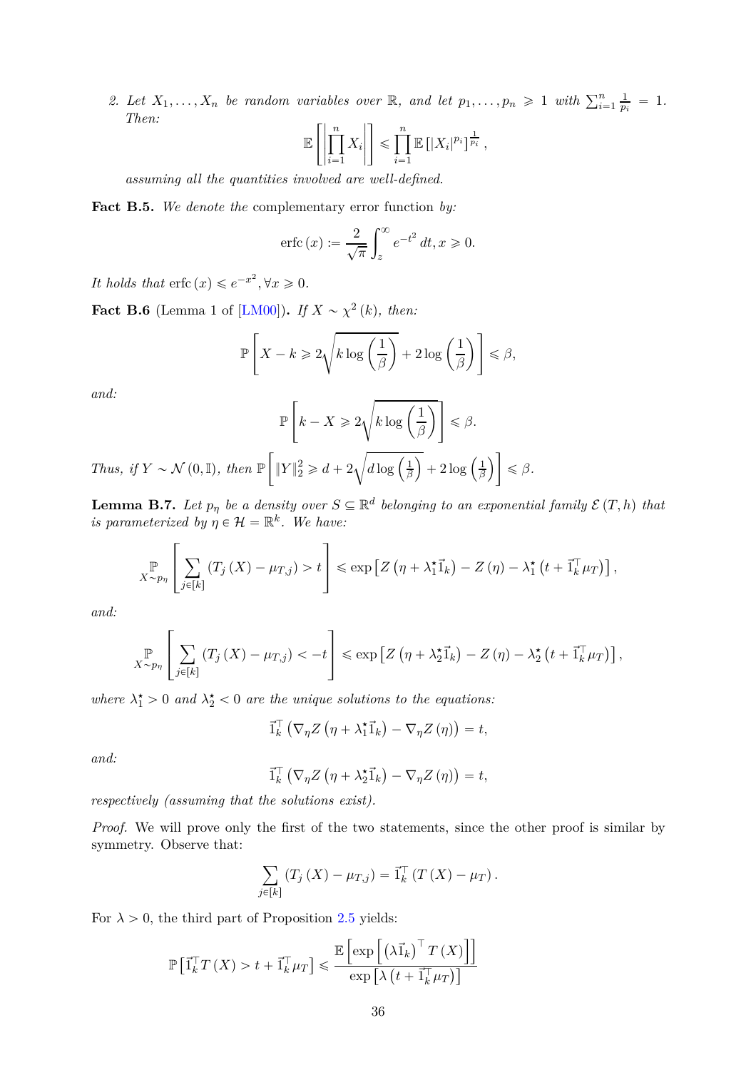2. Let $X_1, \ldots, X_n$ be random variables over $\mathbb{R}$, and let $p_1, \ldots, p_n \geqslant 1$ with $\sum_{i=1}^{n} \frac{1}{p_i} = 1$. Then:

$$\mathbb{E}\left[\left|\prod_{i=1}^{n} X_i\right|\right] \leqslant \prod_{i=1}^{n} \mathbb{E}\left[|X_i|^{p_i}\right]^{\frac{1}{p_i}},$$

*assuming all the quantities involved are well-defined.*

**Fact B.5.** *We denote the* complementary error function *by:*

$$\operatorname{erfc}(x) := \frac{2}{\sqrt{\pi}} \int_{z}^{\infty} e^{-t^2}\, dt, x \geqslant 0.$$

*It holds that* $\operatorname{erfc}(x) \leqslant e^{-x^2}, \forall x \geqslant 0$.

**Fact B.6** (Lemma 1 of [LM00])**.** *If $X \sim \chi^2(k)$, then:*

$$\mathbb{P}\left[X - k \geqslant 2\sqrt{k \log\left(\frac{1}{\beta}\right)} + 2\log\left(\frac{1}{\beta}\right)\right] \leqslant \beta,$$

*and:*

$$\mathbb{P}\left[k - X \geqslant 2\sqrt{k \log\left(\frac{1}{\beta}\right)}\right] \leqslant \beta.$$

*Thus, if $Y \sim \mathcal{N}(0, \mathbb{I})$, then* $\mathbb{P}\left[\|Y\|_2^2 \geqslant d + 2\sqrt{d \log\left(\frac{1}{\beta}\right)} + 2\log\left(\frac{1}{\beta}\right)\right] \leqslant \beta$.

**Lemma B.7.** *Let $p_\eta$ be a density over $S \subseteq \mathbb{R}^d$ belonging to an exponential family $\mathcal{E}(T, h)$ that is parameterized by $\eta \in \mathcal{H} = \mathbb{R}^k$. We have:*

$$\underset{X \sim p_\eta}{\mathbb{P}}\left[\sum_{j \in [k]} \left(T_j(X) - \mu_{T,j}\right) > t\right] \leqslant \exp\left[Z\left(\eta + \lambda_1^\star \vec{1}_k\right) - Z(\eta) - \lambda_1^\star\left(t + \vec{1}_k^\top \mu_T\right)\right],$$

*and:*

$$\underset{X \sim p_\eta}{\mathbb{P}}\left[\sum_{j \in [k]} \left(T_j(X) - \mu_{T,j}\right) < -t\right] \leqslant \exp\left[Z\left(\eta + \lambda_2^\star \vec{1}_k\right) - Z(\eta) - \lambda_2^\star\left(t + \vec{1}_k^\top \mu_T\right)\right],$$

*where $\lambda_1^\star > 0$ and $\lambda_2^\star < 0$ are the unique solutions to the equations:*

$$\vec{1}_k^\top \left(\nabla_\eta Z\left(\eta + \lambda_1^\star \vec{1}_k\right) - \nabla_\eta Z(\eta)\right) = t,$$

*and:*

$$\vec{1}_k^\top \left(\nabla_\eta Z\left(\eta + \lambda_2^\star \vec{1}_k\right) - \nabla_\eta Z(\eta)\right) = t,$$

*respectively (assuming that the solutions exist).*

*Proof.* We will prove only the first of the two statements, since the other proof is similar by symmetry. Observe that:

$$\sum_{j \in [k]} \left(T_j(X) - \mu_{T,j}\right) = \vec{1}_k^\top \left(T(X) - \mu_T\right).$$

For $\lambda > 0$, the third part of Proposition 2.5 yields:

$$\mathbb{P}\left[\vec{1}_k^\top T(X) > t + \vec{1}_k^\top \mu_T\right] \leqslant \frac{\mathbb{E}\left[\exp\left[\left(\lambda \vec{1}_k\right)^\top T(X)\right]\right]}{\exp\left[\lambda\left(t + \vec{1}_k^\top \mu_T\right)\right]}$$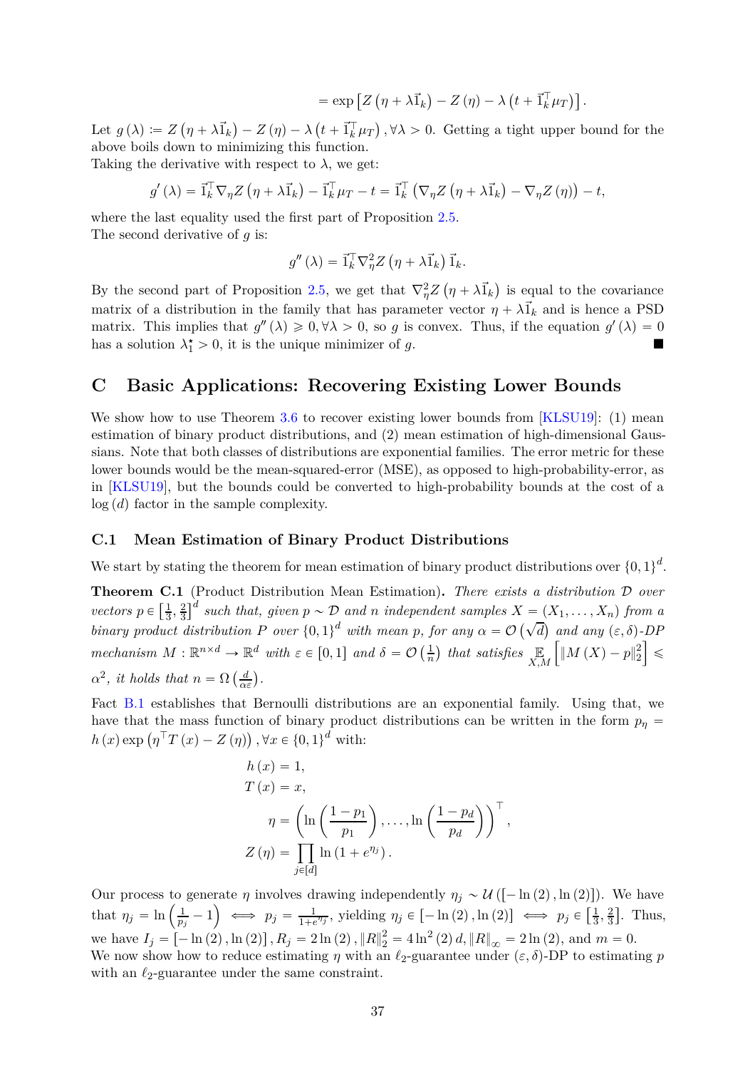$$= \exp\left[Z\left(\eta + \lambda \vec{1}_k\right) - Z(\eta) - \lambda\left(t + \vec{1}_k^\top \mu_T\right)\right].$$

Let $g(\lambda) := Z\left(\eta + \lambda \vec{1}_k\right) - Z(\eta) - \lambda\left(t + \vec{1}_k^\top \mu_T\right), \forall \lambda > 0$. Getting a tight upper bound for the above boils down to minimizing this function.

Taking the derivative with respect to $\lambda$, we get:

$$g'(\lambda) = \vec{1}_k^\top \nabla_\eta Z\left(\eta + \lambda \vec{1}_k\right) - \vec{1}_k^\top \mu_T - t = \vec{1}_k^\top\left(\nabla_\eta Z\left(\eta + \lambda \vec{1}_k\right) - \nabla_\eta Z(\eta)\right) - t,$$

where the last equality used the first part of Proposition 2.5.

The second derivative of $g$ is:

$$g''(\lambda) = \vec{1}_k^\top \nabla_\eta^2 Z\left(\eta + \lambda \vec{1}_k\right) \vec{1}_k.$$

By the second part of Proposition 2.5, we get that $\nabla_\eta^2 Z\left(\eta + \lambda \vec{1}_k\right)$ is equal to the covariance matrix of a distribution in the family that has parameter vector $\eta + \lambda \vec{1}_k$ and is hence a PSD matrix. This implies that $g''(\lambda) \geqslant 0, \forall \lambda > 0$, so $g$ is convex. Thus, if the equation $g'(\lambda) = 0$ has a solution $\lambda_1^\star > 0$, it is the unique minimizer of $g$. ■

# C Basic Applications: Recovering Existing Lower Bounds

We show how to use Theorem 3.6 to recover existing lower bounds from [KLSU19]: (1) mean estimation of binary product distributions, and (2) mean estimation of high-dimensional Gaussians. Note that both classes of distributions are exponential families. The error metric for these lower bounds would be the mean-squared-error (MSE), as opposed to high-probability-error, as in [KLSU19], but the bounds could be converted to high-probability bounds at the cost of a $\log(d)$ factor in the sample complexity.

## C.1 Mean Estimation of Binary Product Distributions

We start by stating the theorem for mean estimation of binary product distributions over $\{0,1\}^d$.

**Theorem C.1** (Product Distribution Mean Estimation)**.** *There exists a distribution $\mathcal{D}$ over vectors $p \in \left[\frac{1}{3}, \frac{2}{3}\right]^d$ such that, given $p \sim \mathcal{D}$ and $n$ independent samples $X = (X_1, \ldots, X_n)$ from a binary product distribution $P$ over $\{0,1\}^d$ with mean $p$, for any $\alpha = \mathcal{O}\left(\sqrt{d}\right)$ and any $(\varepsilon, \delta)$-DP mechanism $M : \mathbb{R}^{n \times d} \to \mathbb{R}^d$ with $\varepsilon \in [0,1]$ and $\delta = \mathcal{O}\left(\frac{1}{n}\right)$ that satisfies $\mathop{\mathbb{E}}_{X,M}\left[\|M(X) - p\|_2^2\right] \leqslant \alpha^2$, it holds that $n = \Omega\left(\frac{d}{\alpha \varepsilon}\right)$.*

Fact B.1 establishes that Bernoulli distributions are an exponential family. Using that, we have that the mass function of binary product distributions can be written in the form $p_\eta = h(x)\exp\left(\eta^\top T(x) - Z(\eta)\right), \forall x \in \{0,1\}^d$ with:

$$\begin{aligned}
h(x) &= 1, \\
T(x) &= x, \\
\eta &= \left(\ln\left(\frac{1-p_1}{p_1}\right), \ldots, \ln\left(\frac{1-p_d}{p_d}\right)\right)^\top, \\
Z(\eta) &= \prod_{j \in [d]} \ln\left(1 + e^{\eta_j}\right).
\end{aligned}$$

Our process to generate $\eta$ involves drawing independently $\eta_j \sim \mathcal{U}\left([-\ln(2), \ln(2)]\right)$. We have that $\eta_j = \ln\left(\frac{1}{p_j} - 1\right) \iff p_j = \frac{1}{1+e^{\eta_j}}$, yielding $\eta_j \in [-\ln(2), \ln(2)] \iff p_j \in \left[\frac{1}{3}, \frac{2}{3}\right]$. Thus, we have $I_j = [-\ln(2), \ln(2)], R_j = 2\ln(2), \|R\|_2^2 = 4\ln^2(2)\, d, \|R\|_\infty = 2\ln(2)$, and $m = 0$.

We now show how to reduce estimating $\eta$ with an $\ell_2$-guarantee under $(\varepsilon, \delta)$-DP to estimating $p$ with an $\ell_2$-guarantee under the same constraint.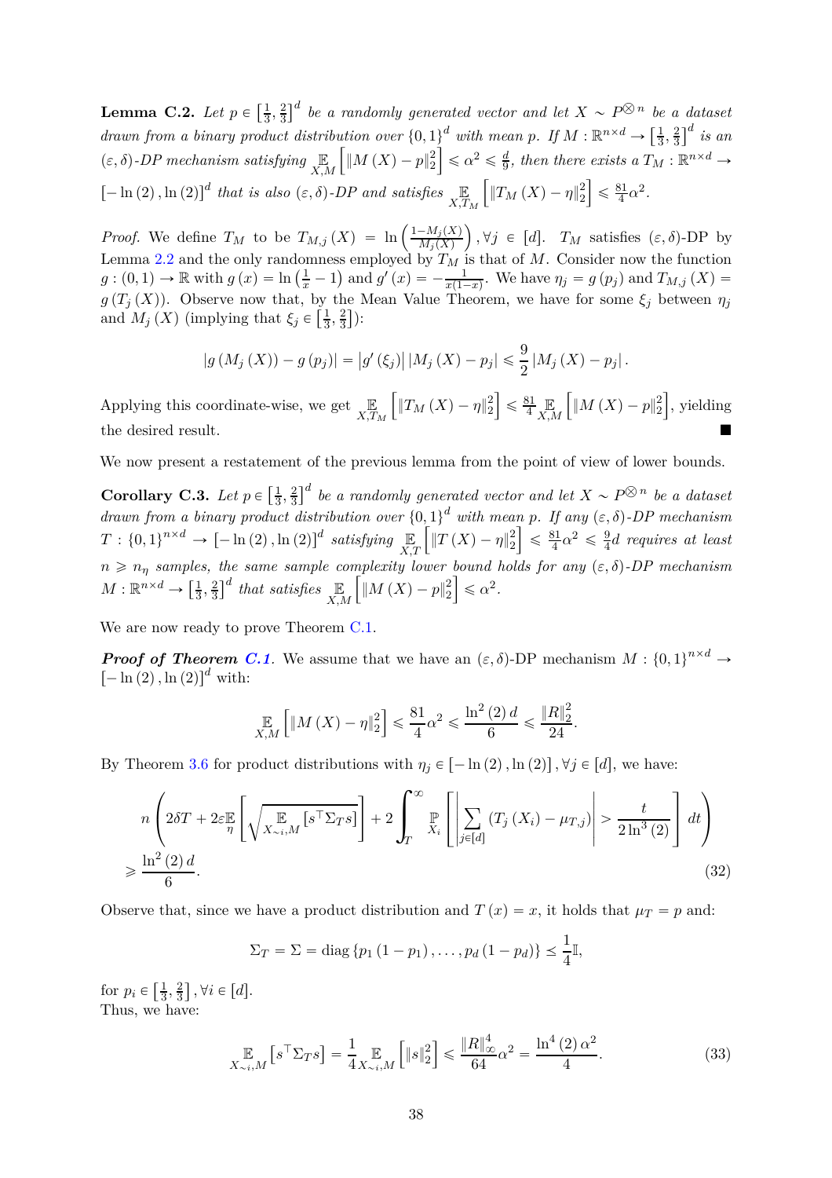**Lemma C.2.** *Let $p \in \left[\frac{1}{3}, \frac{2}{3}\right]^d$ be a randomly generated vector and let $X \sim P^{\bigotimes n}$ be a dataset drawn from a binary product distribution over $\{0,1\}^d$ with mean $p$. If $M : \mathbb{R}^{n \times d} \to \left[\frac{1}{3}, \frac{2}{3}\right]^d$ is an $(\varepsilon, \delta)$-DP mechanism satisfying $\underset{X,M}{\mathbb{E}}\left[\|M(X) - p\|_2^2\right] \leqslant \alpha^2 \leqslant \frac{d}{9}$, then there exists a $T_M : \mathbb{R}^{n \times d} \to [-\ln(2), \ln(2)]^d$ that is also $(\varepsilon, \delta)$-DP and satisfies $\underset{X,T_M}{\mathbb{E}}\left[\|T_M(X) - \eta\|_2^2\right] \leqslant \frac{81}{4}\alpha^2$.*

*Proof.* We define $T_M$ to be $T_{M,j}(X) = \ln\left(\frac{1 - M_j(X)}{M_j(X)}\right), \forall j \in [d]$. $T_M$ satisfies $(\varepsilon, \delta)$-DP by Lemma 2.2 and the only randomness employed by $T_M$ is that of $M$. Consider now the function $g : (0,1) \to \mathbb{R}$ with $g(x) = \ln\left(\frac{1}{x} - 1\right)$ and $g'(x) = -\frac{1}{x(1-x)}$. We have $\eta_j = g(p_j)$ and $T_{M,j}(X) = g(T_j(X))$. Observe now that, by the Mean Value Theorem, we have for some $\xi_j$ between $\eta_j$ and $M_j(X)$ (implying that $\xi_j \in \left[\frac{1}{3}, \frac{2}{3}\right]$):

$$|g(M_j(X)) - g(p_j)| = |g'(\xi_j)| \, |M_j(X) - p_j| \leqslant \frac{9}{2} |M_j(X) - p_j|.$$

Applying this coordinate-wise, we get $\underset{X,T_M}{\mathbb{E}}\left[\|T_M(X) - \eta\|_2^2\right] \leqslant \frac{81}{4} \underset{X,M}{\mathbb{E}}\left[\|M(X) - p\|_2^2\right]$, yielding the desired result. ■

We now present a restatement of the previous lemma from the point of view of lower bounds.

**Corollary C.3.** *Let $p \in \left[\frac{1}{3}, \frac{2}{3}\right]^d$ be a randomly generated vector and let $X \sim P^{\bigotimes n}$ be a dataset drawn from a binary product distribution over $\{0,1\}^d$ with mean $p$. If any $(\varepsilon, \delta)$-DP mechanism $T : \{0,1\}^{n \times d} \to [-\ln(2), \ln(2)]^d$ satisfying $\underset{X,T}{\mathbb{E}}\left[\|T(X) - \eta\|_2^2\right] \leqslant \frac{81}{4}\alpha^2 \leqslant \frac{9}{4}d$ requires at least $n \geqslant n_\eta$ samples, the same sample complexity lower bound holds for any $(\varepsilon, \delta)$-DP mechanism $M : \mathbb{R}^{n \times d} \to \left[\frac{1}{3}, \frac{2}{3}\right]^d$ that satisfies $\underset{X,M}{\mathbb{E}}\left[\|M(X) - p\|_2^2\right] \leqslant \alpha^2$.*

We are now ready to prove Theorem C.1.

***Proof of Theorem C.1.*** We assume that we have an $(\varepsilon, \delta)$-DP mechanism $M : \{0,1\}^{n \times d} \to [-\ln(2), \ln(2)]^d$ with:

$$\underset{X,M}{\mathbb{E}}\left[\|M(X) - \eta\|_2^2\right] \leqslant \frac{81}{4}\alpha^2 \leqslant \frac{\ln^2(2)\, d}{6} \leqslant \frac{\|R\|_2^2}{24}.$$

By Theorem 3.6 for product distributions with $\eta_j \in [-\ln(2), \ln(2)], \forall j \in [d]$, we have:

$$n\left(2\delta T + 2\varepsilon \underset{\eta}{\mathbb{E}}\left[\sqrt{\underset{X_{\sim i},M}{\mathbb{E}}\left[s^\top \Sigma_T s\right]}\right] + 2\int_T^\infty \underset{X_i}{\mathbb{P}}\left[\left|\sum_{j \in [d]} (T_j(X_i) - \mu_{T,j})\right| > \frac{t}{2\ln^3(2)}\right] dt\right) \geqslant \frac{\ln^2(2)\, d}{6}. \tag{32}$$

Observe that, since we have a product distribution and $T(x) = x$, it holds that $\mu_T = p$ and:

$$\Sigma_T = \Sigma = \operatorname{diag}\{p_1(1-p_1), \ldots, p_d(1-p_d)\} \preceq \frac{1}{4}\mathbb{I},$$

for $p_i \in \left[\frac{1}{3}, \frac{2}{3}\right], \forall i \in [d]$.
Thus, we have:

$$\underset{X_{\sim i},M}{\mathbb{E}}\left[s^\top \Sigma_T s\right] = \frac{1}{4}\underset{X_{\sim i},M}{\mathbb{E}}\left[\|s\|_2^2\right] \leqslant \frac{\|R\|_\infty^4}{64}\alpha^2 = \frac{\ln^4(2)\,\alpha^2}{4}. \tag{33}$$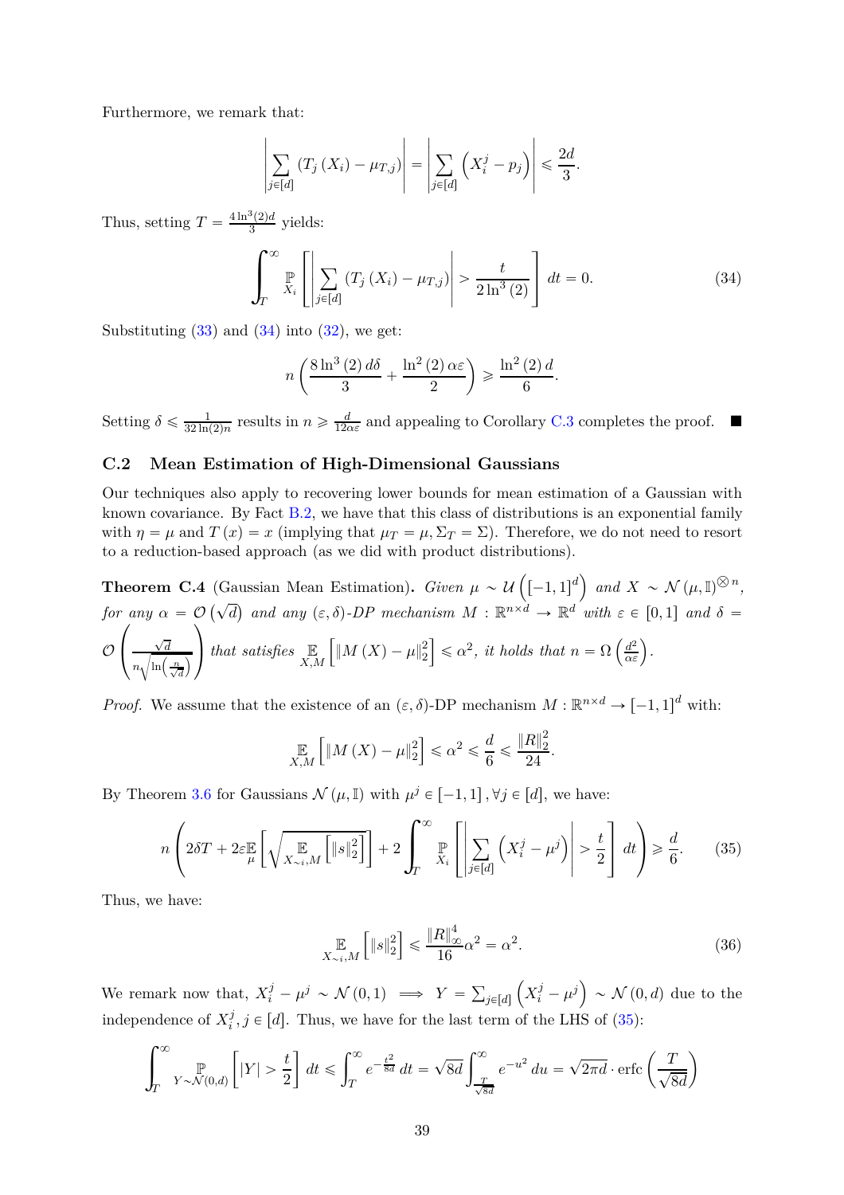Furthermore, we remark that:

$$\left|\sum_{j\in[d]}\left(T_j\left(X_i\right)-\mu_{T,j}\right)\right|=\left|\sum_{j\in[d]}\left(X_i^j-p_j\right)\right|\leqslant\frac{2d}{3}.$$

Thus, setting $T=\frac{4\ln^3(2)d}{3}$ yields:

$$\int_T^\infty \underset{X_i}{\mathbb{P}}\left[\left|\sum_{j\in[d]}\left(T_j\left(X_i\right)-\mu_{T,j}\right)\right|>\frac{t}{2\ln^3(2)}\right]dt=0. \tag{34}$$

Substituting (33) and (34) into (32), we get:

$$n\left(\frac{8\ln^3(2)\,d\delta}{3}+\frac{\ln^2(2)\,\alpha\varepsilon}{2}\right)\geqslant\frac{\ln^2(2)\,d}{6}.$$

Setting $\delta\leqslant\frac{1}{32\ln(2)n}$ results in $n\geqslant\frac{d}{12\alpha\varepsilon}$ and appealing to Corollary C.3 completes the proof. ■

## C.2 Mean Estimation of High-Dimensional Gaussians

Our techniques also apply to recovering lower bounds for mean estimation of a Gaussian with known covariance. By Fact B.2, we have that this class of distributions is an exponential family with $\eta=\mu$ and $T(x)=x$ (implying that $\mu_T=\mu,\Sigma_T=\Sigma$). Therefore, we do not need to resort to a reduction-based approach (as we did with product distributions).

**Theorem C.4** (Gaussian Mean Estimation)**.** *Given $\mu\sim\mathcal{U}\left(\left[-1,1\right]^d\right)$ and $X\sim\mathcal{N}\left(\mu,\mathbb{I}\right)^{\otimes n}$, for any $\alpha=\mathcal{O}\left(\sqrt{d}\right)$ and any $(\varepsilon,\delta)$-DP mechanism $M:\mathbb{R}^{n\times d}\to\mathbb{R}^d$ with $\varepsilon\in[0,1]$ and $\delta=\mathcal{O}\left(\frac{\sqrt{d}}{n\sqrt{\ln\left(\frac{n}{\sqrt{d}}\right)}}\right)$ that satisfies $\underset{X,M}{\mathbb{E}}\left[\left\|M\left(X\right)-\mu\right\|_2^2\right]\leqslant\alpha^2$, it holds that $n=\Omega\left(\frac{d^2}{\alpha\varepsilon}\right)$.*

*Proof.* We assume the existence of an $(\varepsilon,\delta)$-DP mechanism $M:\mathbb{R}^{n\times d}\to[-1,1]^d$ with:

$$\underset{X,M}{\mathbb{E}}\left[\left\|M\left(X\right)-\mu\right\|_2^2\right]\leqslant\alpha^2\leqslant\frac{d}{6}\leqslant\frac{\|R\|_2^2}{24}.$$

By Theorem 3.6 for Gaussians $\mathcal{N}(\mu,\mathbb{I})$ with $\mu^j\in[-1,1],\forall j\in[d]$, we have:

$$n\left(2\delta T+2\varepsilon\underset{\mu}{\mathbb{E}}\left[\sqrt{\underset{X_{\sim i},M}{\mathbb{E}}\left[\|s\|_2^2\right]}\right]+2\int_T^\infty\underset{X_i}{\mathbb{P}}\left[\left|\sum_{j\in[d]}\left(X_i^j-\mu^j\right)\right|>\frac{t}{2}\right]dt\right)\geqslant\frac{d}{6}. \tag{35}$$

Thus, we have:

$$\underset{X_{\sim i},M}{\mathbb{E}}\left[\|s\|_2^2\right]\leqslant\frac{\|R\|_\infty^4}{16}\alpha^2=\alpha^2. \tag{36}$$

We remark now that, $X_i^j-\mu^j\sim\mathcal{N}(0,1)\implies Y=\sum_{j\in[d]}\left(X_i^j-\mu^j\right)\sim\mathcal{N}(0,d)$ due to the independence of $X_i^j,j\in[d]$. Thus, we have for the last term of the LHS of (35):

$$\int_T^\infty\underset{Y\sim\mathcal{N}(0,d)}{\mathbb{P}}\left[|Y|>\frac{t}{2}\right]dt\leqslant\int_T^\infty e^{-\frac{t^2}{8d}}\,dt=\sqrt{8d}\int_{\frac{T}{\sqrt{8d}}}^\infty e^{-u^2}\,du=\sqrt{2\pi d}\cdot\operatorname{erfc}\left(\frac{T}{\sqrt{8d}}\right)$$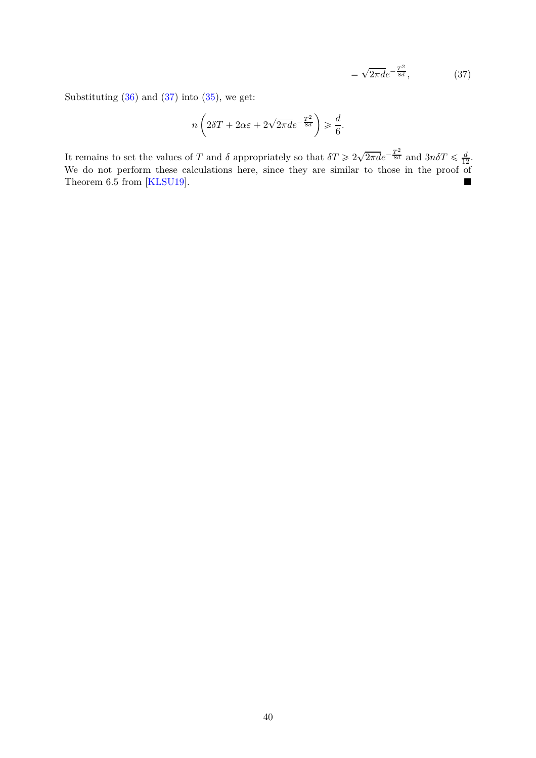$$= \sqrt{2\pi d} e^{-\frac{T^2}{8d}}, \tag{37}$$

Substituting (36) and (37) into (35), we get:

$$n\left(2\delta T + 2\alpha\varepsilon + 2\sqrt{2\pi d} e^{-\frac{T^2}{8d}}\right) \geqslant \frac{d}{6}.$$

It remains to set the values of $T$ and $\delta$ appropriately so that $\delta T \geqslant 2\sqrt{2\pi d} e^{-\frac{T^2}{8d}}$ and $3n\delta T \leqslant \frac{d}{12}$. We do not perform these calculations here, since they are similar to those in the proof of Theorem 6.5 from [KLSU19]. ■